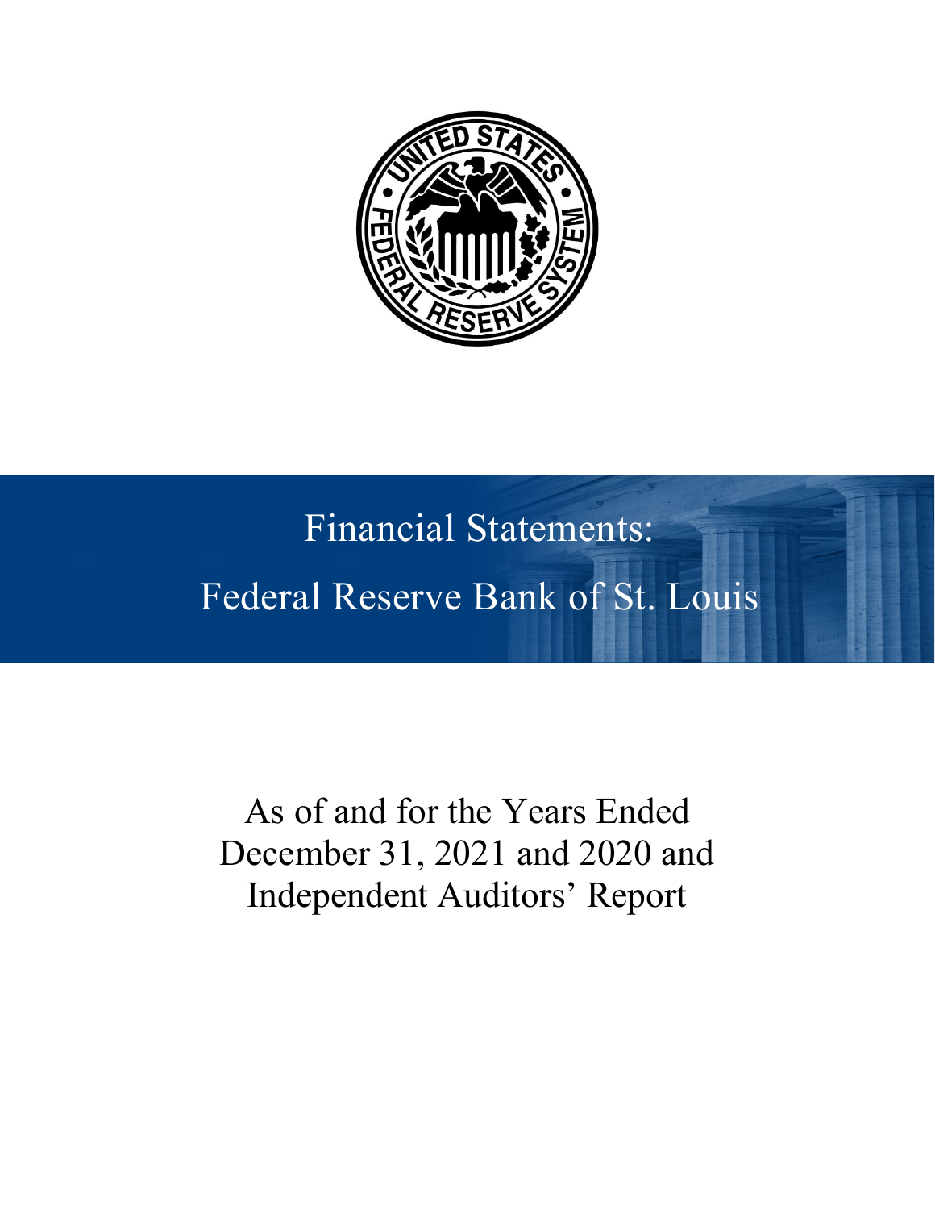# Financial Statements:

# Federal Reserve Bank of St. Louis

As of and for the Years Ended
December 31, 2021 and 2020 and
Independent Auditors' Report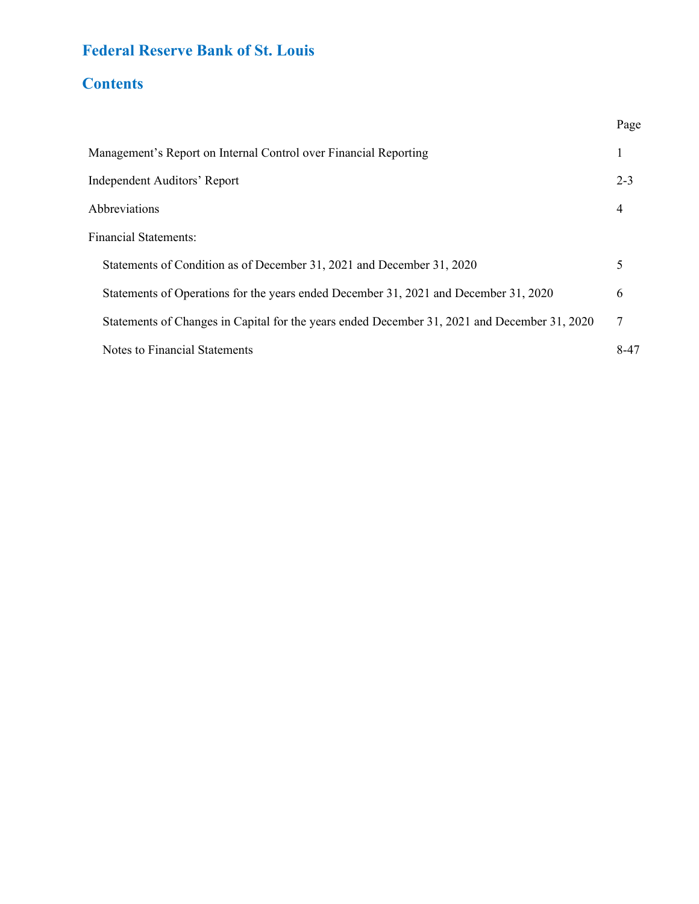# Federal Reserve Bank of St. Louis

## Contents

| | Page |
|---|---|
| Management's Report on Internal Control over Financial Reporting | 1 |
| Independent Auditors' Report | 2-3 |
| Abbreviations | 4 |
| Financial Statements: | |
| Statements of Condition as of December 31, 2021 and December 31, 2020 | 5 |
| Statements of Operations for the years ended December 31, 2021 and December 31, 2020 | 6 |
| Statements of Changes in Capital for the years ended December 31, 2021 and December 31, 2020 | 7 |
| Notes to Financial Statements | 8-47 |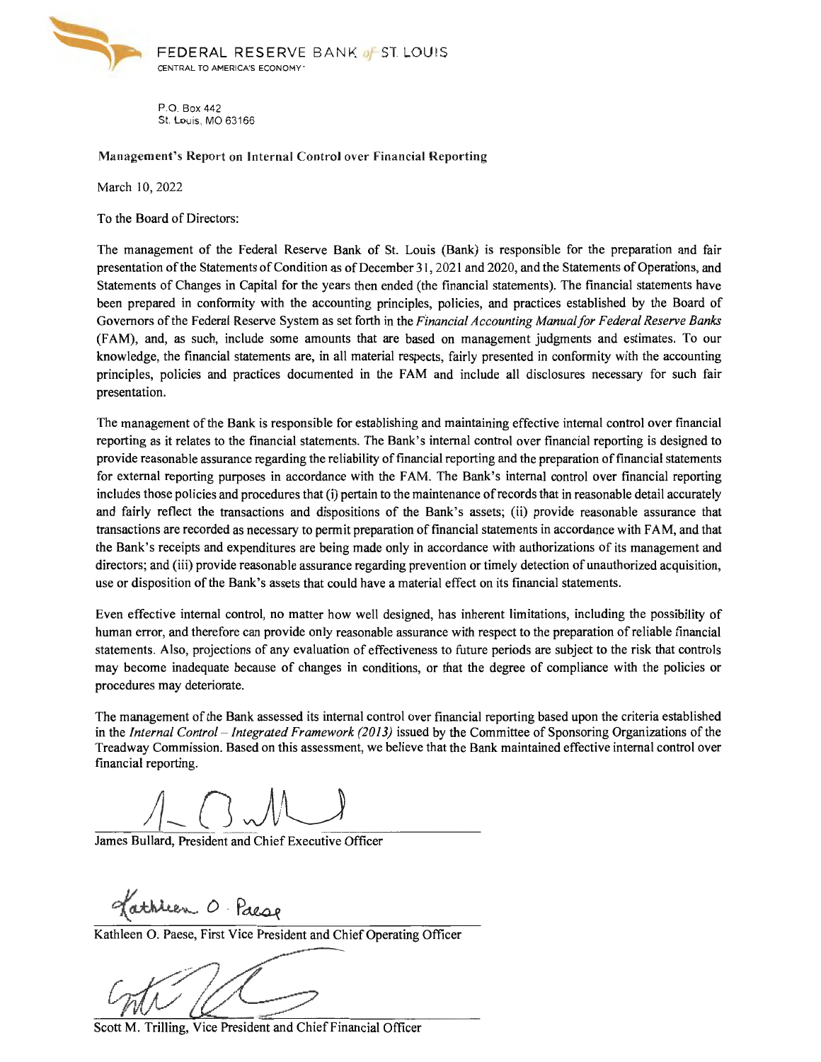FEDERAL RESERVE BANK of ST. LOUIS

CENTRAL TO AMERICA'S ECONOMY

P.O. Box 442
St. Louis, MO 63166

**Management's Report on Internal Control over Financial Reporting**

March 10, 2022

To the Board of Directors:

The management of the Federal Reserve Bank of St. Louis (Bank) is responsible for the preparation and fair presentation of the Statements of Condition as of December 31, 2021 and 2020, and the Statements of Operations, and Statements of Changes in Capital for the years then ended (the financial statements). The financial statements have been prepared in conformity with the accounting principles, policies, and practices established by the Board of Governors of the Federal Reserve System as set forth in the *Financial Accounting Manual for Federal Reserve Banks* (FAM), and, as such, include some amounts that are based on management judgments and estimates. To our knowledge, the financial statements are, in all material respects, fairly presented in conformity with the accounting principles, policies and practices documented in the FAM and include all disclosures necessary for such fair presentation.

The management of the Bank is responsible for establishing and maintaining effective internal control over financial reporting as it relates to the financial statements. The Bank's internal control over financial reporting is designed to provide reasonable assurance regarding the reliability of financial reporting and the preparation of financial statements for external reporting purposes in accordance with the FAM. The Bank's internal control over financial reporting includes those policies and procedures that (i) pertain to the maintenance of records that in reasonable detail accurately and fairly reflect the transactions and dispositions of the Bank's assets; (ii) provide reasonable assurance that transactions are recorded as necessary to permit preparation of financial statements in accordance with FAM, and that the Bank's receipts and expenditures are being made only in accordance with authorizations of its management and directors; and (iii) provide reasonable assurance regarding prevention or timely detection of unauthorized acquisition, use or disposition of the Bank's assets that could have a material effect on its financial statements.

Even effective internal control, no matter how well designed, has inherent limitations, including the possibility of human error, and therefore can provide only reasonable assurance with respect to the preparation of reliable financial statements. Also, projections of any evaluation of effectiveness to future periods are subject to the risk that controls may become inadequate because of changes in conditions, or that the degree of compliance with the policies or procedures may deteriorate.

The management of the Bank assessed its internal control over financial reporting based upon the criteria established in the *Internal Control – Integrated Framework (2013)* issued by the Committee of Sponsoring Organizations of the Treadway Commission. Based on this assessment, we believe that the Bank maintained effective internal control over financial reporting.

James Bullard, President and Chief Executive Officer

Kathleen O. Paese, First Vice President and Chief Operating Officer

Scott M. Trilling, Vice President and Chief Financial Officer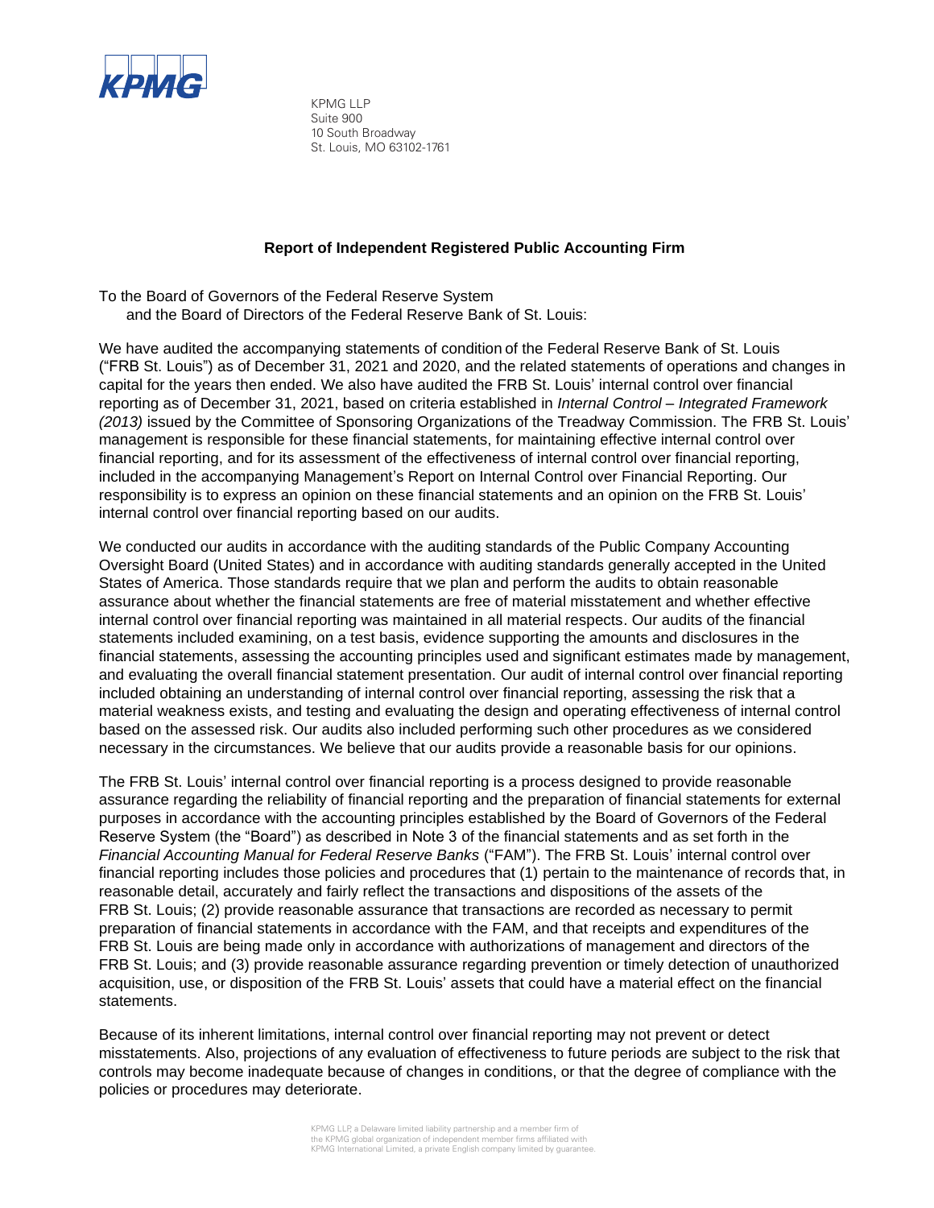KPMG LLP
Suite 900
10 South Broadway
St. Louis, MO 63102-1761

## Report of Independent Registered Public Accounting Firm

To the Board of Governors of the Federal Reserve System
and the Board of Directors of the Federal Reserve Bank of St. Louis:

We have audited the accompanying statements of condition of the Federal Reserve Bank of St. Louis ("FRB St. Louis") as of December 31, 2021 and 2020, and the related statements of operations and changes in capital for the years then ended. We also have audited the FRB St. Louis' internal control over financial reporting as of December 31, 2021, based on criteria established in *Internal Control – Integrated Framework (2013)* issued by the Committee of Sponsoring Organizations of the Treadway Commission. The FRB St. Louis' management is responsible for these financial statements, for maintaining effective internal control over financial reporting, and for its assessment of the effectiveness of internal control over financial reporting, included in the accompanying Management's Report on Internal Control over Financial Reporting. Our responsibility is to express an opinion on these financial statements and an opinion on the FRB St. Louis' internal control over financial reporting based on our audits.

We conducted our audits in accordance with the auditing standards of the Public Company Accounting Oversight Board (United States) and in accordance with auditing standards generally accepted in the United States of America. Those standards require that we plan and perform the audits to obtain reasonable assurance about whether the financial statements are free of material misstatement and whether effective internal control over financial reporting was maintained in all material respects. Our audits of the financial statements included examining, on a test basis, evidence supporting the amounts and disclosures in the financial statements, assessing the accounting principles used and significant estimates made by management, and evaluating the overall financial statement presentation. Our audit of internal control over financial reporting included obtaining an understanding of internal control over financial reporting, assessing the risk that a material weakness exists, and testing and evaluating the design and operating effectiveness of internal control based on the assessed risk. Our audits also included performing such other procedures as we considered necessary in the circumstances. We believe that our audits provide a reasonable basis for our opinions.

The FRB St. Louis' internal control over financial reporting is a process designed to provide reasonable assurance regarding the reliability of financial reporting and the preparation of financial statements for external purposes in accordance with the accounting principles established by the Board of Governors of the Federal Reserve System (the "Board") as described in Note 3 of the financial statements and as set forth in the *Financial Accounting Manual for Federal Reserve Banks* ("FAM"). The FRB St. Louis' internal control over financial reporting includes those policies and procedures that (1) pertain to the maintenance of records that, in reasonable detail, accurately and fairly reflect the transactions and dispositions of the assets of the FRB St. Louis; (2) provide reasonable assurance that transactions are recorded as necessary to permit preparation of financial statements in accordance with the FAM, and that receipts and expenditures of the FRB St. Louis are being made only in accordance with authorizations of management and directors of the FRB St. Louis; and (3) provide reasonable assurance regarding prevention or timely detection of unauthorized acquisition, use, or disposition of the FRB St. Louis' assets that could have a material effect on the financial statements.

Because of its inherent limitations, internal control over financial reporting may not prevent or detect misstatements. Also, projections of any evaluation of effectiveness to future periods are subject to the risk that controls may become inadequate because of changes in conditions, or that the degree of compliance with the policies or procedures may deteriorate.

KPMG LLP, a Delaware limited liability partnership and a member firm of the KPMG global organization of independent member firms affiliated with KPMG International Limited, a private English company limited by guarantee.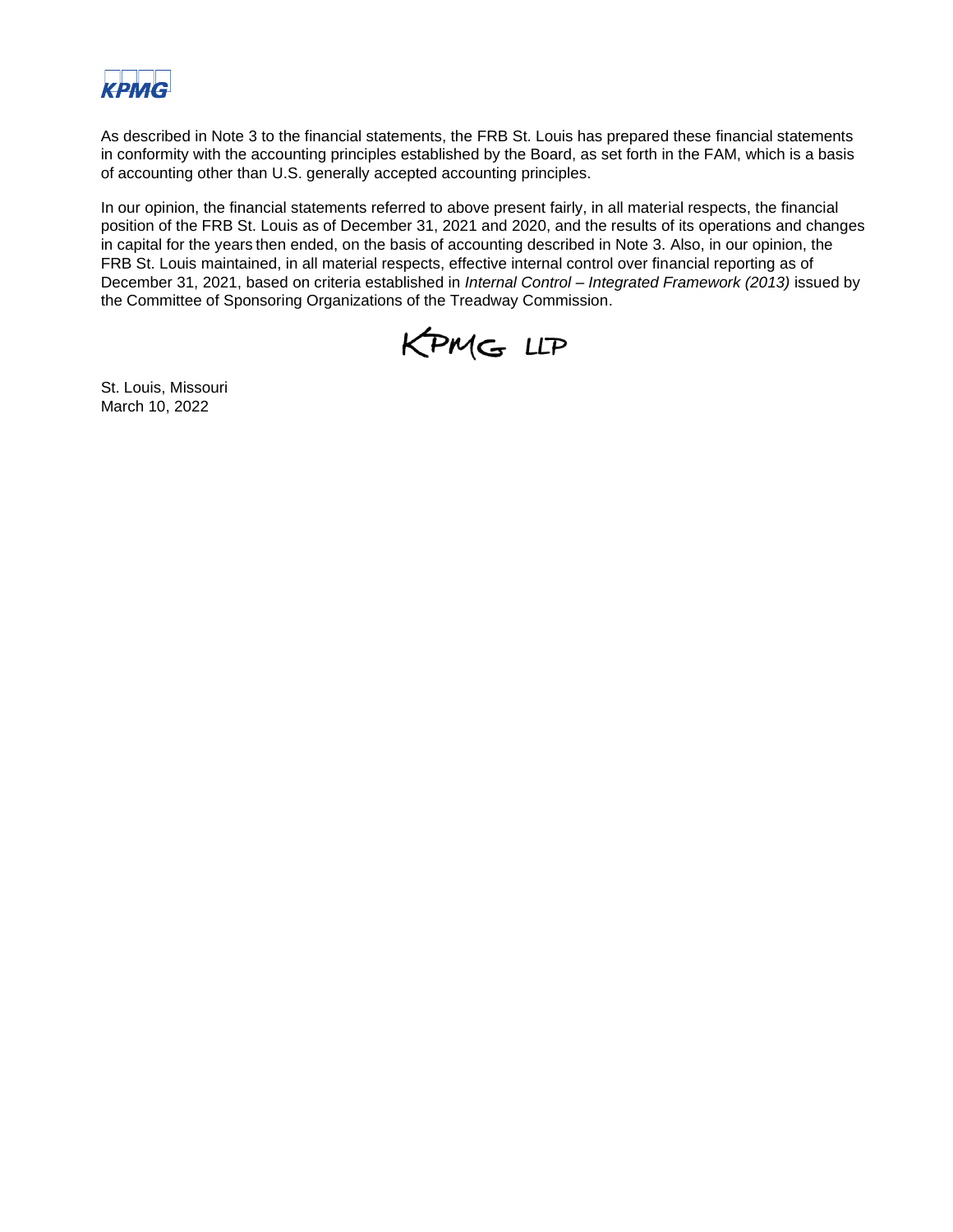As described in Note 3 to the financial statements, the FRB St. Louis has prepared these financial statements in conformity with the accounting principles established by the Board, as set forth in the FAM, which is a basis of accounting other than U.S. generally accepted accounting principles.

In our opinion, the financial statements referred to above present fairly, in all material respects, the financial position of the FRB St. Louis as of December 31, 2021 and 2020, and the results of its operations and changes in capital for the years then ended, on the basis of accounting described in Note 3. Also, in our opinion, the FRB St. Louis maintained, in all material respects, effective internal control over financial reporting as of December 31, 2021, based on criteria established in *Internal Control – Integrated Framework (2013)* issued by the Committee of Sponsoring Organizations of the Treadway Commission.

KPMG LLP

St. Louis, Missouri
March 10, 2022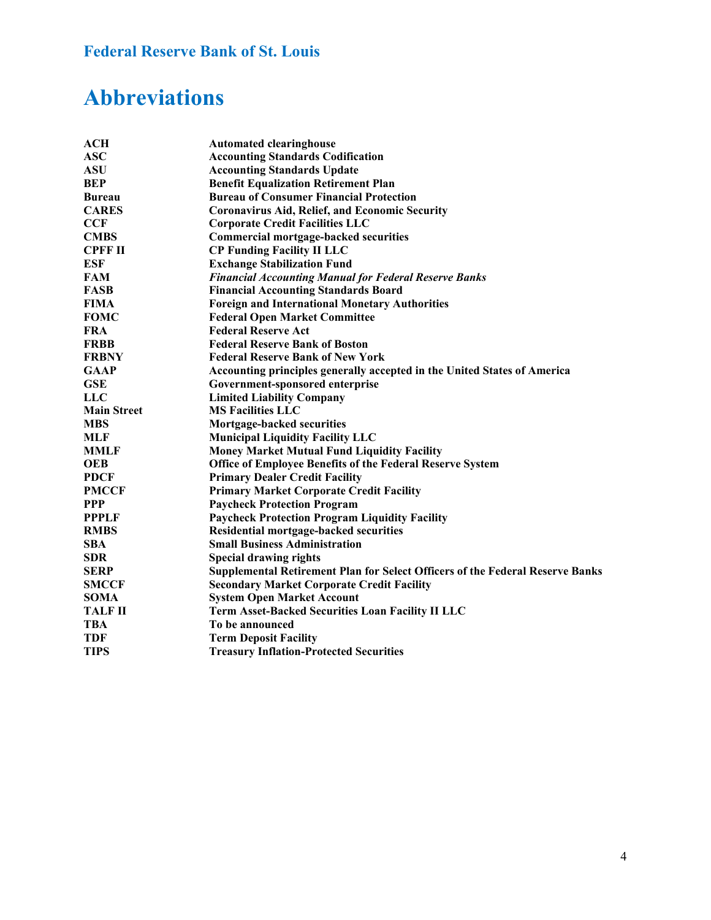# Abbreviations

| | |
|---|---|
| **ACH** | **Automated clearinghouse** |
| **ASC** | **Accounting Standards Codification** |
| **ASU** | **Accounting Standards Update** |
| **BEP** | **Benefit Equalization Retirement Plan** |
| **Bureau** | **Bureau of Consumer Financial Protection** |
| **CARES** | **Coronavirus Aid, Relief, and Economic Security** |
| **CCF** | **Corporate Credit Facilities LLC** |
| **CMBS** | **Commercial mortgage-backed securities** |
| **CPFF II** | **CP Funding Facility II LLC** |
| **ESF** | **Exchange Stabilization Fund** |
| **FAM** | ***Financial Accounting Manual for Federal Reserve Banks*** |
| **FASB** | **Financial Accounting Standards Board** |
| **FIMA** | **Foreign and International Monetary Authorities** |
| **FOMC** | **Federal Open Market Committee** |
| **FRA** | **Federal Reserve Act** |
| **FRBB** | **Federal Reserve Bank of Boston** |
| **FRBNY** | **Federal Reserve Bank of New York** |
| **GAAP** | **Accounting principles generally accepted in the United States of America** |
| **GSE** | **Government-sponsored enterprise** |
| **LLC** | **Limited Liability Company** |
| **Main Street** | **MS Facilities LLC** |
| **MBS** | **Mortgage-backed securities** |
| **MLF** | **Municipal Liquidity Facility LLC** |
| **MMLF** | **Money Market Mutual Fund Liquidity Facility** |
| **OEB** | **Office of Employee Benefits of the Federal Reserve System** |
| **PDCF** | **Primary Dealer Credit Facility** |
| **PMCCF** | **Primary Market Corporate Credit Facility** |
| **PPP** | **Paycheck Protection Program** |
| **PPPLF** | **Paycheck Protection Program Liquidity Facility** |
| **RMBS** | **Residential mortgage-backed securities** |
| **SBA** | **Small Business Administration** |
| **SDR** | **Special drawing rights** |
| **SERP** | **Supplemental Retirement Plan for Select Officers of the Federal Reserve Banks** |
| **SMCCF** | **Secondary Market Corporate Credit Facility** |
| **SOMA** | **System Open Market Account** |
| **TALF II** | **Term Asset-Backed Securities Loan Facility II LLC** |
| **TBA** | **To be announced** |
| **TDF** | **Term Deposit Facility** |
| **TIPS** | **Treasury Inflation-Protected Securities** |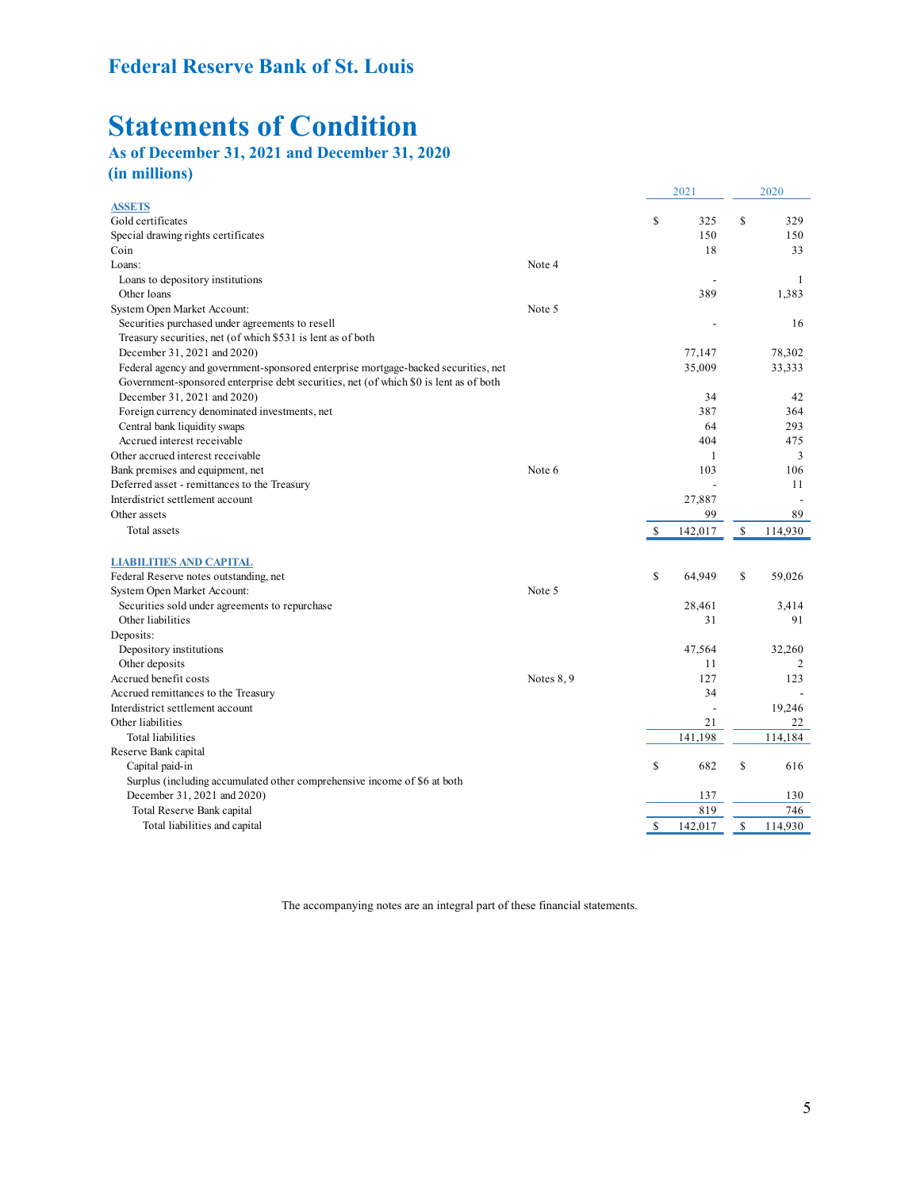# Federal Reserve Bank of St. Louis

# Statements of Condition

### As of December 31, 2021 and December 31, 2020
### (in millions)

| | | 2021 | 2020 |
|---|---|---|---|
| **ASSETS** | | | |
| Gold certificates | | $ 325 | $ 329 |
| Special drawing rights certificates | | 150 | 150 |
| Coin | | 18 | 33 |
| Loans: | Note 4 | | |
| Loans to depository institutions | | - | 1 |
| Other loans | | 389 | 1,383 |
| System Open Market Account: | Note 5 | | |
| Securities purchased under agreements to resell | | - | 16 |
| Treasury securities, net (of which $531 is lent as of both December 31, 2021 and 2020) | | 77,147 | 78,302 |
| Federal agency and government-sponsored enterprise mortgage-backed securities, net | | 35,009 | 33,333 |
| Government-sponsored enterprise debt securities, net (of which $0 is lent as of both December 31, 2021 and 2020) | | 34 | 42 |
| Foreign currency denominated investments, net | | 387 | 364 |
| Central bank liquidity swaps | | 64 | 293 |
| Accrued interest receivable | | 404 | 475 |
| Other accrued interest receivable | | 1 | 3 |
| Bank premises and equipment, net | Note 6 | 103 | 106 |
| Deferred asset - remittances to the Treasury | | - | 11 |
| Interdistrict settlement account | | 27,887 | - |
| Other assets | | 99 | 89 |
| Total assets | | $ 142,017 | $ 114,930 |
| **LIABILITIES AND CAPITAL** | | | |
| Federal Reserve notes outstanding, net | | $ 64,949 | $ 59,026 |
| System Open Market Account: | Note 5 | | |
| Securities sold under agreements to repurchase | | 28,461 | 3,414 |
| Other liabilities | | 31 | 91 |
| Deposits: | | | |
| Depository institutions | | 47,564 | 32,260 |
| Other deposits | | 11 | 2 |
| Accrued benefit costs | Notes 8, 9 | 127 | 123 |
| Accrued remittances to the Treasury | | 34 | - |
| Interdistrict settlement account | | - | 19,246 |
| Other liabilities | | 21 | 22 |
| Total liabilities | | 141,198 | 114,184 |
| Reserve Bank capital | | | |
| Capital paid-in | | $ 682 | $ 616 |
| Surplus (including accumulated other comprehensive income of $6 at both December 31, 2021 and 2020) | | 137 | 130 |
| Total Reserve Bank capital | | 819 | 746 |
| Total liabilities and capital | | $ 142,017 | $ 114,930 |

The accompanying notes are an integral part of these financial statements.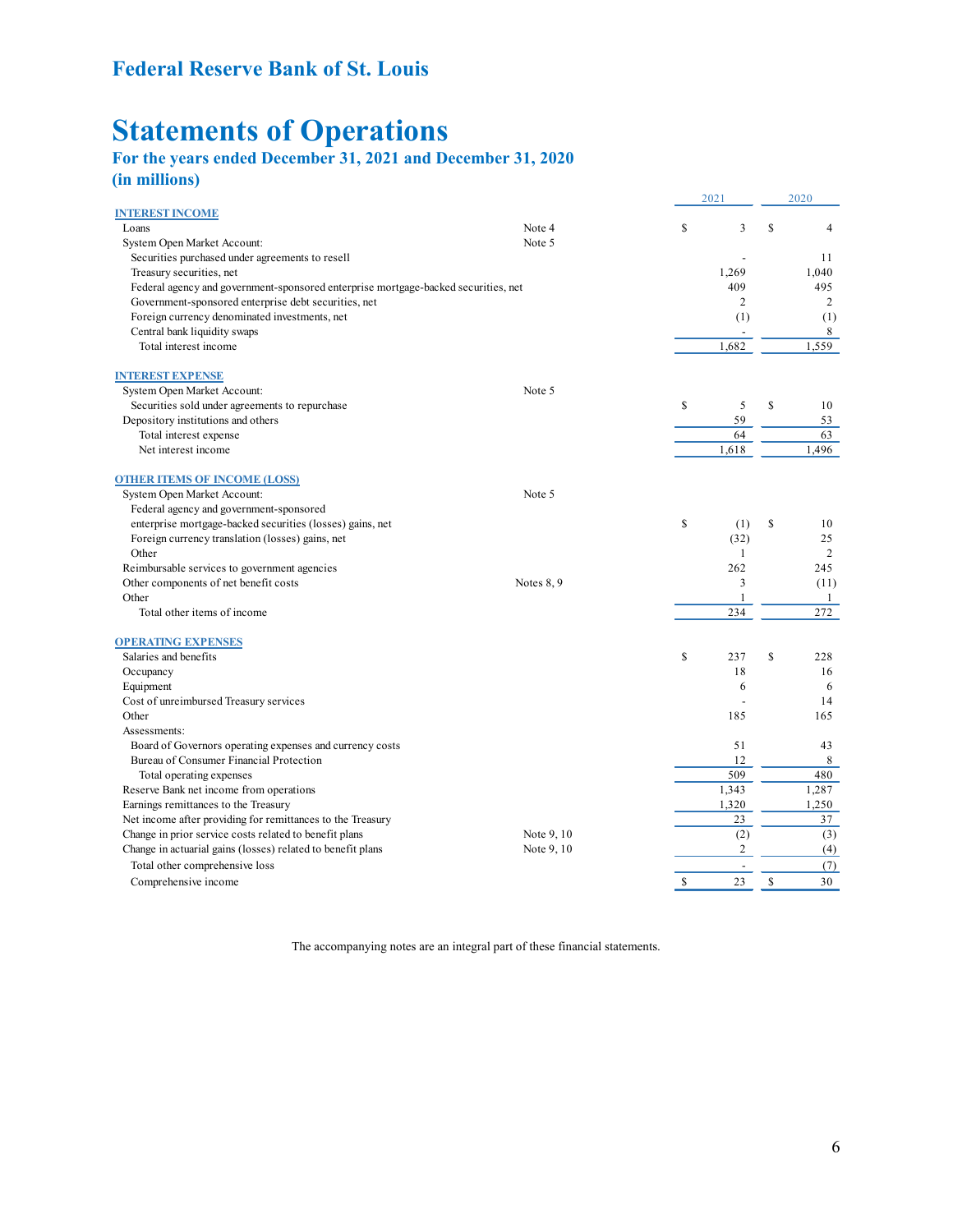## Federal Reserve Bank of St. Louis

# Statements of Operations

### For the years ended December 31, 2021 and December 31, 2020
### (in millions)

| | | 2021 | 2020 |
|---|---|---|---|
| **INTEREST INCOME** | | | |
| Loans | Note 4 | $ 3 | $ 4 |
| System Open Market Account: | Note 5 | | |
| Securities purchased under agreements to resell | | - | 11 |
| Treasury securities, net | | 1,269 | 1,040 |
| Federal agency and government-sponsored enterprise mortgage-backed securities, net | | 409 | 495 |
| Government-sponsored enterprise debt securities, net | | 2 | 2 |
| Foreign currency denominated investments, net | | (1) | (1) |
| Central bank liquidity swaps | | - | 8 |
| Total interest income | | 1,682 | 1,559 |
| **INTEREST EXPENSE** | | | |
| System Open Market Account: | Note 5 | | |
| Securities sold under agreements to repurchase | | $ 5 | $ 10 |
| Depository institutions and others | | 59 | 53 |
| Total interest expense | | 64 | 63 |
| Net interest income | | 1,618 | 1,496 |
| **OTHER ITEMS OF INCOME (LOSS)** | | | |
| System Open Market Account: | Note 5 | | |
| Federal agency and government-sponsored enterprise mortgage-backed securities (losses) gains, net | | $ (1) | $ 10 |
| Foreign currency translation (losses) gains, net | | (32) | 25 |
| Other | | 1 | 2 |
| Reimbursable services to government agencies | | 262 | 245 |
| Other components of net benefit costs | Notes 8, 9 | 3 | (11) |
| Other | | 1 | 1 |
| Total other items of income | | 234 | 272 |
| **OPERATING EXPENSES** | | | |
| Salaries and benefits | | $ 237 | $ 228 |
| Occupancy | | 18 | 16 |
| Equipment | | 6 | 6 |
| Cost of unreimbursed Treasury services | | - | 14 |
| Other | | 185 | 165 |
| Assessments: | | | |
| Board of Governors operating expenses and currency costs | | 51 | 43 |
| Bureau of Consumer Financial Protection | | 12 | 8 |
| Total operating expenses | | 509 | 480 |
| Reserve Bank net income from operations | | 1,343 | 1,287 |
| Earnings remittances to the Treasury | | 1,320 | 1,250 |
| Net income after providing for remittances to the Treasury | | 23 | 37 |
| Change in prior service costs related to benefit plans | Note 9, 10 | (2) | (3) |
| Change in actuarial gains (losses) related to benefit plans | Note 9, 10 | 2 | (4) |
| Total other comprehensive loss | | - | (7) |
| Comprehensive income | | $ 23 | $ 30 |

The accompanying notes are an integral part of these financial statements.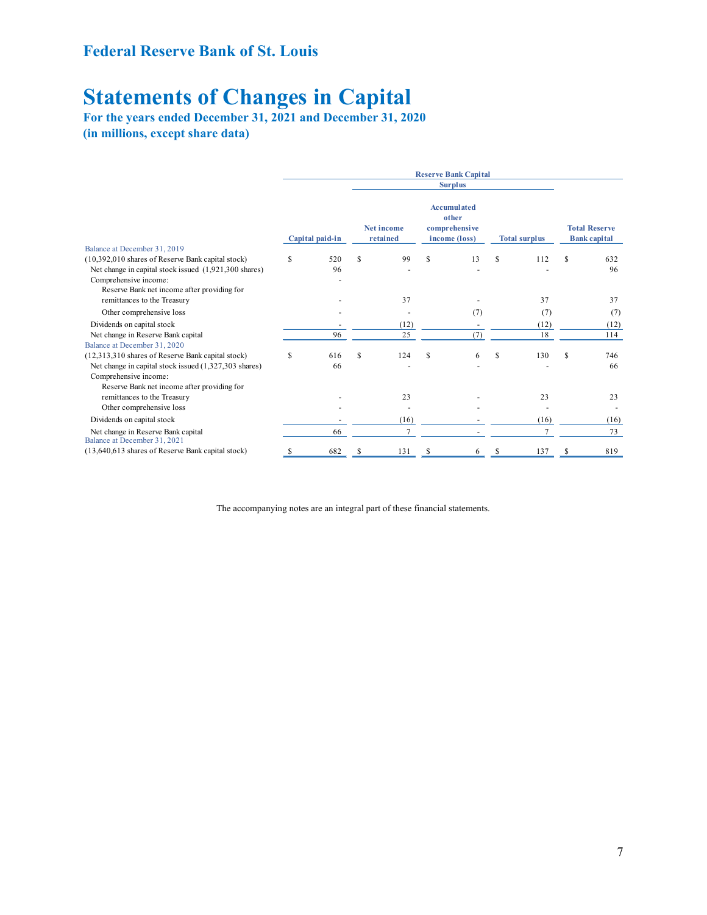# Federal Reserve Bank of St. Louis

# Statements of Changes in Capital

### For the years ended December 31, 2021 and December 31, 2020
### (in millions, except share data)

| | Reserve Bank Capital | | | | |
|---|---|---|---|---|---|
| | | Surplus | | | |
| | Capital paid-in | Net income retained | Accumulated other comprehensive income (loss) | Total surplus | Total Reserve Bank capital |
| Balance at December 31, 2019 | | | | | |
| (10,392,010 shares of Reserve Bank capital stock) | $ 520 | $ 99 | $ 13 | $ 112 | $ 632 |
| Net change in capital stock issued (1,921,300 shares) | 96 | - | - | - | 96 |
| Comprehensive income: | - | | | | |
| Reserve Bank net income after providing for remittances to the Treasury | - | 37 | - | 37 | 37 |
| Other comprehensive loss | - | - | (7) | (7) | (7) |
| Dividends on capital stock | - | (12) | - | (12) | (12) |
| Net change in Reserve Bank capital | 96 | 25 | (7) | 18 | 114 |
| Balance at December 31, 2020 | | | | | |
| (12,313,310 shares of Reserve Bank capital stock) | $ 616 | $ 124 | $ 6 | $ 130 | $ 746 |
| Net change in capital stock issued (1,327,303 shares) | 66 | - | - | - | 66 |
| Comprehensive income: | | | | | |
| Reserve Bank net income after providing for remittances to the Treasury | - | 23 | - | 23 | 23 |
| Other comprehensive loss | - | - | - | - | - |
| Dividends on capital stock | - | (16) | - | (16) | (16) |
| Net change in Reserve Bank capital | 66 | 7 | - | 7 | 73 |
| Balance at December 31, 2021 | | | | | |
| (13,640,613 shares of Reserve Bank capital stock) | $ 682 | $ 131 | $ 6 | $ 137 | $ 819 |

The accompanying notes are an integral part of these financial statements.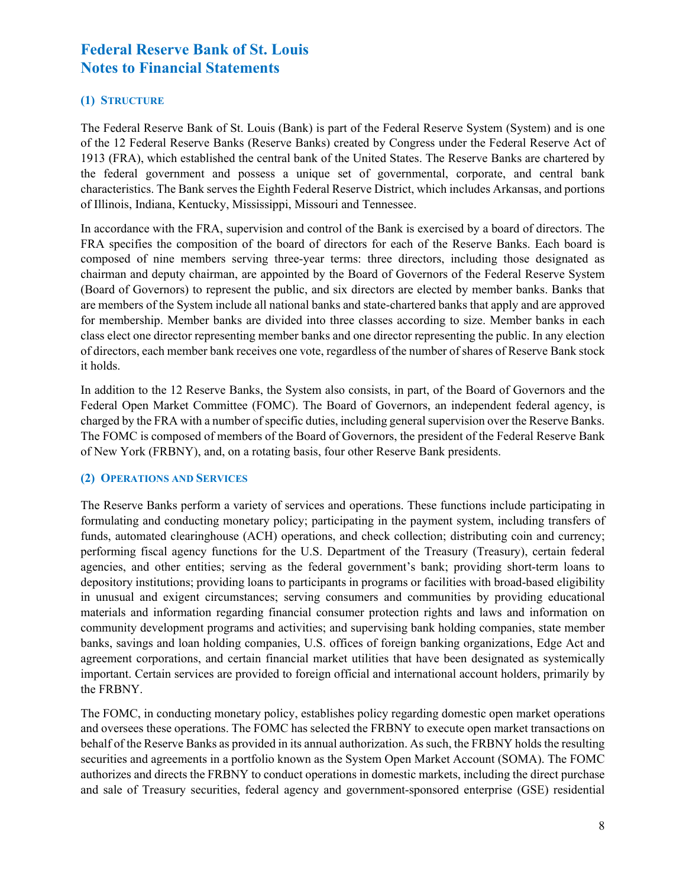## Federal Reserve Bank of St. Louis
## Notes to Financial Statements

### (1) Structure

The Federal Reserve Bank of St. Louis (Bank) is part of the Federal Reserve System (System) and is one of the 12 Federal Reserve Banks (Reserve Banks) created by Congress under the Federal Reserve Act of 1913 (FRA), which established the central bank of the United States. The Reserve Banks are chartered by the federal government and possess a unique set of governmental, corporate, and central bank characteristics. The Bank serves the Eighth Federal Reserve District, which includes Arkansas, and portions of Illinois, Indiana, Kentucky, Mississippi, Missouri and Tennessee.

In accordance with the FRA, supervision and control of the Bank is exercised by a board of directors. The FRA specifies the composition of the board of directors for each of the Reserve Banks. Each board is composed of nine members serving three-year terms: three directors, including those designated as chairman and deputy chairman, are appointed by the Board of Governors of the Federal Reserve System (Board of Governors) to represent the public, and six directors are elected by member banks. Banks that are members of the System include all national banks and state-chartered banks that apply and are approved for membership. Member banks are divided into three classes according to size. Member banks in each class elect one director representing member banks and one director representing the public. In any election of directors, each member bank receives one vote, regardless of the number of shares of Reserve Bank stock it holds.

In addition to the 12 Reserve Banks, the System also consists, in part, of the Board of Governors and the Federal Open Market Committee (FOMC). The Board of Governors, an independent federal agency, is charged by the FRA with a number of specific duties, including general supervision over the Reserve Banks. The FOMC is composed of members of the Board of Governors, the president of the Federal Reserve Bank of New York (FRBNY), and, on a rotating basis, four other Reserve Bank presidents.

### (2) Operations and Services

The Reserve Banks perform a variety of services and operations. These functions include participating in formulating and conducting monetary policy; participating in the payment system, including transfers of funds, automated clearinghouse (ACH) operations, and check collection; distributing coin and currency; performing fiscal agency functions for the U.S. Department of the Treasury (Treasury), certain federal agencies, and other entities; serving as the federal government's bank; providing short-term loans to depository institutions; providing loans to participants in programs or facilities with broad-based eligibility in unusual and exigent circumstances; serving consumers and communities by providing educational materials and information regarding financial consumer protection rights and laws and information on community development programs and activities; and supervising bank holding companies, state member banks, savings and loan holding companies, U.S. offices of foreign banking organizations, Edge Act and agreement corporations, and certain financial market utilities that have been designated as systemically important. Certain services are provided to foreign official and international account holders, primarily by the FRBNY.

The FOMC, in conducting monetary policy, establishes policy regarding domestic open market operations and oversees these operations. The FOMC has selected the FRBNY to execute open market transactions on behalf of the Reserve Banks as provided in its annual authorization. As such, the FRBNY holds the resulting securities and agreements in a portfolio known as the System Open Market Account (SOMA). The FOMC authorizes and directs the FRBNY to conduct operations in domestic markets, including the direct purchase and sale of Treasury securities, federal agency and government-sponsored enterprise (GSE) residential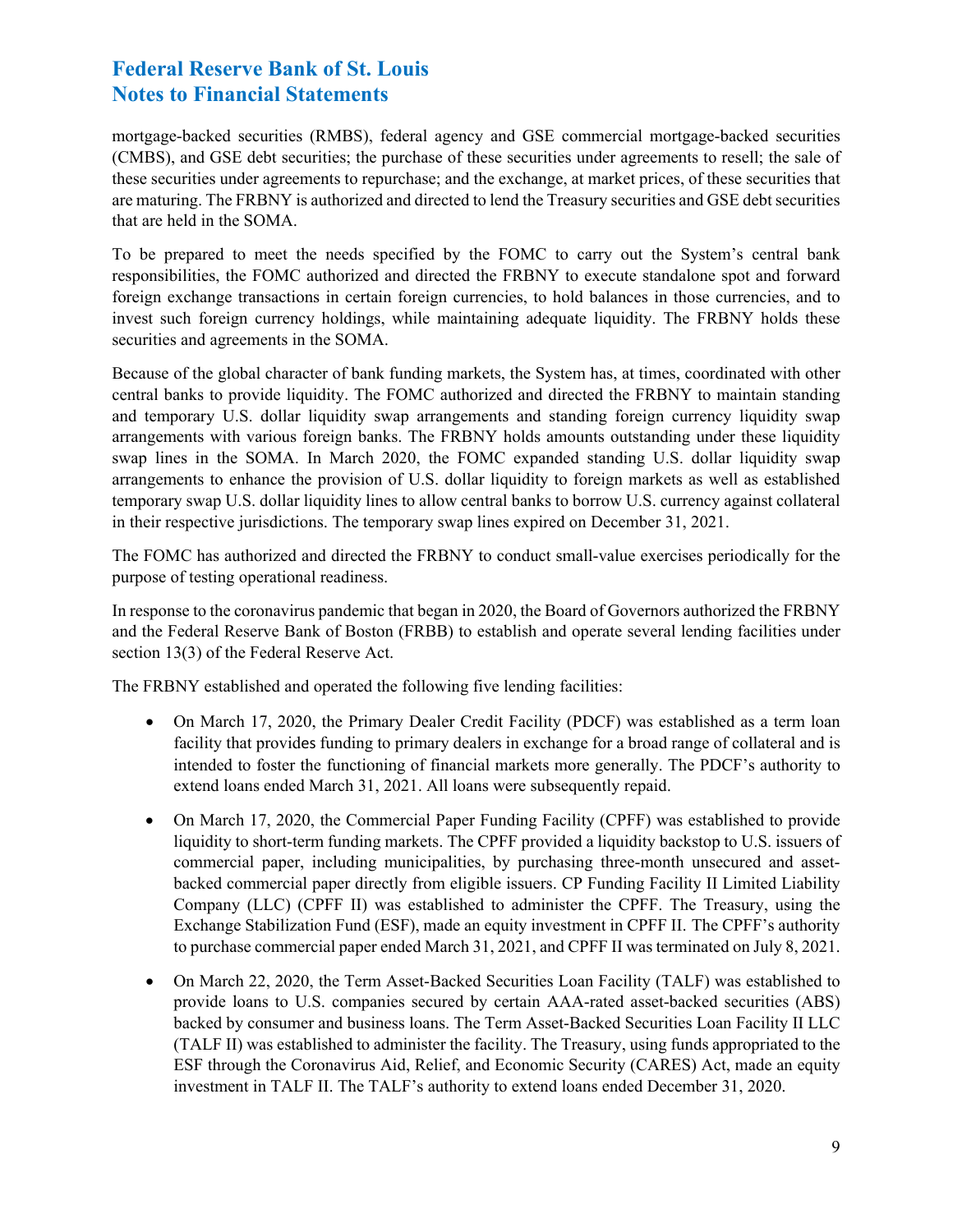mortgage-backed securities (RMBS), federal agency and GSE commercial mortgage-backed securities (CMBS), and GSE debt securities; the purchase of these securities under agreements to resell; the sale of these securities under agreements to repurchase; and the exchange, at market prices, of these securities that are maturing. The FRBNY is authorized and directed to lend the Treasury securities and GSE debt securities that are held in the SOMA.

To be prepared to meet the needs specified by the FOMC to carry out the System's central bank responsibilities, the FOMC authorized and directed the FRBNY to execute standalone spot and forward foreign exchange transactions in certain foreign currencies, to hold balances in those currencies, and to invest such foreign currency holdings, while maintaining adequate liquidity. The FRBNY holds these securities and agreements in the SOMA.

Because of the global character of bank funding markets, the System has, at times, coordinated with other central banks to provide liquidity. The FOMC authorized and directed the FRBNY to maintain standing and temporary U.S. dollar liquidity swap arrangements and standing foreign currency liquidity swap arrangements with various foreign banks. The FRBNY holds amounts outstanding under these liquidity swap lines in the SOMA. In March 2020, the FOMC expanded standing U.S. dollar liquidity swap arrangements to enhance the provision of U.S. dollar liquidity to foreign markets as well as established temporary swap U.S. dollar liquidity lines to allow central banks to borrow U.S. currency against collateral in their respective jurisdictions. The temporary swap lines expired on December 31, 2021.

The FOMC has authorized and directed the FRBNY to conduct small-value exercises periodically for the purpose of testing operational readiness.

In response to the coronavirus pandemic that began in 2020, the Board of Governors authorized the FRBNY and the Federal Reserve Bank of Boston (FRBB) to establish and operate several lending facilities under section 13(3) of the Federal Reserve Act.

The FRBNY established and operated the following five lending facilities:

- On March 17, 2020, the Primary Dealer Credit Facility (PDCF) was established as a term loan facility that provides funding to primary dealers in exchange for a broad range of collateral and is intended to foster the functioning of financial markets more generally. The PDCF's authority to extend loans ended March 31, 2021. All loans were subsequently repaid.

- On March 17, 2020, the Commercial Paper Funding Facility (CPFF) was established to provide liquidity to short-term funding markets. The CPFF provided a liquidity backstop to U.S. issuers of commercial paper, including municipalities, by purchasing three-month unsecured and asset-backed commercial paper directly from eligible issuers. CP Funding Facility II Limited Liability Company (LLC) (CPFF II) was established to administer the CPFF. The Treasury, using the Exchange Stabilization Fund (ESF), made an equity investment in CPFF II. The CPFF's authority to purchase commercial paper ended March 31, 2021, and CPFF II was terminated on July 8, 2021.

- On March 22, 2020, the Term Asset-Backed Securities Loan Facility (TALF) was established to provide loans to U.S. companies secured by certain AAA-rated asset-backed securities (ABS) backed by consumer and business loans. The Term Asset-Backed Securities Loan Facility II LLC (TALF II) was established to administer the facility. The Treasury, using funds appropriated to the ESF through the Coronavirus Aid, Relief, and Economic Security (CARES) Act, made an equity investment in TALF II. The TALF's authority to extend loans ended December 31, 2020.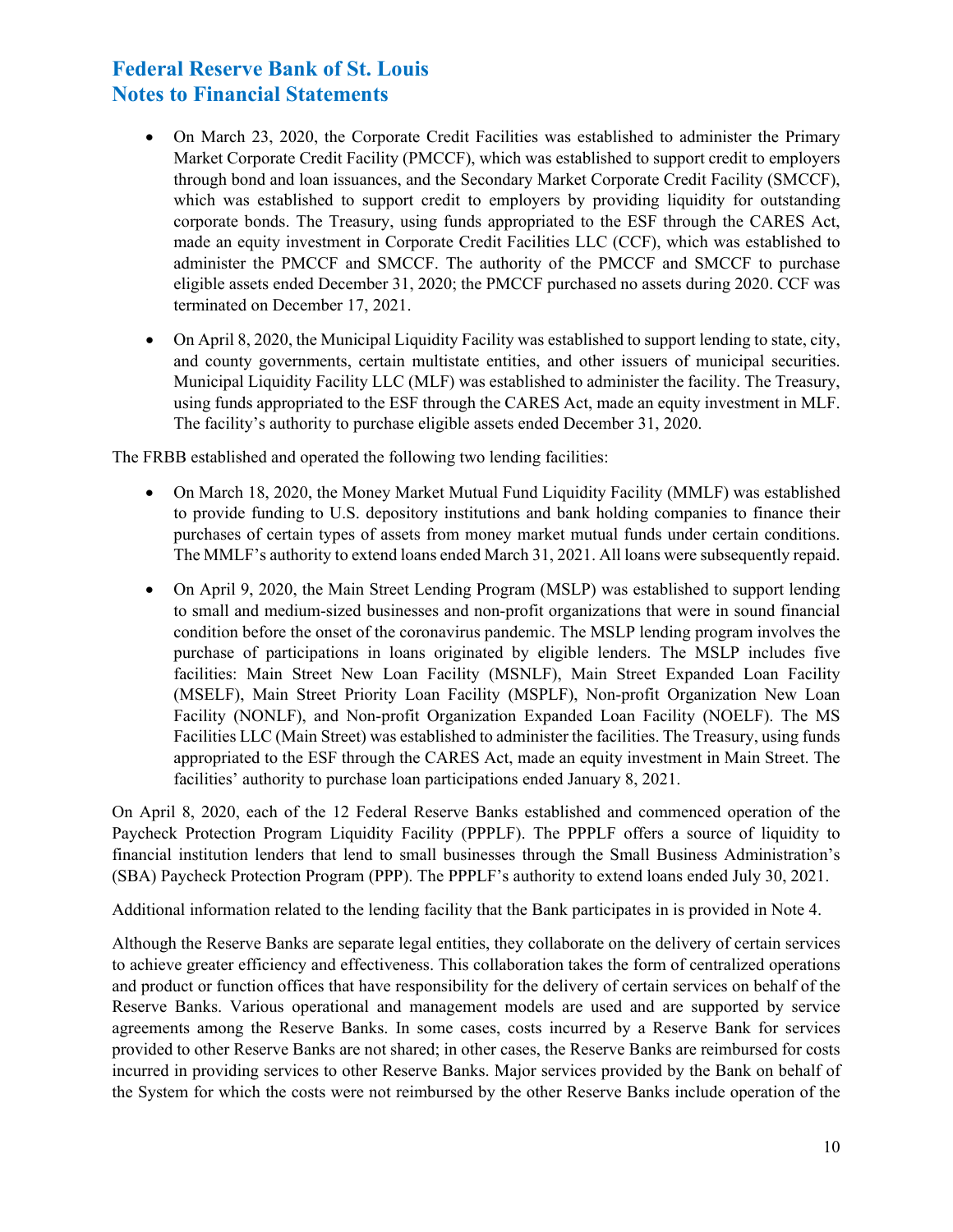- On March 23, 2020, the Corporate Credit Facilities was established to administer the Primary Market Corporate Credit Facility (PMCCF), which was established to support credit to employers through bond and loan issuances, and the Secondary Market Corporate Credit Facility (SMCCF), which was established to support credit to employers by providing liquidity for outstanding corporate bonds. The Treasury, using funds appropriated to the ESF through the CARES Act, made an equity investment in Corporate Credit Facilities LLC (CCF), which was established to administer the PMCCF and SMCCF. The authority of the PMCCF and SMCCF to purchase eligible assets ended December 31, 2020; the PMCCF purchased no assets during 2020. CCF was terminated on December 17, 2021.
- On April 8, 2020, the Municipal Liquidity Facility was established to support lending to state, city, and county governments, certain multistate entities, and other issuers of municipal securities. Municipal Liquidity Facility LLC (MLF) was established to administer the facility. The Treasury, using funds appropriated to the ESF through the CARES Act, made an equity investment in MLF. The facility's authority to purchase eligible assets ended December 31, 2020.

The FRBB established and operated the following two lending facilities:

- On March 18, 2020, the Money Market Mutual Fund Liquidity Facility (MMLF) was established to provide funding to U.S. depository institutions and bank holding companies to finance their purchases of certain types of assets from money market mutual funds under certain conditions. The MMLF's authority to extend loans ended March 31, 2021. All loans were subsequently repaid.
- On April 9, 2020, the Main Street Lending Program (MSLP) was established to support lending to small and medium-sized businesses and non-profit organizations that were in sound financial condition before the onset of the coronavirus pandemic. The MSLP lending program involves the purchase of participations in loans originated by eligible lenders. The MSLP includes five facilities: Main Street New Loan Facility (MSNLF), Main Street Expanded Loan Facility (MSELF), Main Street Priority Loan Facility (MSPLF), Non-profit Organization New Loan Facility (NONLF), and Non-profit Organization Expanded Loan Facility (NOELF). The MS Facilities LLC (Main Street) was established to administer the facilities. The Treasury, using funds appropriated to the ESF through the CARES Act, made an equity investment in Main Street. The facilities' authority to purchase loan participations ended January 8, 2021.

On April 8, 2020, each of the 12 Federal Reserve Banks established and commenced operation of the Paycheck Protection Program Liquidity Facility (PPPLF). The PPPLF offers a source of liquidity to financial institution lenders that lend to small businesses through the Small Business Administration's (SBA) Paycheck Protection Program (PPP). The PPPLF's authority to extend loans ended July 30, 2021.

Additional information related to the lending facility that the Bank participates in is provided in Note 4.

Although the Reserve Banks are separate legal entities, they collaborate on the delivery of certain services to achieve greater efficiency and effectiveness. This collaboration takes the form of centralized operations and product or function offices that have responsibility for the delivery of certain services on behalf of the Reserve Banks. Various operational and management models are used and are supported by service agreements among the Reserve Banks. In some cases, costs incurred by a Reserve Bank for services provided to other Reserve Banks are not shared; in other cases, the Reserve Banks are reimbursed for costs incurred in providing services to other Reserve Banks. Major services provided by the Bank on behalf of the System for which the costs were not reimbursed by the other Reserve Banks include operation of the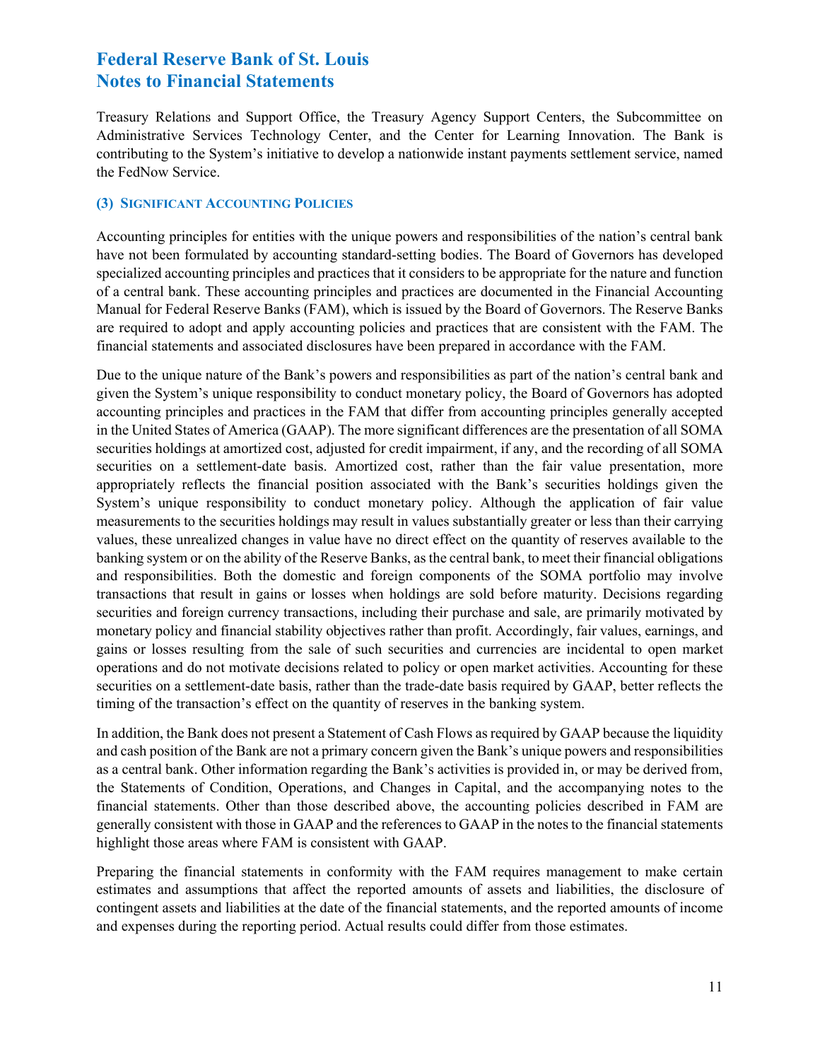Treasury Relations and Support Office, the Treasury Agency Support Centers, the Subcommittee on Administrative Services Technology Center, and the Center for Learning Innovation. The Bank is contributing to the System's initiative to develop a nationwide instant payments settlement service, named the FedNow Service.

### (3) Significant Accounting Policies

Accounting principles for entities with the unique powers and responsibilities of the nation's central bank have not been formulated by accounting standard-setting bodies. The Board of Governors has developed specialized accounting principles and practices that it considers to be appropriate for the nature and function of a central bank. These accounting principles and practices are documented in the Financial Accounting Manual for Federal Reserve Banks (FAM), which is issued by the Board of Governors. The Reserve Banks are required to adopt and apply accounting policies and practices that are consistent with the FAM. The financial statements and associated disclosures have been prepared in accordance with the FAM.

Due to the unique nature of the Bank's powers and responsibilities as part of the nation's central bank and given the System's unique responsibility to conduct monetary policy, the Board of Governors has adopted accounting principles and practices in the FAM that differ from accounting principles generally accepted in the United States of America (GAAP). The more significant differences are the presentation of all SOMA securities holdings at amortized cost, adjusted for credit impairment, if any, and the recording of all SOMA securities on a settlement-date basis. Amortized cost, rather than the fair value presentation, more appropriately reflects the financial position associated with the Bank's securities holdings given the System's unique responsibility to conduct monetary policy. Although the application of fair value measurements to the securities holdings may result in values substantially greater or less than their carrying values, these unrealized changes in value have no direct effect on the quantity of reserves available to the banking system or on the ability of the Reserve Banks, as the central bank, to meet their financial obligations and responsibilities. Both the domestic and foreign components of the SOMA portfolio may involve transactions that result in gains or losses when holdings are sold before maturity. Decisions regarding securities and foreign currency transactions, including their purchase and sale, are primarily motivated by monetary policy and financial stability objectives rather than profit. Accordingly, fair values, earnings, and gains or losses resulting from the sale of such securities and currencies are incidental to open market operations and do not motivate decisions related to policy or open market activities. Accounting for these securities on a settlement-date basis, rather than the trade-date basis required by GAAP, better reflects the timing of the transaction's effect on the quantity of reserves in the banking system.

In addition, the Bank does not present a Statement of Cash Flows as required by GAAP because the liquidity and cash position of the Bank are not a primary concern given the Bank's unique powers and responsibilities as a central bank. Other information regarding the Bank's activities is provided in, or may be derived from, the Statements of Condition, Operations, and Changes in Capital, and the accompanying notes to the financial statements. Other than those described above, the accounting policies described in FAM are generally consistent with those in GAAP and the references to GAAP in the notes to the financial statements highlight those areas where FAM is consistent with GAAP.

Preparing the financial statements in conformity with the FAM requires management to make certain estimates and assumptions that affect the reported amounts of assets and liabilities, the disclosure of contingent assets and liabilities at the date of the financial statements, and the reported amounts of income and expenses during the reporting period. Actual results could differ from those estimates.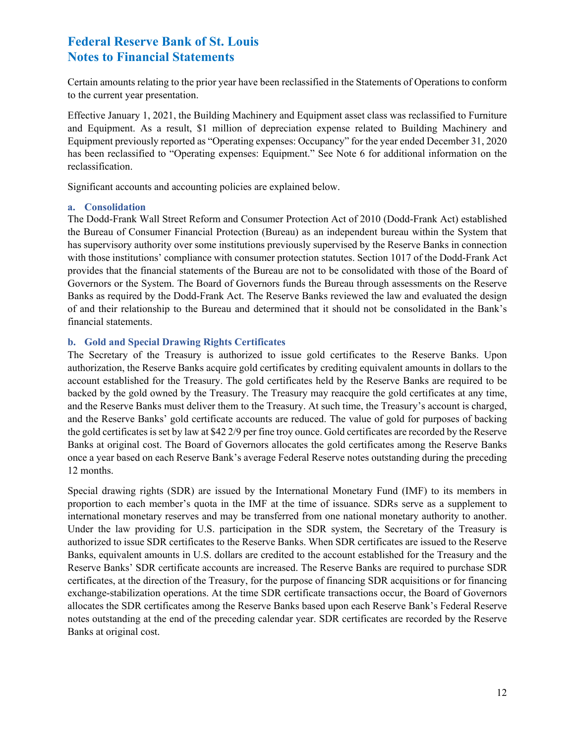# Federal Reserve Bank of St. Louis
# Notes to Financial Statements

Certain amounts relating to the prior year have been reclassified in the Statements of Operations to conform to the current year presentation.

Effective January 1, 2021, the Building Machinery and Equipment asset class was reclassified to Furniture and Equipment. As a result, $1 million of depreciation expense related to Building Machinery and Equipment previously reported as "Operating expenses: Occupancy" for the year ended December 31, 2020 has been reclassified to "Operating expenses: Equipment." See Note 6 for additional information on the reclassification.

Significant accounts and accounting policies are explained below.

### a. Consolidation

The Dodd-Frank Wall Street Reform and Consumer Protection Act of 2010 (Dodd-Frank Act) established the Bureau of Consumer Financial Protection (Bureau) as an independent bureau within the System that has supervisory authority over some institutions previously supervised by the Reserve Banks in connection with those institutions' compliance with consumer protection statutes. Section 1017 of the Dodd-Frank Act provides that the financial statements of the Bureau are not to be consolidated with those of the Board of Governors or the System. The Board of Governors funds the Bureau through assessments on the Reserve Banks as required by the Dodd-Frank Act. The Reserve Banks reviewed the law and evaluated the design of and their relationship to the Bureau and determined that it should not be consolidated in the Bank's financial statements.

### b. Gold and Special Drawing Rights Certificates

The Secretary of the Treasury is authorized to issue gold certificates to the Reserve Banks. Upon authorization, the Reserve Banks acquire gold certificates by crediting equivalent amounts in dollars to the account established for the Treasury. The gold certificates held by the Reserve Banks are required to be backed by the gold owned by the Treasury. The Treasury may reacquire the gold certificates at any time, and the Reserve Banks must deliver them to the Treasury. At such time, the Treasury's account is charged, and the Reserve Banks' gold certificate accounts are reduced. The value of gold for purposes of backing the gold certificates is set by law at $42 2/9 per fine troy ounce. Gold certificates are recorded by the Reserve Banks at original cost. The Board of Governors allocates the gold certificates among the Reserve Banks once a year based on each Reserve Bank's average Federal Reserve notes outstanding during the preceding 12 months.

Special drawing rights (SDR) are issued by the International Monetary Fund (IMF) to its members in proportion to each member's quota in the IMF at the time of issuance. SDRs serve as a supplement to international monetary reserves and may be transferred from one national monetary authority to another. Under the law providing for U.S. participation in the SDR system, the Secretary of the Treasury is authorized to issue SDR certificates to the Reserve Banks. When SDR certificates are issued to the Reserve Banks, equivalent amounts in U.S. dollars are credited to the account established for the Treasury and the Reserve Banks' SDR certificate accounts are increased. The Reserve Banks are required to purchase SDR certificates, at the direction of the Treasury, for the purpose of financing SDR acquisitions or for financing exchange-stabilization operations. At the time SDR certificate transactions occur, the Board of Governors allocates the SDR certificates among the Reserve Banks based upon each Reserve Bank's Federal Reserve notes outstanding at the end of the preceding calendar year. SDR certificates are recorded by the Reserve Banks at original cost.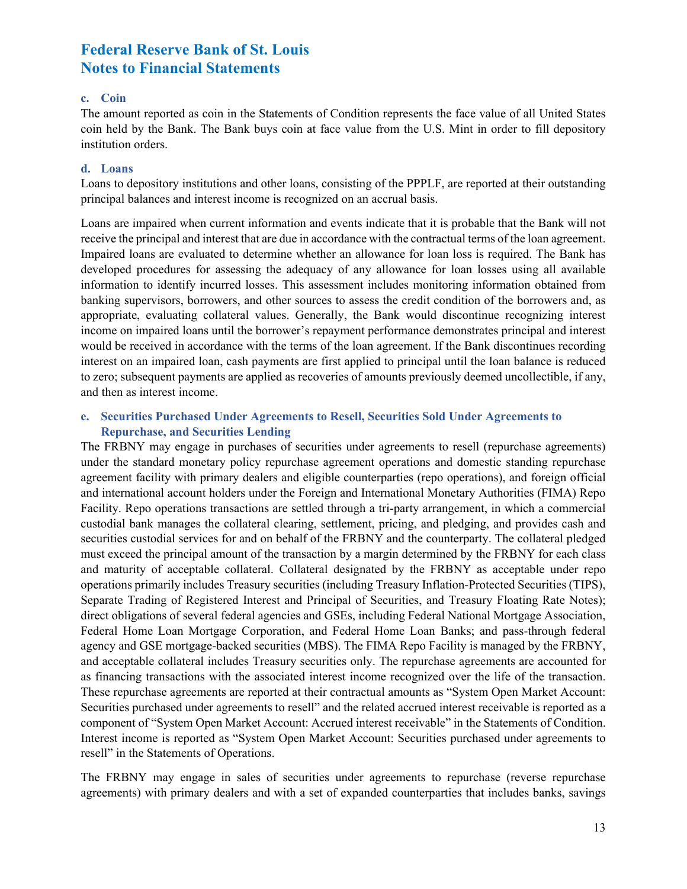# Federal Reserve Bank of St. Louis
# Notes to Financial Statements

### c. Coin

The amount reported as coin in the Statements of Condition represents the face value of all United States coin held by the Bank. The Bank buys coin at face value from the U.S. Mint in order to fill depository institution orders.

### d. Loans

Loans to depository institutions and other loans, consisting of the PPPLF, are reported at their outstanding principal balances and interest income is recognized on an accrual basis.

Loans are impaired when current information and events indicate that it is probable that the Bank will not receive the principal and interest that are due in accordance with the contractual terms of the loan agreement. Impaired loans are evaluated to determine whether an allowance for loan loss is required. The Bank has developed procedures for assessing the adequacy of any allowance for loan losses using all available information to identify incurred losses. This assessment includes monitoring information obtained from banking supervisors, borrowers, and other sources to assess the credit condition of the borrowers and, as appropriate, evaluating collateral values. Generally, the Bank would discontinue recognizing interest income on impaired loans until the borrower's repayment performance demonstrates principal and interest would be received in accordance with the terms of the loan agreement. If the Bank discontinues recording interest on an impaired loan, cash payments are first applied to principal until the loan balance is reduced to zero; subsequent payments are applied as recoveries of amounts previously deemed uncollectible, if any, and then as interest income.

### e. Securities Purchased Under Agreements to Resell, Securities Sold Under Agreements to Repurchase, and Securities Lending

The FRBNY may engage in purchases of securities under agreements to resell (repurchase agreements) under the standard monetary policy repurchase agreement operations and domestic standing repurchase agreement facility with primary dealers and eligible counterparties (repo operations), and foreign official and international account holders under the Foreign and International Monetary Authorities (FIMA) Repo Facility. Repo operations transactions are settled through a tri-party arrangement, in which a commercial custodial bank manages the collateral clearing, settlement, pricing, and pledging, and provides cash and securities custodial services for and on behalf of the FRBNY and the counterparty. The collateral pledged must exceed the principal amount of the transaction by a margin determined by the FRBNY for each class and maturity of acceptable collateral. Collateral designated by the FRBNY as acceptable under repo operations primarily includes Treasury securities (including Treasury Inflation-Protected Securities (TIPS), Separate Trading of Registered Interest and Principal of Securities, and Treasury Floating Rate Notes); direct obligations of several federal agencies and GSEs, including Federal National Mortgage Association, Federal Home Loan Mortgage Corporation, and Federal Home Loan Banks; and pass-through federal agency and GSE mortgage-backed securities (MBS). The FIMA Repo Facility is managed by the FRBNY, and acceptable collateral includes Treasury securities only. The repurchase agreements are accounted for as financing transactions with the associated interest income recognized over the life of the transaction. These repurchase agreements are reported at their contractual amounts as "System Open Market Account: Securities purchased under agreements to resell" and the related accrued interest receivable is reported as a component of "System Open Market Account: Accrued interest receivable" in the Statements of Condition. Interest income is reported as "System Open Market Account: Securities purchased under agreements to resell" in the Statements of Operations.

The FRBNY may engage in sales of securities under agreements to repurchase (reverse repurchase agreements) with primary dealers and with a set of expanded counterparties that includes banks, savings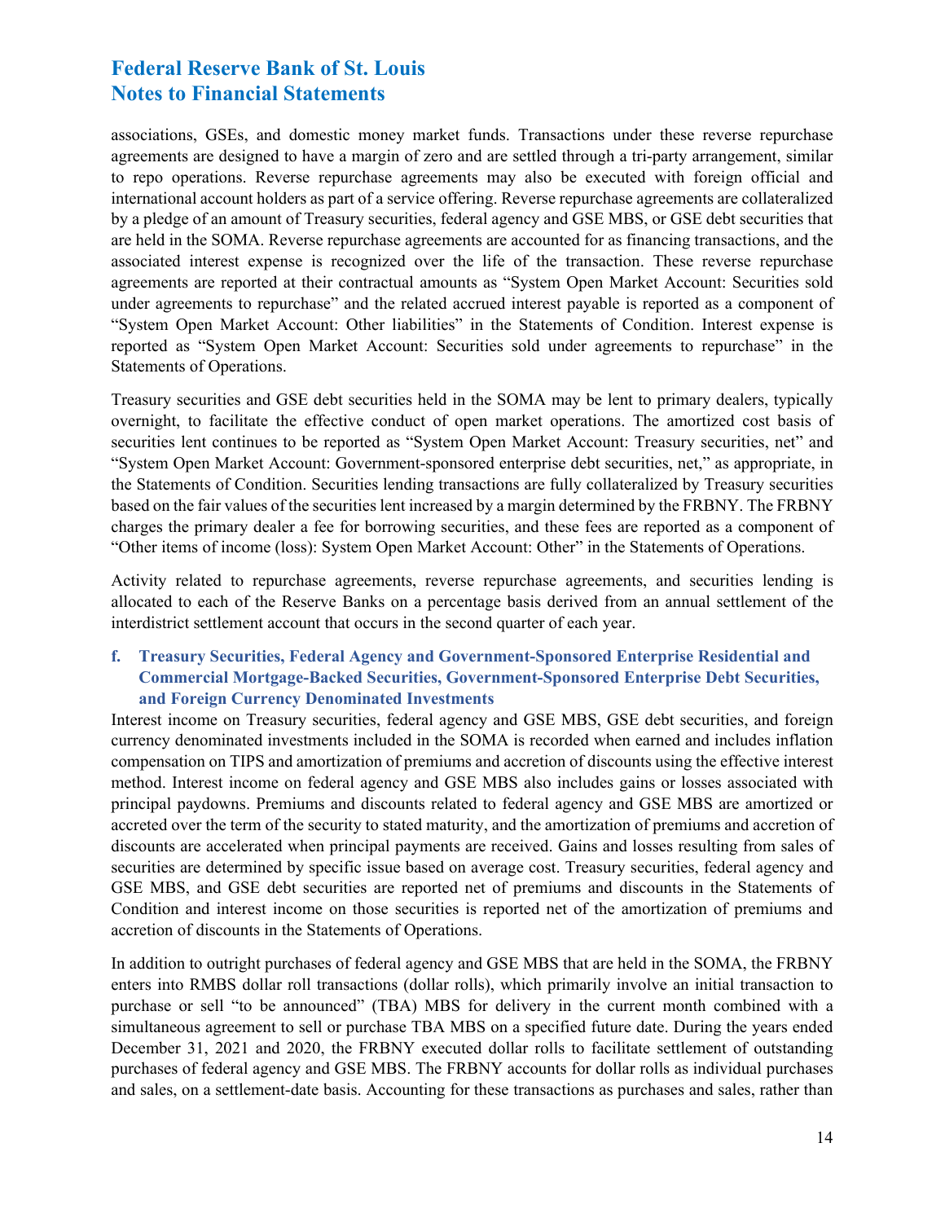associations, GSEs, and domestic money market funds. Transactions under these reverse repurchase agreements are designed to have a margin of zero and are settled through a tri-party arrangement, similar to repo operations. Reverse repurchase agreements may also be executed with foreign official and international account holders as part of a service offering. Reverse repurchase agreements are collateralized by a pledge of an amount of Treasury securities, federal agency and GSE MBS, or GSE debt securities that are held in the SOMA. Reverse repurchase agreements are accounted for as financing transactions, and the associated interest expense is recognized over the life of the transaction. These reverse repurchase agreements are reported at their contractual amounts as "System Open Market Account: Securities sold under agreements to repurchase" and the related accrued interest payable is reported as a component of "System Open Market Account: Other liabilities" in the Statements of Condition. Interest expense is reported as "System Open Market Account: Securities sold under agreements to repurchase" in the Statements of Operations.

Treasury securities and GSE debt securities held in the SOMA may be lent to primary dealers, typically overnight, to facilitate the effective conduct of open market operations. The amortized cost basis of securities lent continues to be reported as "System Open Market Account: Treasury securities, net" and "System Open Market Account: Government-sponsored enterprise debt securities, net," as appropriate, in the Statements of Condition. Securities lending transactions are fully collateralized by Treasury securities based on the fair values of the securities lent increased by a margin determined by the FRBNY. The FRBNY charges the primary dealer a fee for borrowing securities, and these fees are reported as a component of "Other items of income (loss): System Open Market Account: Other" in the Statements of Operations.

Activity related to repurchase agreements, reverse repurchase agreements, and securities lending is allocated to each of the Reserve Banks on a percentage basis derived from an annual settlement of the interdistrict settlement account that occurs in the second quarter of each year.

### f. Treasury Securities, Federal Agency and Government-Sponsored Enterprise Residential and Commercial Mortgage-Backed Securities, Government-Sponsored Enterprise Debt Securities, and Foreign Currency Denominated Investments

Interest income on Treasury securities, federal agency and GSE MBS, GSE debt securities, and foreign currency denominated investments included in the SOMA is recorded when earned and includes inflation compensation on TIPS and amortization of premiums and accretion of discounts using the effective interest method. Interest income on federal agency and GSE MBS also includes gains or losses associated with principal paydowns. Premiums and discounts related to federal agency and GSE MBS are amortized or accreted over the term of the security to stated maturity, and the amortization of premiums and accretion of discounts are accelerated when principal payments are received. Gains and losses resulting from sales of securities are determined by specific issue based on average cost. Treasury securities, federal agency and GSE MBS, and GSE debt securities are reported net of premiums and discounts in the Statements of Condition and interest income on those securities is reported net of the amortization of premiums and accretion of discounts in the Statements of Operations.

In addition to outright purchases of federal agency and GSE MBS that are held in the SOMA, the FRBNY enters into RMBS dollar roll transactions (dollar rolls), which primarily involve an initial transaction to purchase or sell "to be announced" (TBA) MBS for delivery in the current month combined with a simultaneous agreement to sell or purchase TBA MBS on a specified future date. During the years ended December 31, 2021 and 2020, the FRBNY executed dollar rolls to facilitate settlement of outstanding purchases of federal agency and GSE MBS. The FRBNY accounts for dollar rolls as individual purchases and sales, on a settlement-date basis. Accounting for these transactions as purchases and sales, rather than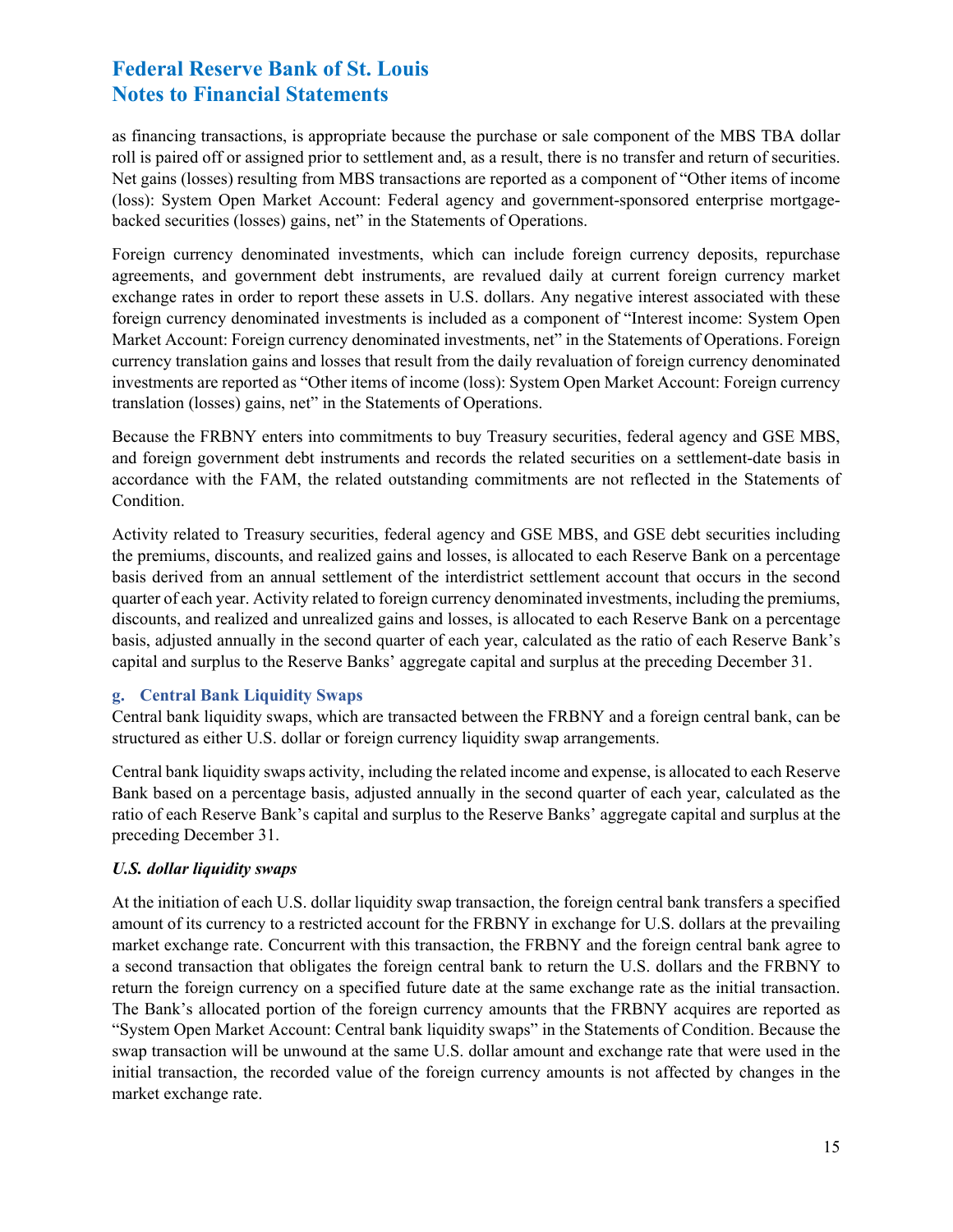as financing transactions, is appropriate because the purchase or sale component of the MBS TBA dollar roll is paired off or assigned prior to settlement and, as a result, there is no transfer and return of securities. Net gains (losses) resulting from MBS transactions are reported as a component of "Other items of income (loss): System Open Market Account: Federal agency and government-sponsored enterprise mortgage-backed securities (losses) gains, net" in the Statements of Operations.

Foreign currency denominated investments, which can include foreign currency deposits, repurchase agreements, and government debt instruments, are revalued daily at current foreign currency market exchange rates in order to report these assets in U.S. dollars. Any negative interest associated with these foreign currency denominated investments is included as a component of "Interest income: System Open Market Account: Foreign currency denominated investments, net" in the Statements of Operations. Foreign currency translation gains and losses that result from the daily revaluation of foreign currency denominated investments are reported as "Other items of income (loss): System Open Market Account: Foreign currency translation (losses) gains, net" in the Statements of Operations.

Because the FRBNY enters into commitments to buy Treasury securities, federal agency and GSE MBS, and foreign government debt instruments and records the related securities on a settlement-date basis in accordance with the FAM, the related outstanding commitments are not reflected in the Statements of Condition.

Activity related to Treasury securities, federal agency and GSE MBS, and GSE debt securities including the premiums, discounts, and realized gains and losses, is allocated to each Reserve Bank on a percentage basis derived from an annual settlement of the interdistrict settlement account that occurs in the second quarter of each year. Activity related to foreign currency denominated investments, including the premiums, discounts, and realized and unrealized gains and losses, is allocated to each Reserve Bank on a percentage basis, adjusted annually in the second quarter of each year, calculated as the ratio of each Reserve Bank's capital and surplus to the Reserve Banks' aggregate capital and surplus at the preceding December 31.

### g. Central Bank Liquidity Swaps

Central bank liquidity swaps, which are transacted between the FRBNY and a foreign central bank, can be structured as either U.S. dollar or foreign currency liquidity swap arrangements.

Central bank liquidity swaps activity, including the related income and expense, is allocated to each Reserve Bank based on a percentage basis, adjusted annually in the second quarter of each year, calculated as the ratio of each Reserve Bank's capital and surplus to the Reserve Banks' aggregate capital and surplus at the preceding December 31.

***U.S. dollar liquidity swaps***

At the initiation of each U.S. dollar liquidity swap transaction, the foreign central bank transfers a specified amount of its currency to a restricted account for the FRBNY in exchange for U.S. dollars at the prevailing market exchange rate. Concurrent with this transaction, the FRBNY and the foreign central bank agree to a second transaction that obligates the foreign central bank to return the U.S. dollars and the FRBNY to return the foreign currency on a specified future date at the same exchange rate as the initial transaction. The Bank's allocated portion of the foreign currency amounts that the FRBNY acquires are reported as "System Open Market Account: Central bank liquidity swaps" in the Statements of Condition. Because the swap transaction will be unwound at the same U.S. dollar amount and exchange rate that were used in the initial transaction, the recorded value of the foreign currency amounts is not affected by changes in the market exchange rate.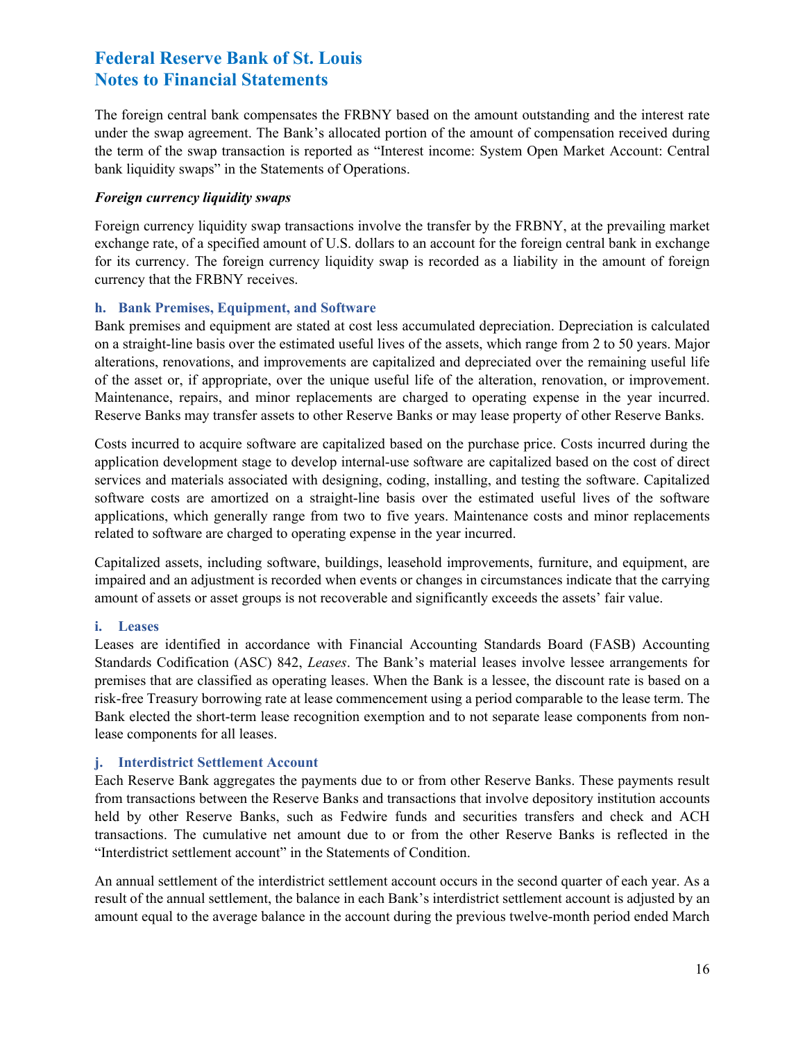The foreign central bank compensates the FRBNY based on the amount outstanding and the interest rate under the swap agreement. The Bank's allocated portion of the amount of compensation received during the term of the swap transaction is reported as "Interest income: System Open Market Account: Central bank liquidity swaps" in the Statements of Operations.

***Foreign currency liquidity swaps***

Foreign currency liquidity swap transactions involve the transfer by the FRBNY, at the prevailing market exchange rate, of a specified amount of U.S. dollars to an account for the foreign central bank in exchange for its currency. The foreign currency liquidity swap is recorded as a liability in the amount of foreign currency that the FRBNY receives.

### h. Bank Premises, Equipment, and Software

Bank premises and equipment are stated at cost less accumulated depreciation. Depreciation is calculated on a straight-line basis over the estimated useful lives of the assets, which range from 2 to 50 years. Major alterations, renovations, and improvements are capitalized and depreciated over the remaining useful life of the asset or, if appropriate, over the unique useful life of the alteration, renovation, or improvement. Maintenance, repairs, and minor replacements are charged to operating expense in the year incurred. Reserve Banks may transfer assets to other Reserve Banks or may lease property of other Reserve Banks.

Costs incurred to acquire software are capitalized based on the purchase price. Costs incurred during the application development stage to develop internal-use software are capitalized based on the cost of direct services and materials associated with designing, coding, installing, and testing the software. Capitalized software costs are amortized on a straight-line basis over the estimated useful lives of the software applications, which generally range from two to five years. Maintenance costs and minor replacements related to software are charged to operating expense in the year incurred.

Capitalized assets, including software, buildings, leasehold improvements, furniture, and equipment, are impaired and an adjustment is recorded when events or changes in circumstances indicate that the carrying amount of assets or asset groups is not recoverable and significantly exceeds the assets' fair value.

### i. Leases

Leases are identified in accordance with Financial Accounting Standards Board (FASB) Accounting Standards Codification (ASC) 842, *Leases*. The Bank's material leases involve lessee arrangements for premises that are classified as operating leases. When the Bank is a lessee, the discount rate is based on a risk-free Treasury borrowing rate at lease commencement using a period comparable to the lease term. The Bank elected the short-term lease recognition exemption and to not separate lease components from non-lease components for all leases.

### j. Interdistrict Settlement Account

Each Reserve Bank aggregates the payments due to or from other Reserve Banks. These payments result from transactions between the Reserve Banks and transactions that involve depository institution accounts held by other Reserve Banks, such as Fedwire funds and securities transfers and check and ACH transactions. The cumulative net amount due to or from the other Reserve Banks is reflected in the "Interdistrict settlement account" in the Statements of Condition.

An annual settlement of the interdistrict settlement account occurs in the second quarter of each year. As a result of the annual settlement, the balance in each Bank's interdistrict settlement account is adjusted by an amount equal to the average balance in the account during the previous twelve-month period ended March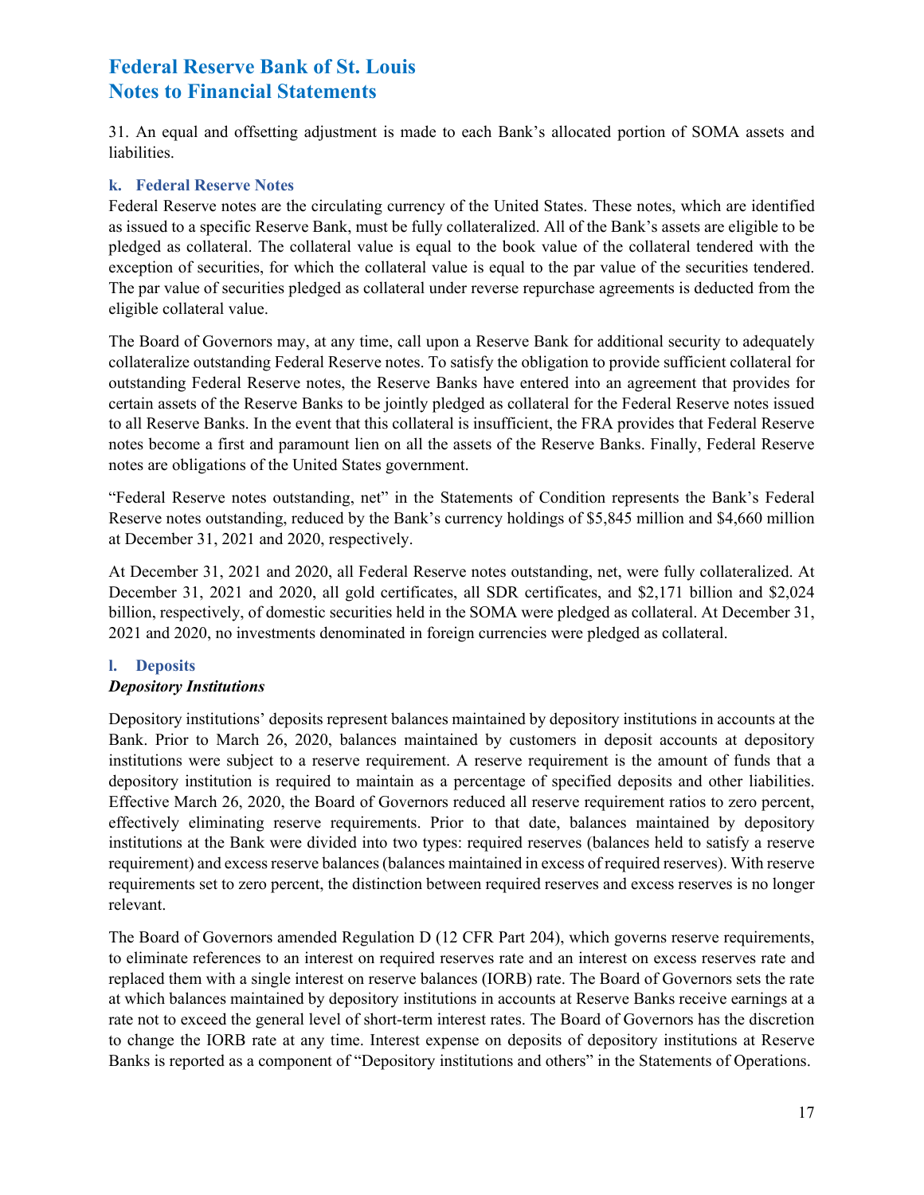31. An equal and offsetting adjustment is made to each Bank's allocated portion of SOMA assets and liabilities.

### k. Federal Reserve Notes

Federal Reserve notes are the circulating currency of the United States. These notes, which are identified as issued to a specific Reserve Bank, must be fully collateralized. All of the Bank's assets are eligible to be pledged as collateral. The collateral value is equal to the book value of the collateral tendered with the exception of securities, for which the collateral value is equal to the par value of the securities tendered. The par value of securities pledged as collateral under reverse repurchase agreements is deducted from the eligible collateral value.

The Board of Governors may, at any time, call upon a Reserve Bank for additional security to adequately collateralize outstanding Federal Reserve notes. To satisfy the obligation to provide sufficient collateral for outstanding Federal Reserve notes, the Reserve Banks have entered into an agreement that provides for certain assets of the Reserve Banks to be jointly pledged as collateral for the Federal Reserve notes issued to all Reserve Banks. In the event that this collateral is insufficient, the FRA provides that Federal Reserve notes become a first and paramount lien on all the assets of the Reserve Banks. Finally, Federal Reserve notes are obligations of the United States government.

"Federal Reserve notes outstanding, net" in the Statements of Condition represents the Bank's Federal Reserve notes outstanding, reduced by the Bank's currency holdings of $5,845 million and $4,660 million at December 31, 2021 and 2020, respectively.

At December 31, 2021 and 2020, all Federal Reserve notes outstanding, net, were fully collateralized. At December 31, 2021 and 2020, all gold certificates, all SDR certificates, and $2,171 billion and $2,024 billion, respectively, of domestic securities held in the SOMA were pledged as collateral. At December 31, 2021 and 2020, no investments denominated in foreign currencies were pledged as collateral.

### l. Deposits

***Depository Institutions***

Depository institutions' deposits represent balances maintained by depository institutions in accounts at the Bank. Prior to March 26, 2020, balances maintained by customers in deposit accounts at depository institutions were subject to a reserve requirement. A reserve requirement is the amount of funds that a depository institution is required to maintain as a percentage of specified deposits and other liabilities. Effective March 26, 2020, the Board of Governors reduced all reserve requirement ratios to zero percent, effectively eliminating reserve requirements. Prior to that date, balances maintained by depository institutions at the Bank were divided into two types: required reserves (balances held to satisfy a reserve requirement) and excess reserve balances (balances maintained in excess of required reserves). With reserve requirements set to zero percent, the distinction between required reserves and excess reserves is no longer relevant.

The Board of Governors amended Regulation D (12 CFR Part 204), which governs reserve requirements, to eliminate references to an interest on required reserves rate and an interest on excess reserves rate and replaced them with a single interest on reserve balances (IORB) rate. The Board of Governors sets the rate at which balances maintained by depository institutions in accounts at Reserve Banks receive earnings at a rate not to exceed the general level of short-term interest rates. The Board of Governors has the discretion to change the IORB rate at any time. Interest expense on deposits of depository institutions at Reserve Banks is reported as a component of "Depository institutions and others" in the Statements of Operations.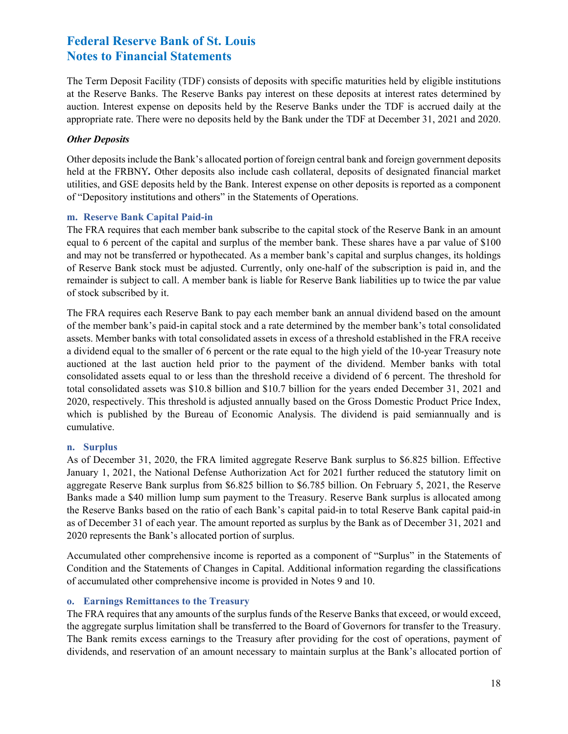# Federal Reserve Bank of St. Louis
# Notes to Financial Statements

The Term Deposit Facility (TDF) consists of deposits with specific maturities held by eligible institutions at the Reserve Banks. The Reserve Banks pay interest on these deposits at interest rates determined by auction. Interest expense on deposits held by the Reserve Banks under the TDF is accrued daily at the appropriate rate. There were no deposits held by the Bank under the TDF at December 31, 2021 and 2020.

***Other Deposits***

Other deposits include the Bank's allocated portion of foreign central bank and foreign government deposits held at the FRBNY**.** Other deposits also include cash collateral, deposits of designated financial market utilities, and GSE deposits held by the Bank. Interest expense on other deposits is reported as a component of "Depository institutions and others" in the Statements of Operations.

### m. Reserve Bank Capital Paid-in

The FRA requires that each member bank subscribe to the capital stock of the Reserve Bank in an amount equal to 6 percent of the capital and surplus of the member bank. These shares have a par value of $100 and may not be transferred or hypothecated. As a member bank's capital and surplus changes, its holdings of Reserve Bank stock must be adjusted. Currently, only one-half of the subscription is paid in, and the remainder is subject to call. A member bank is liable for Reserve Bank liabilities up to twice the par value of stock subscribed by it.

The FRA requires each Reserve Bank to pay each member bank an annual dividend based on the amount of the member bank's paid-in capital stock and a rate determined by the member bank's total consolidated assets. Member banks with total consolidated assets in excess of a threshold established in the FRA receive a dividend equal to the smaller of 6 percent or the rate equal to the high yield of the 10-year Treasury note auctioned at the last auction held prior to the payment of the dividend. Member banks with total consolidated assets equal to or less than the threshold receive a dividend of 6 percent. The threshold for total consolidated assets was $10.8 billion and $10.7 billion for the years ended December 31, 2021 and 2020, respectively. This threshold is adjusted annually based on the Gross Domestic Product Price Index, which is published by the Bureau of Economic Analysis. The dividend is paid semiannually and is cumulative.

### n. Surplus

As of December 31, 2020, the FRA limited aggregate Reserve Bank surplus to $6.825 billion. Effective January 1, 2021, the National Defense Authorization Act for 2021 further reduced the statutory limit on aggregate Reserve Bank surplus from $6.825 billion to $6.785 billion. On February 5, 2021, the Reserve Banks made a $40 million lump sum payment to the Treasury. Reserve Bank surplus is allocated among the Reserve Banks based on the ratio of each Bank's capital paid-in to total Reserve Bank capital paid-in as of December 31 of each year. The amount reported as surplus by the Bank as of December 31, 2021 and 2020 represents the Bank's allocated portion of surplus.

Accumulated other comprehensive income is reported as a component of "Surplus" in the Statements of Condition and the Statements of Changes in Capital. Additional information regarding the classifications of accumulated other comprehensive income is provided in Notes 9 and 10.

### o. Earnings Remittances to the Treasury

The FRA requires that any amounts of the surplus funds of the Reserve Banks that exceed, or would exceed, the aggregate surplus limitation shall be transferred to the Board of Governors for transfer to the Treasury. The Bank remits excess earnings to the Treasury after providing for the cost of operations, payment of dividends, and reservation of an amount necessary to maintain surplus at the Bank's allocated portion of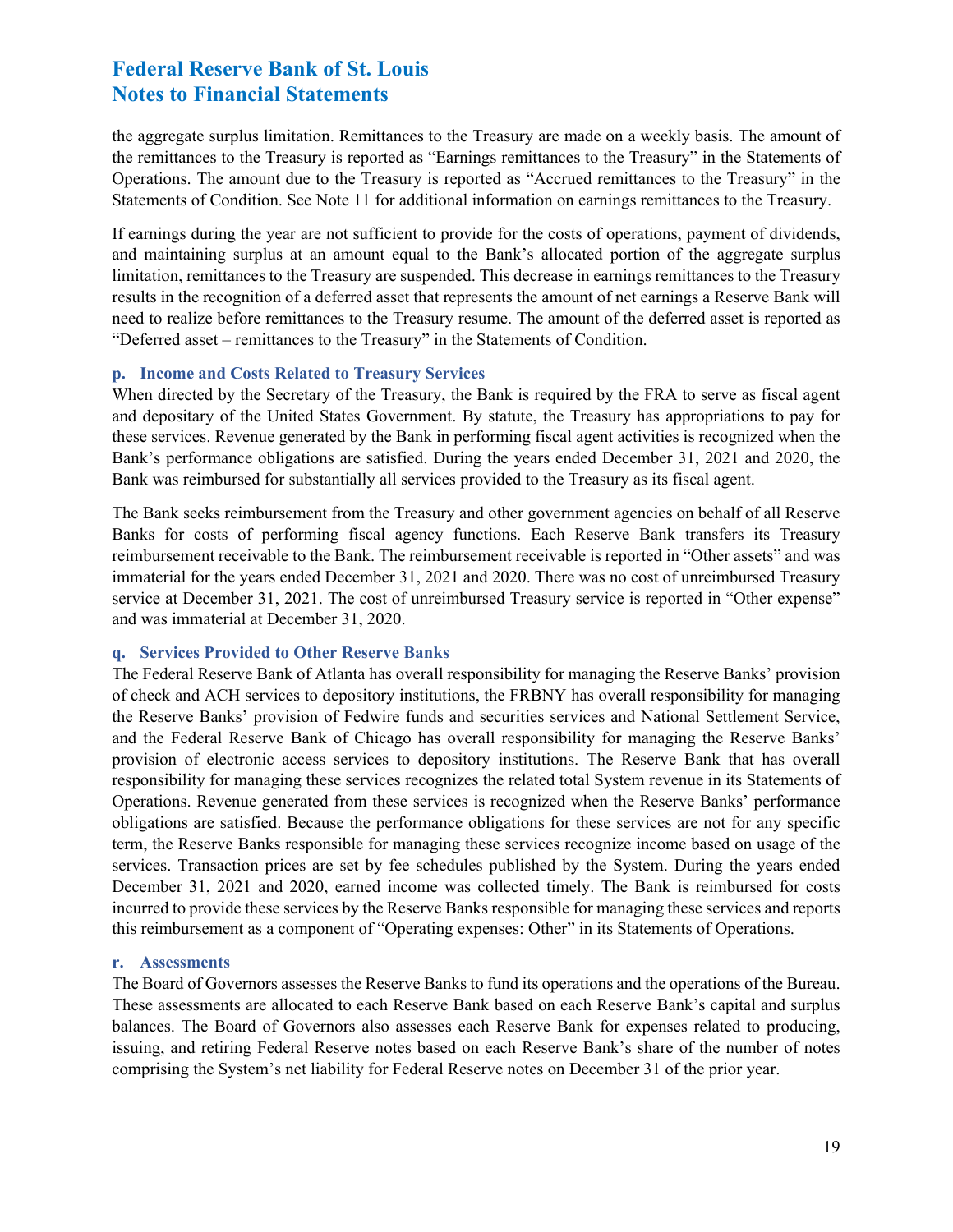the aggregate surplus limitation. Remittances to the Treasury are made on a weekly basis. The amount of the remittances to the Treasury is reported as "Earnings remittances to the Treasury" in the Statements of Operations. The amount due to the Treasury is reported as "Accrued remittances to the Treasury" in the Statements of Condition. See Note 11 for additional information on earnings remittances to the Treasury.

If earnings during the year are not sufficient to provide for the costs of operations, payment of dividends, and maintaining surplus at an amount equal to the Bank's allocated portion of the aggregate surplus limitation, remittances to the Treasury are suspended. This decrease in earnings remittances to the Treasury results in the recognition of a deferred asset that represents the amount of net earnings a Reserve Bank will need to realize before remittances to the Treasury resume. The amount of the deferred asset is reported as "Deferred asset – remittances to the Treasury" in the Statements of Condition.

### p. Income and Costs Related to Treasury Services

When directed by the Secretary of the Treasury, the Bank is required by the FRA to serve as fiscal agent and depositary of the United States Government. By statute, the Treasury has appropriations to pay for these services. Revenue generated by the Bank in performing fiscal agent activities is recognized when the Bank's performance obligations are satisfied. During the years ended December 31, 2021 and 2020, the Bank was reimbursed for substantially all services provided to the Treasury as its fiscal agent.

The Bank seeks reimbursement from the Treasury and other government agencies on behalf of all Reserve Banks for costs of performing fiscal agency functions. Each Reserve Bank transfers its Treasury reimbursement receivable to the Bank. The reimbursement receivable is reported in "Other assets" and was immaterial for the years ended December 31, 2021 and 2020. There was no cost of unreimbursed Treasury service at December 31, 2021. The cost of unreimbursed Treasury service is reported in "Other expense" and was immaterial at December 31, 2020.

### q. Services Provided to Other Reserve Banks

The Federal Reserve Bank of Atlanta has overall responsibility for managing the Reserve Banks' provision of check and ACH services to depository institutions, the FRBNY has overall responsibility for managing the Reserve Banks' provision of Fedwire funds and securities services and National Settlement Service, and the Federal Reserve Bank of Chicago has overall responsibility for managing the Reserve Banks' provision of electronic access services to depository institutions. The Reserve Bank that has overall responsibility for managing these services recognizes the related total System revenue in its Statements of Operations. Revenue generated from these services is recognized when the Reserve Banks' performance obligations are satisfied. Because the performance obligations for these services are not for any specific term, the Reserve Banks responsible for managing these services recognize income based on usage of the services. Transaction prices are set by fee schedules published by the System. During the years ended December 31, 2021 and 2020, earned income was collected timely. The Bank is reimbursed for costs incurred to provide these services by the Reserve Banks responsible for managing these services and reports this reimbursement as a component of "Operating expenses: Other" in its Statements of Operations.

### r. Assessments

The Board of Governors assesses the Reserve Banks to fund its operations and the operations of the Bureau. These assessments are allocated to each Reserve Bank based on each Reserve Bank's capital and surplus balances. The Board of Governors also assesses each Reserve Bank for expenses related to producing, issuing, and retiring Federal Reserve notes based on each Reserve Bank's share of the number of notes comprising the System's net liability for Federal Reserve notes on December 31 of the prior year.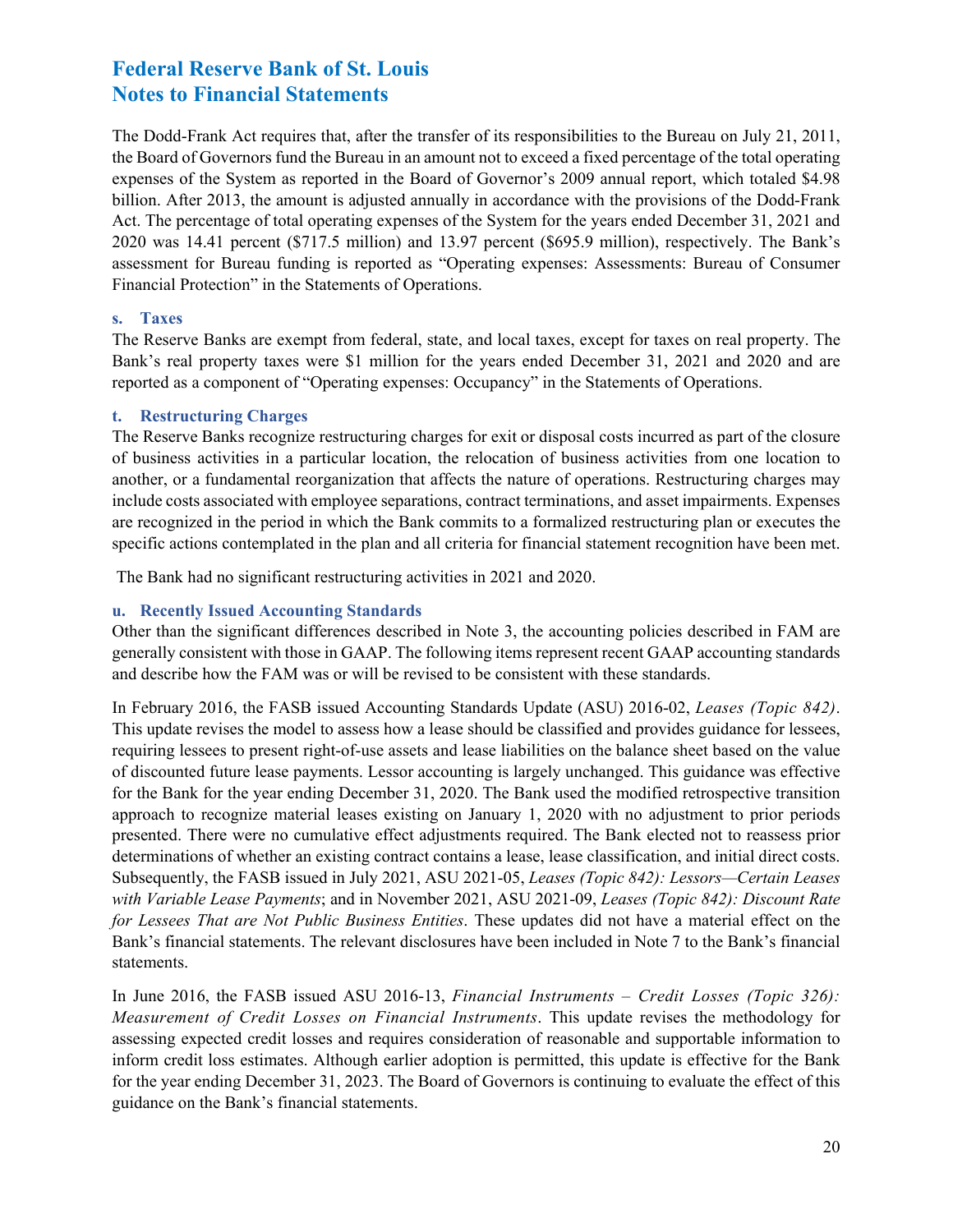The Dodd-Frank Act requires that, after the transfer of its responsibilities to the Bureau on July 21, 2011, the Board of Governors fund the Bureau in an amount not to exceed a fixed percentage of the total operating expenses of the System as reported in the Board of Governor's 2009 annual report, which totaled $4.98 billion. After 2013, the amount is adjusted annually in accordance with the provisions of the Dodd-Frank Act. The percentage of total operating expenses of the System for the years ended December 31, 2021 and 2020 was 14.41 percent ($717.5 million) and 13.97 percent ($695.9 million), respectively. The Bank's assessment for Bureau funding is reported as "Operating expenses: Assessments: Bureau of Consumer Financial Protection" in the Statements of Operations.

### s. Taxes

The Reserve Banks are exempt from federal, state, and local taxes, except for taxes on real property. The Bank's real property taxes were $1 million for the years ended December 31, 2021 and 2020 and are reported as a component of "Operating expenses: Occupancy" in the Statements of Operations.

### t. Restructuring Charges

The Reserve Banks recognize restructuring charges for exit or disposal costs incurred as part of the closure of business activities in a particular location, the relocation of business activities from one location to another, or a fundamental reorganization that affects the nature of operations. Restructuring charges may include costs associated with employee separations, contract terminations, and asset impairments. Expenses are recognized in the period in which the Bank commits to a formalized restructuring plan or executes the specific actions contemplated in the plan and all criteria for financial statement recognition have been met.

The Bank had no significant restructuring activities in 2021 and 2020.

### u. Recently Issued Accounting Standards

Other than the significant differences described in Note 3, the accounting policies described in FAM are generally consistent with those in GAAP. The following items represent recent GAAP accounting standards and describe how the FAM was or will be revised to be consistent with these standards.

In February 2016, the FASB issued Accounting Standards Update (ASU) 2016-02, *Leases (Topic 842)*. This update revises the model to assess how a lease should be classified and provides guidance for lessees, requiring lessees to present right-of-use assets and lease liabilities on the balance sheet based on the value of discounted future lease payments. Lessor accounting is largely unchanged. This guidance was effective for the Bank for the year ending December 31, 2020. The Bank used the modified retrospective transition approach to recognize material leases existing on January 1, 2020 with no adjustment to prior periods presented. There were no cumulative effect adjustments required. The Bank elected not to reassess prior determinations of whether an existing contract contains a lease, lease classification, and initial direct costs. Subsequently, the FASB issued in July 2021, ASU 2021-05, *Leases (Topic 842): Lessors—Certain Leases with Variable Lease Payments*; and in November 2021, ASU 2021-09, *Leases (Topic 842): Discount Rate for Lessees That are Not Public Business Entities*. These updates did not have a material effect on the Bank's financial statements. The relevant disclosures have been included in Note 7 to the Bank's financial statements.

In June 2016, the FASB issued ASU 2016-13, *Financial Instruments – Credit Losses (Topic 326): Measurement of Credit Losses on Financial Instruments*. This update revises the methodology for assessing expected credit losses and requires consideration of reasonable and supportable information to inform credit loss estimates. Although earlier adoption is permitted, this update is effective for the Bank for the year ending December 31, 2023. The Board of Governors is continuing to evaluate the effect of this guidance on the Bank's financial statements.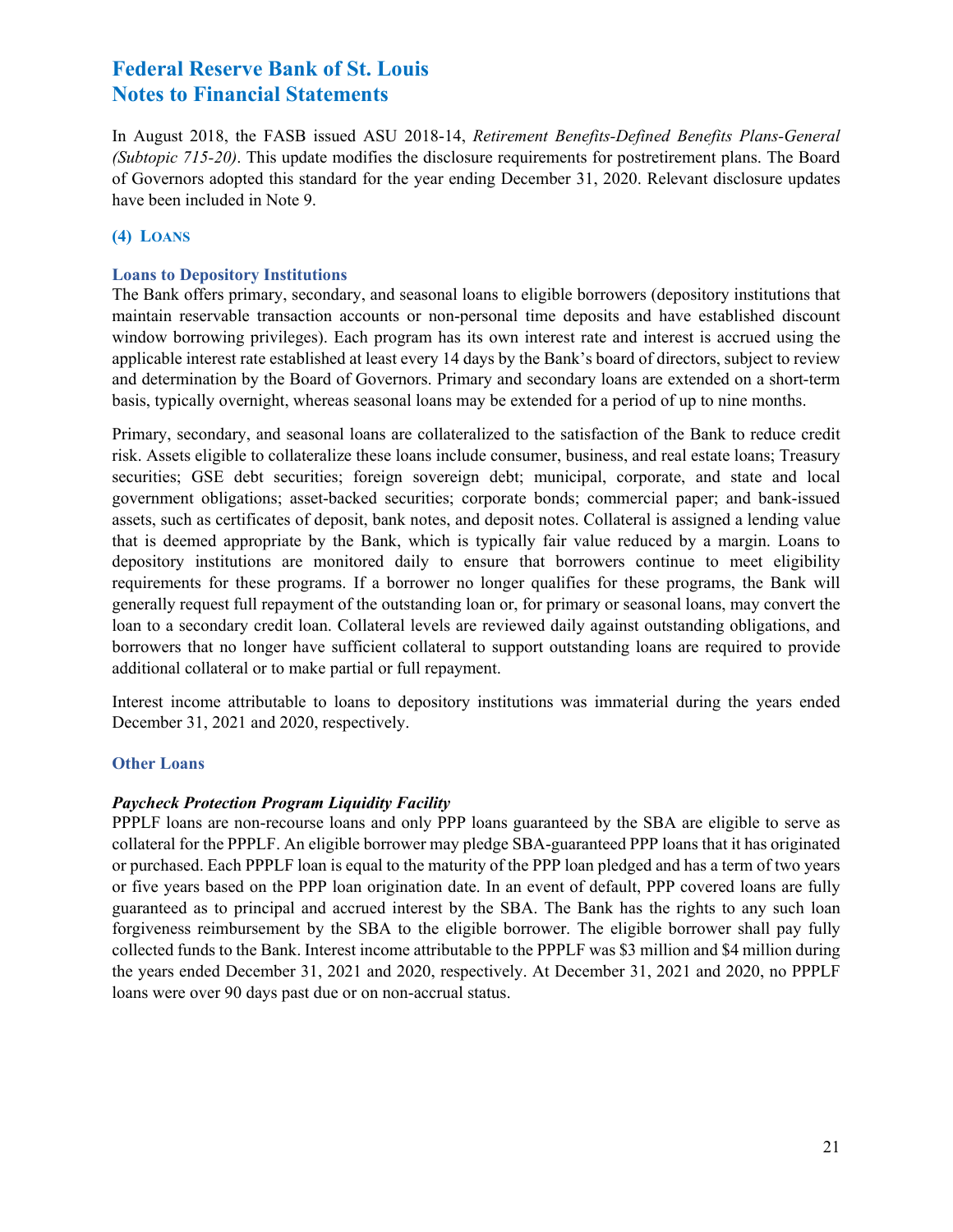# Federal Reserve Bank of St. Louis
# Notes to Financial Statements

In August 2018, the FASB issued ASU 2018-14, *Retirement Benefits-Defined Benefits Plans-General (Subtopic 715-20)*. This update modifies the disclosure requirements for postretirement plans. The Board of Governors adopted this standard for the year ending December 31, 2020. Relevant disclosure updates have been included in Note 9.

## (4) LOANS

### Loans to Depository Institutions

The Bank offers primary, secondary, and seasonal loans to eligible borrowers (depository institutions that maintain reservable transaction accounts or non-personal time deposits and have established discount window borrowing privileges). Each program has its own interest rate and interest is accrued using the applicable interest rate established at least every 14 days by the Bank's board of directors, subject to review and determination by the Board of Governors. Primary and secondary loans are extended on a short-term basis, typically overnight, whereas seasonal loans may be extended for a period of up to nine months.

Primary, secondary, and seasonal loans are collateralized to the satisfaction of the Bank to reduce credit risk. Assets eligible to collateralize these loans include consumer, business, and real estate loans; Treasury securities; GSE debt securities; foreign sovereign debt; municipal, corporate, and state and local government obligations; asset-backed securities; corporate bonds; commercial paper; and bank-issued assets, such as certificates of deposit, bank notes, and deposit notes. Collateral is assigned a lending value that is deemed appropriate by the Bank, which is typically fair value reduced by a margin. Loans to depository institutions are monitored daily to ensure that borrowers continue to meet eligibility requirements for these programs. If a borrower no longer qualifies for these programs, the Bank will generally request full repayment of the outstanding loan or, for primary or seasonal loans, may convert the loan to a secondary credit loan. Collateral levels are reviewed daily against outstanding obligations, and borrowers that no longer have sufficient collateral to support outstanding loans are required to provide additional collateral or to make partial or full repayment.

Interest income attributable to loans to depository institutions was immaterial during the years ended December 31, 2021 and 2020, respectively.

### Other Loans

#### *Paycheck Protection Program Liquidity Facility*

PPPLF loans are non-recourse loans and only PPP loans guaranteed by the SBA are eligible to serve as collateral for the PPPLF. An eligible borrower may pledge SBA-guaranteed PPP loans that it has originated or purchased. Each PPPLF loan is equal to the maturity of the PPP loan pledged and has a term of two years or five years based on the PPP loan origination date. In an event of default, PPP covered loans are fully guaranteed as to principal and accrued interest by the SBA. The Bank has the rights to any such loan forgiveness reimbursement by the SBA to the eligible borrower. The eligible borrower shall pay fully collected funds to the Bank. Interest income attributable to the PPPLF was \$3 million and \$4 million during the years ended December 31, 2021 and 2020, respectively. At December 31, 2021 and 2020, no PPPLF loans were over 90 days past due or on non-accrual status.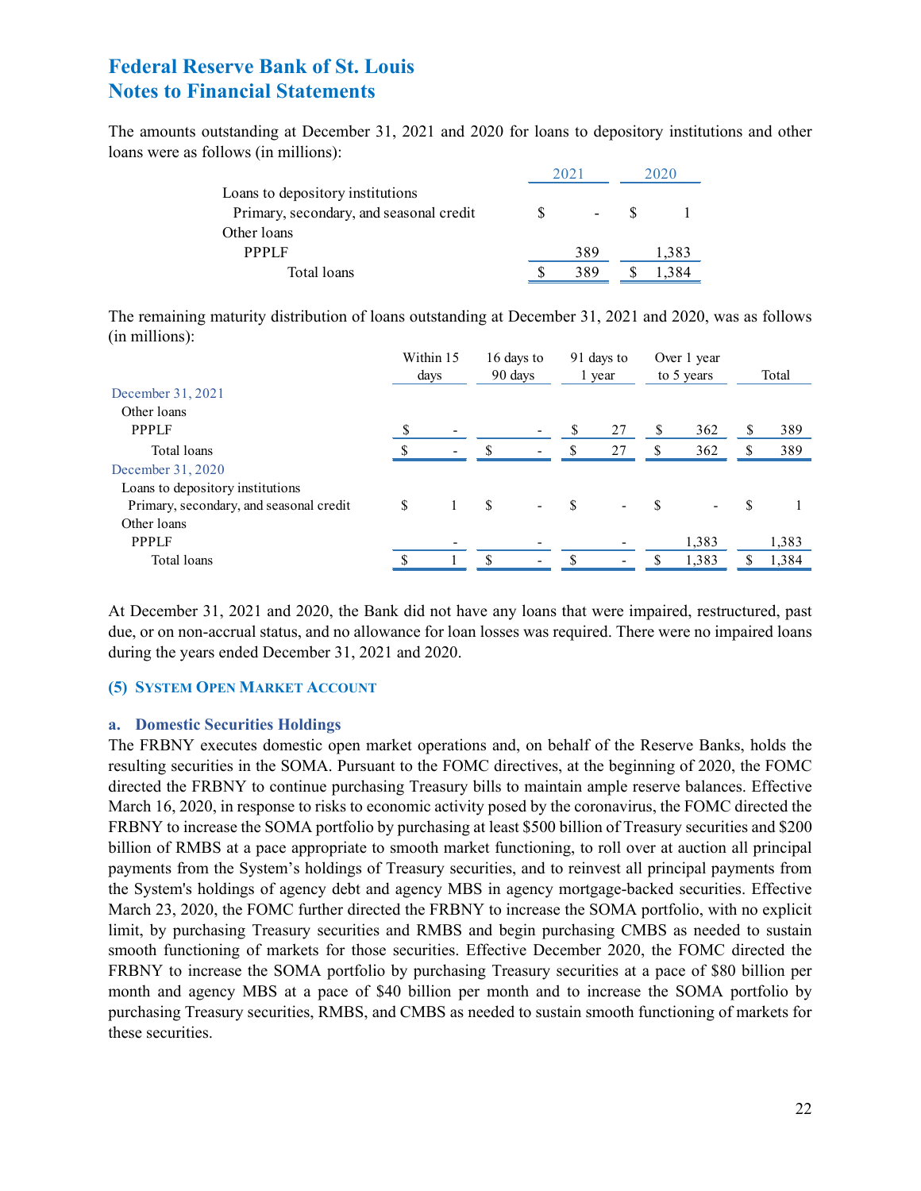**Federal Reserve Bank of St. Louis**
**Notes to Financial Statements**

The amounts outstanding at December 31, 2021 and 2020 for loans to depository institutions and other loans were as follows (in millions):

| | 2021 | 2020 |
|---|---|---|
| Loans to depository institutions | | |
| Primary, secondary, and seasonal credit | $ - | $ 1 |
| Other loans | | |
| PPPLF | 389 | 1,383 |
| Total loans | $ 389 | $ 1,384 |

The remaining maturity distribution of loans outstanding at December 31, 2021 and 2020, was as follows (in millions):

| | Within 15 days | 16 days to 90 days | 91 days to 1 year | Over 1 year to 5 years | Total |
|---|---|---|---|---|---|
| December 31, 2021 | | | | | |
| Other loans | | | | | |
| PPPLF | $ - | - | $ 27 | $ 362 | $ 389 |
| Total loans | $ - | $ - | $ 27 | $ 362 | $ 389 |
| December 31, 2020 | | | | | |
| Loans to depository institutions | | | | | |
| Primary, secondary, and seasonal credit | $ 1 | $ - | $ - | $ - | $ 1 |
| Other loans | | | | | |
| PPPLF | - | - | - | 1,383 | 1,383 |
| Total loans | $ 1 | $ - | $ - | $ 1,383 | $ 1,384 |

At December 31, 2021 and 2020, the Bank did not have any loans that were impaired, restructured, past due, or on non-accrual status, and no allowance for loan losses was required. There were no impaired loans during the years ended December 31, 2021 and 2020.

### (5) System Open Market Account

#### a. Domestic Securities Holdings

The FRBNY executes domestic open market operations and, on behalf of the Reserve Banks, holds the resulting securities in the SOMA. Pursuant to the FOMC directives, at the beginning of 2020, the FOMC directed the FRBNY to continue purchasing Treasury bills to maintain ample reserve balances. Effective March 16, 2020, in response to risks to economic activity posed by the coronavirus, the FOMC directed the FRBNY to increase the SOMA portfolio by purchasing at least $500 billion of Treasury securities and $200 billion of RMBS at a pace appropriate to smooth market functioning, to roll over at auction all principal payments from the System's holdings of Treasury securities, and to reinvest all principal payments from the System's holdings of agency debt and agency MBS in agency mortgage-backed securities. Effective March 23, 2020, the FOMC further directed the FRBNY to increase the SOMA portfolio, with no explicit limit, by purchasing Treasury securities and RMBS and begin purchasing CMBS as needed to sustain smooth functioning of markets for those securities. Effective December 2020, the FOMC directed the FRBNY to increase the SOMA portfolio by purchasing Treasury securities at a pace of $80 billion per month and agency MBS at a pace of $40 billion per month and to increase the SOMA portfolio by purchasing Treasury securities, RMBS, and CMBS as needed to sustain smooth functioning of markets for these securities.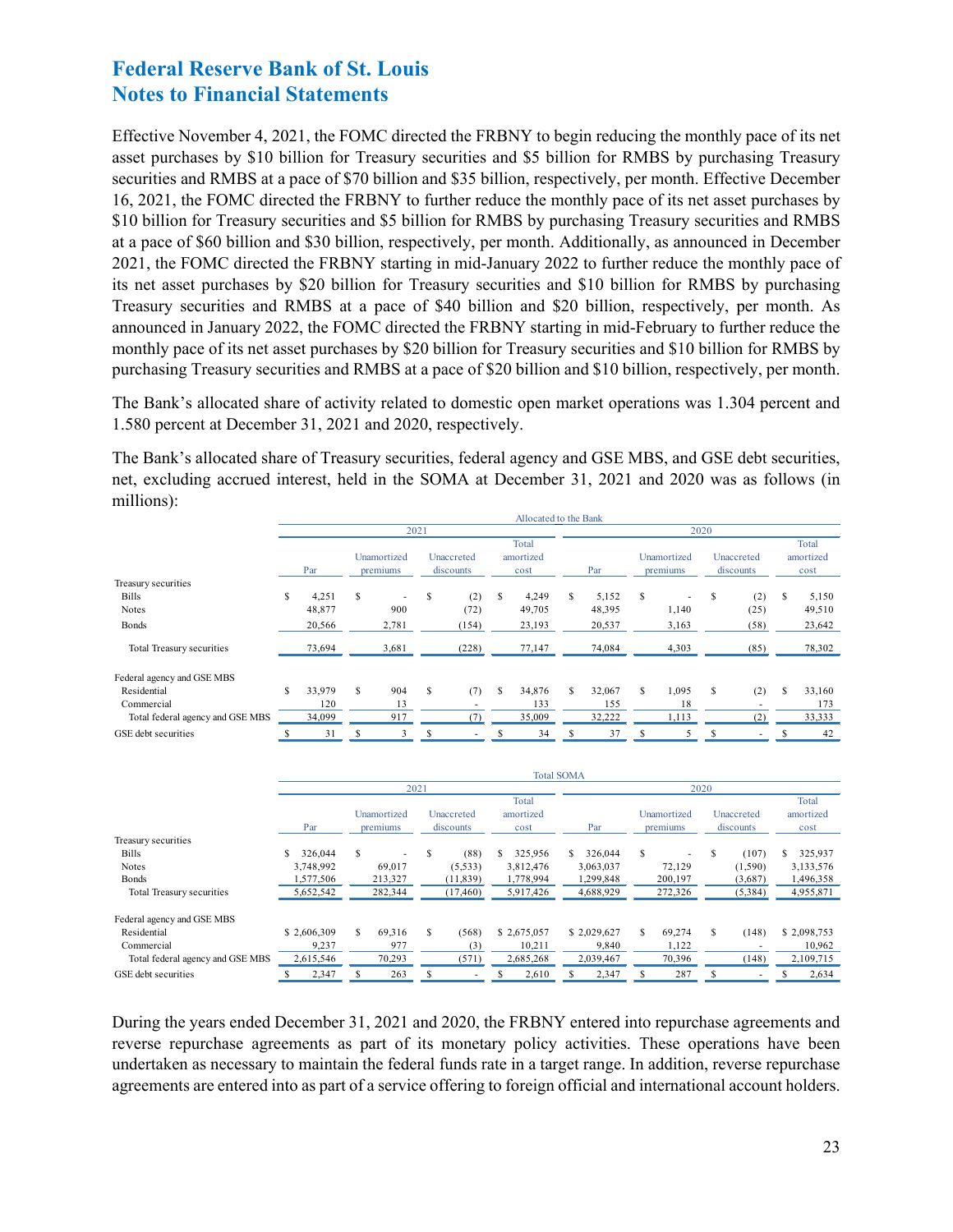## Federal Reserve Bank of St. Louis
## Notes to Financial Statements

Effective November 4, 2021, the FOMC directed the FRBNY to begin reducing the monthly pace of its net asset purchases by $10 billion for Treasury securities and $5 billion for RMBS by purchasing Treasury securities and RMBS at a pace of $70 billion and $35 billion, respectively, per month. Effective December 16, 2021, the FOMC directed the FRBNY to further reduce the monthly pace of its net asset purchases by $10 billion for Treasury securities and $5 billion for RMBS by purchasing Treasury securities and RMBS at a pace of $60 billion and $30 billion, respectively, per month. Additionally, as announced in December 2021, the FOMC directed the FRBNY starting in mid-January 2022 to further reduce the monthly pace of its net asset purchases by $20 billion for Treasury securities and $10 billion for RMBS by purchasing Treasury securities and RMBS at a pace of $40 billion and $20 billion, respectively, per month. As announced in January 2022, the FOMC directed the FRBNY starting in mid-February to further reduce the monthly pace of its net asset purchases by $20 billion for Treasury securities and $10 billion for RMBS by purchasing Treasury securities and RMBS at a pace of $20 billion and $10 billion, respectively, per month.

The Bank's allocated share of activity related to domestic open market operations was 1.304 percent and 1.580 percent at December 31, 2021 and 2020, respectively.

The Bank's allocated share of Treasury securities, federal agency and GSE MBS, and GSE debt securities, net, excluding accrued interest, held in the SOMA at December 31, 2021 and 2020 was as follows (in millions):

| | Allocated to the Bank | | | | | | | |
|---|---|---|---|---|---|---|---|---|
| | 2021 | | | | 2020 | | | |
| | Par | Unamortized premiums | Unaccreted discounts | Total amortized cost | Par | Unamortized premiums | Unaccreted discounts | Total amortized cost |
| Treasury securities | | | | | | | | |
| Bills | $ 4,251 | $ - | $ (2) | $ 4,249 | $ 5,152 | $ - | $ (2) | $ 5,150 |
| Notes | 48,877 | 900 | (72) | 49,705 | 48,395 | 1,140 | (25) | 49,510 |
| Bonds | 20,566 | 2,781 | (154) | 23,193 | 20,537 | 3,163 | (58) | 23,642 |
| Total Treasury securities | 73,694 | 3,681 | (228) | 77,147 | 74,084 | 4,303 | (85) | 78,302 |
| Federal agency and GSE MBS | | | | | | | | |
| Residential | $ 33,979 | $ 904 | $ (7) | $ 34,876 | $ 32,067 | $ 1,095 | $ (2) | $ 33,160 |
| Commercial | 120 | 13 | - | 133 | 155 | 18 | - | 173 |
| Total federal agency and GSE MBS | 34,099 | 917 | (7) | 35,009 | 32,222 | 1,113 | (2) | 33,333 |
| GSE debt securities | $ 31 | $ 3 | $ - | $ 34 | $ 37 | $ 5 | $ - | $ 42 |

| | Total SOMA | | | | | | | |
|---|---|---|---|---|---|---|---|---|
| | 2021 | | | | 2020 | | | |
| | Par | Unamortized premiums | Unaccreted discounts | Total amortized cost | Par | Unamortized premiums | Unaccreted discounts | Total amortized cost |
| Treasury securities | | | | | | | | |
| Bills | $ 326,044 | $ - | $ (88) | $ 325,956 | $ 326,044 | $ - | $ (107) | $ 325,937 |
| Notes | 3,748,992 | 69,017 | (5,533) | 3,812,476 | 3,063,037 | 72,129 | (1,590) | 3,133,576 |
| Bonds | 1,577,506 | 213,327 | (11,839) | 1,778,994 | 1,299,848 | 200,197 | (3,687) | 1,496,358 |
| Total Treasury securities | 5,652,542 | 282,344 | (17,460) | 5,917,426 | 4,688,929 | 272,326 | (5,384) | 4,955,871 |
| Federal agency and GSE MBS | | | | | | | | |
| Residential | $ 2,606,309 | $ 69,316 | $ (568) | $ 2,675,057 | $ 2,029,627 | $ 69,274 | $ (148) | $ 2,098,753 |
| Commercial | 9,237 | 977 | (3) | 10,211 | 9,840 | 1,122 | - | 10,962 |
| Total federal agency and GSE MBS | 2,615,546 | 70,293 | (571) | 2,685,268 | 2,039,467 | 70,396 | (148) | 2,109,715 |
| GSE debt securities | $ 2,347 | $ 263 | $ - | $ 2,610 | $ 2,347 | $ 287 | $ - | $ 2,634 |

During the years ended December 31, 2021 and 2020, the FRBNY entered into repurchase agreements and reverse repurchase agreements as part of its monetary policy activities. These operations have been undertaken as necessary to maintain the federal funds rate in a target range. In addition, reverse repurchase agreements are entered into as part of a service offering to foreign official and international account holders.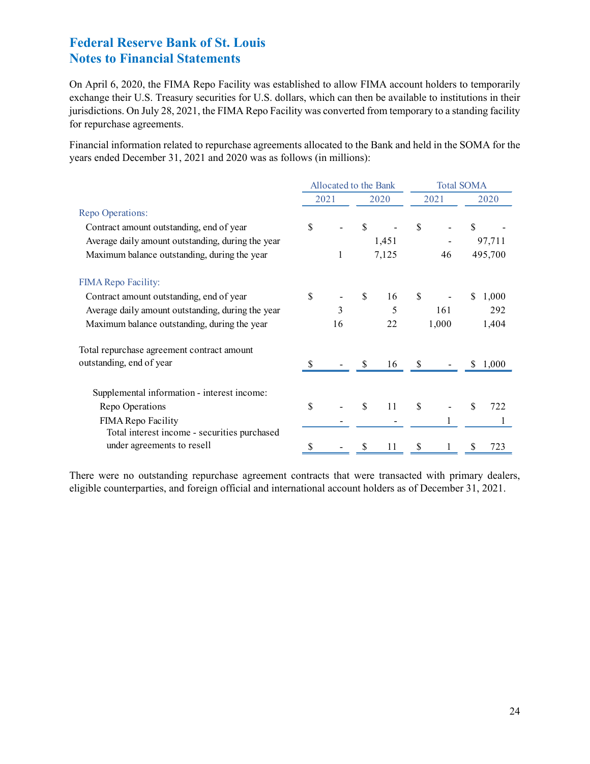# Federal Reserve Bank of St. Louis
## Notes to Financial Statements

On April 6, 2020, the FIMA Repo Facility was established to allow FIMA account holders to temporarily exchange their U.S. Treasury securities for U.S. dollars, which can then be available to institutions in their jurisdictions. On July 28, 2021, the FIMA Repo Facility was converted from temporary to a standing facility for repurchase agreements.

Financial information related to repurchase agreements allocated to the Bank and held in the SOMA for the years ended December 31, 2021 and 2020 was as follows (in millions):

| | Allocated to the Bank | | Total SOMA | |
|---|---|---|---|---|
| | 2021 | 2020 | 2021 | 2020 |
| Repo Operations: | | | | |
| Contract amount outstanding, end of year | $ - | $ - | $ - | $ - |
| Average daily amount outstanding, during the year | | 1,451 | - | 97,711 |
| Maximum balance outstanding, during the year | 1 | 7,125 | 46 | 495,700 |
| FIMA Repo Facility: | | | | |
| Contract amount outstanding, end of year | $ - | $ 16 | $ - | $ 1,000 |
| Average daily amount outstanding, during the year | 3 | 5 | 161 | 292 |
| Maximum balance outstanding, during the year | 16 | 22 | 1,000 | 1,404 |
| Total repurchase agreement contract amount outstanding, end of year | $ - | $ 16 | $ - | $ 1,000 |
| Supplemental information - interest income: | | | | |
| Repo Operations | $ - | $ 11 | $ - | $ 722 |
| FIMA Repo Facility | - | - | 1 | 1 |
| Total interest income - securities purchased under agreements to resell | $ - | $ 11 | $ 1 | $ 723 |

There were no outstanding repurchase agreement contracts that were transacted with primary dealers, eligible counterparties, and foreign official and international account holders as of December 31, 2021.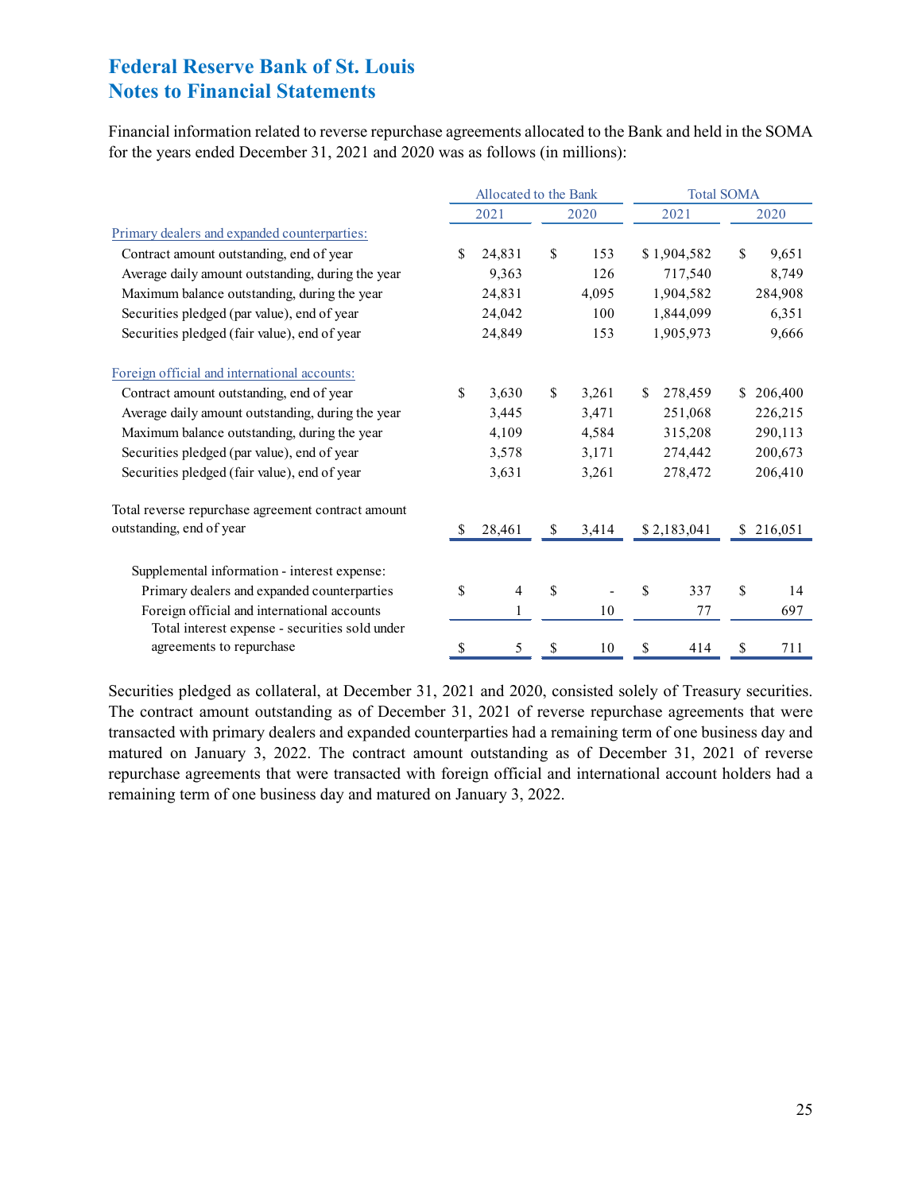# Federal Reserve Bank of St. Louis
# Notes to Financial Statements

Financial information related to reverse repurchase agreements allocated to the Bank and held in the SOMA for the years ended December 31, 2021 and 2020 was as follows (in millions):

| | Allocated to the Bank | | Total SOMA | |
|---|---|---|---|---|
| | 2021 | 2020 | 2021 | 2020 |
| Primary dealers and expanded counterparties: | | | | |
| Contract amount outstanding, end of year | $ 24,831 | $ 153 | $ 1,904,582 | $ 9,651 |
| Average daily amount outstanding, during the year | 9,363 | 126 | 717,540 | 8,749 |
| Maximum balance outstanding, during the year | 24,831 | 4,095 | 1,904,582 | 284,908 |
| Securities pledged (par value), end of year | 24,042 | 100 | 1,844,099 | 6,351 |
| Securities pledged (fair value), end of year | 24,849 | 153 | 1,905,973 | 9,666 |
| Foreign official and international accounts: | | | | |
| Contract amount outstanding, end of year | $ 3,630 | $ 3,261 | $ 278,459 | $ 206,400 |
| Average daily amount outstanding, during the year | 3,445 | 3,471 | 251,068 | 226,215 |
| Maximum balance outstanding, during the year | 4,109 | 4,584 | 315,208 | 290,113 |
| Securities pledged (par value), end of year | 3,578 | 3,171 | 274,442 | 200,673 |
| Securities pledged (fair value), end of year | 3,631 | 3,261 | 278,472 | 206,410 |
| Total reverse repurchase agreement contract amount outstanding, end of year | $ 28,461 | $ 3,414 | $ 2,183,041 | $ 216,051 |
| Supplemental information - interest expense: | | | | |
| Primary dealers and expanded counterparties | $ 4 | $ - | $ 337 | $ 14 |
| Foreign official and international accounts | 1 | 10 | 77 | 697 |
| Total interest expense - securities sold under agreements to repurchase | $ 5 | $ 10 | $ 414 | $ 711 |

Securities pledged as collateral, at December 31, 2021 and 2020, consisted solely of Treasury securities. The contract amount outstanding as of December 31, 2021 of reverse repurchase agreements that were transacted with primary dealers and expanded counterparties had a remaining term of one business day and matured on January 3, 2022. The contract amount outstanding as of December 31, 2021 of reverse repurchase agreements that were transacted with foreign official and international account holders had a remaining term of one business day and matured on January 3, 2022.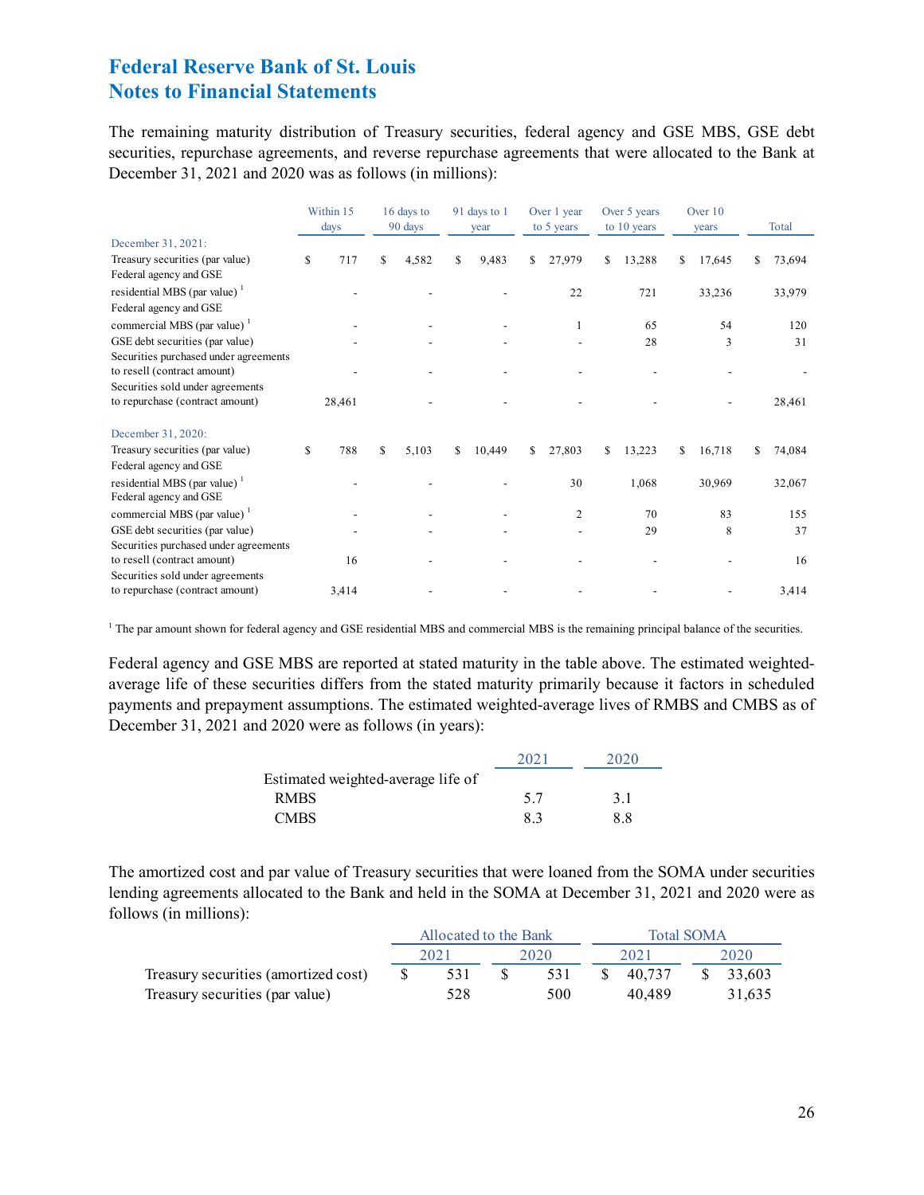## Federal Reserve Bank of St. Louis
## Notes to Financial Statements

The remaining maturity distribution of Treasury securities, federal agency and GSE MBS, GSE debt securities, repurchase agreements, and reverse repurchase agreements that were allocated to the Bank at December 31, 2021 and 2020 was as follows (in millions):

| | Within 15 days | 16 days to 90 days | 91 days to 1 year | Over 1 year to 5 years | Over 5 years to 10 years | Over 10 years | Total |
|---|---|---|---|---|---|---|---|
| December 31, 2021: | | | | | | | |
| Treasury securities (par value) | $ 717 | $ 4,582 | $ 9,483 | $ 27,979 | $ 13,288 | $ 17,645 | $ 73,694 |
| Federal agency and GSE residential MBS (par value) [1] | - | - | - | 22 | 721 | 33,236 | 33,979 |
| Federal agency and GSE commercial MBS (par value) [1] | - | - | - | 1 | 65 | 54 | 120 |
| GSE debt securities (par value) | - | - | - | - | 28 | 3 | 31 |
| Securities purchased under agreements to resell (contract amount) | - | - | - | - | - | - | - |
| Securities sold under agreements to repurchase (contract amount) | 28,461 | - | - | - | - | - | 28,461 |
| December 31, 2020: | | | | | | | |
| Treasury securities (par value) | $ 788 | $ 5,103 | $ 10,449 | $ 27,803 | $ 13,223 | $ 16,718 | $ 74,084 |
| Federal agency and GSE residential MBS (par value) [1] | - | - | - | 30 | 1,068 | 30,969 | 32,067 |
| Federal agency and GSE commercial MBS (par value) [1] | - | - | - | 2 | 70 | 83 | 155 |
| GSE debt securities (par value) | - | - | - | - | 29 | 8 | 37 |
| Securities purchased under agreements to resell (contract amount) | 16 | - | - | - | - | - | 16 |
| Securities sold under agreements to repurchase (contract amount) | 3,414 | - | - | - | - | - | 3,414 |

[1] The par amount shown for federal agency and GSE residential MBS and commercial MBS is the remaining principal balance of the securities.

Federal agency and GSE MBS are reported at stated maturity in the table above. The estimated weighted-average life of these securities differs from the stated maturity primarily because it factors in scheduled payments and prepayment assumptions. The estimated weighted-average lives of RMBS and CMBS as of December 31, 2021 and 2020 were as follows (in years):

| | 2021 | 2020 |
|---|---|---|
| Estimated weighted-average life of | | |
| RMBS | 5.7 | 3.1 |
| CMBS | 8.3 | 8.8 |

The amortized cost and par value of Treasury securities that were loaned from the SOMA under securities lending agreements allocated to the Bank and held in the SOMA at December 31, 2021 and 2020 were as follows (in millions):

| | Allocated to the Bank | | Total SOMA | |
|---|---|---|---|---|
| | 2021 | 2020 | 2021 | 2020 |
| Treasury securities (amortized cost) | $ 531 | $ 531 | $ 40,737 | $ 33,603 |
| Treasury securities (par value) | 528 | 500 | 40,489 | 31,635 |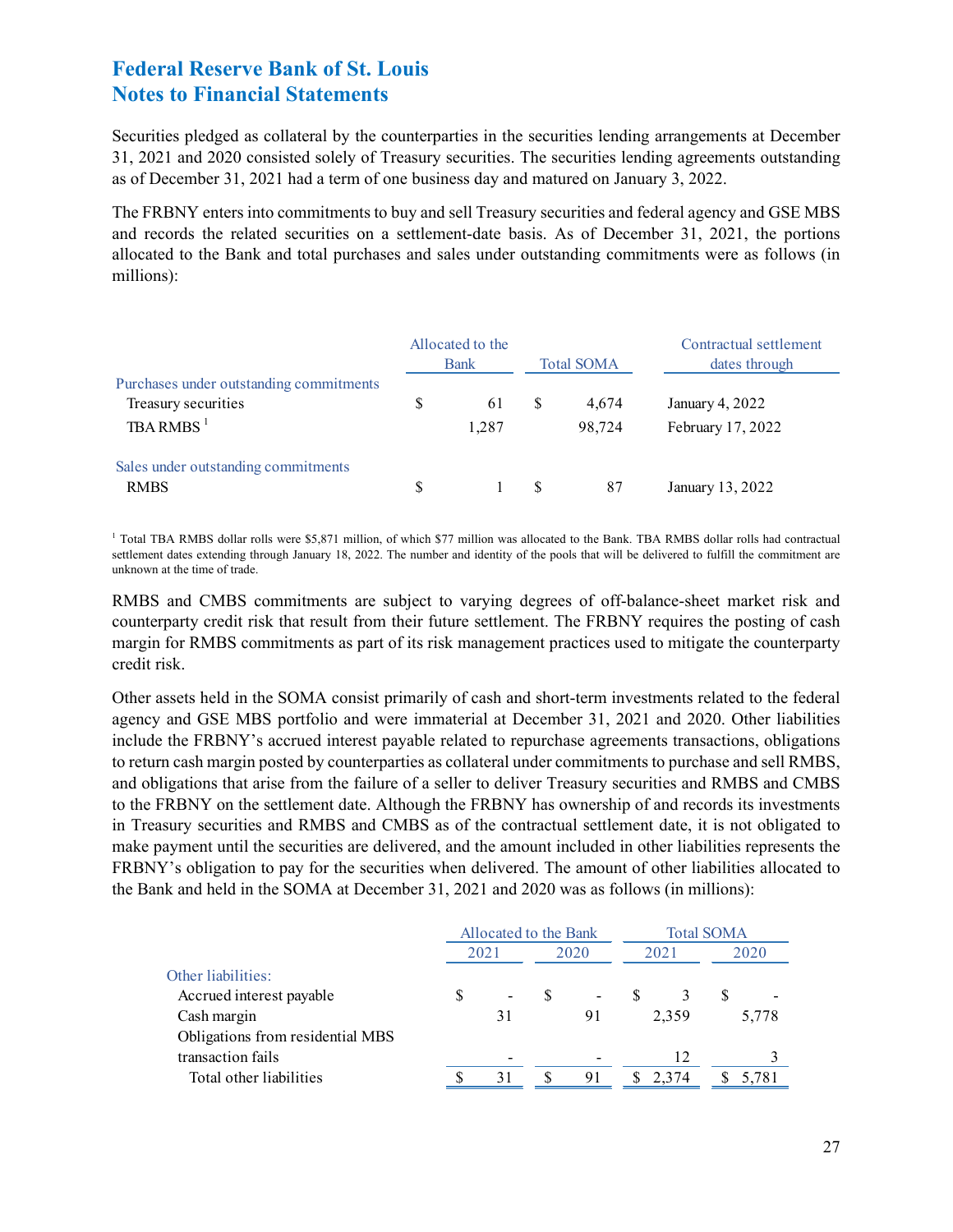# Federal Reserve Bank of St. Louis
# Notes to Financial Statements

Securities pledged as collateral by the counterparties in the securities lending arrangements at December 31, 2021 and 2020 consisted solely of Treasury securities. The securities lending agreements outstanding as of December 31, 2021 had a term of one business day and matured on January 3, 2022.

The FRBNY enters into commitments to buy and sell Treasury securities and federal agency and GSE MBS and records the related securities on a settlement-date basis. As of December 31, 2021, the portions allocated to the Bank and total purchases and sales under outstanding commitments were as follows (in millions):

| | Allocated to the Bank | Total SOMA | Contractual settlement dates through |
|---|---|---|---|
| Purchases under outstanding commitments | | | |
| Treasury securities | $ 61 | $ 4,674 | January 4, 2022 |
| TBA RMBS [1] | 1,287 | 98,724 | February 17, 2022 |
| | | | |
| Sales under outstanding commitments | | | |
| RMBS | $ 1 | $ 87 | January 13, 2022 |

[1] Total TBA RMBS dollar rolls were $5,871 million, of which $77 million was allocated to the Bank. TBA RMBS dollar rolls had contractual settlement dates extending through January 18, 2022. The number and identity of the pools that will be delivered to fulfill the commitment are unknown at the time of trade.

RMBS and CMBS commitments are subject to varying degrees of off-balance-sheet market risk and counterparty credit risk that result from their future settlement. The FRBNY requires the posting of cash margin for RMBS commitments as part of its risk management practices used to mitigate the counterparty credit risk.

Other assets held in the SOMA consist primarily of cash and short-term investments related to the federal agency and GSE MBS portfolio and were immaterial at December 31, 2021 and 2020. Other liabilities include the FRBNY's accrued interest payable related to repurchase agreements transactions, obligations to return cash margin posted by counterparties as collateral under commitments to purchase and sell RMBS, and obligations that arise from the failure of a seller to deliver Treasury securities and RMBS and CMBS to the FRBNY on the settlement date. Although the FRBNY has ownership of and records its investments in Treasury securities and RMBS and CMBS as of the contractual settlement date, it is not obligated to make payment until the securities are delivered, and the amount included in other liabilities represents the FRBNY's obligation to pay for the securities when delivered. The amount of other liabilities allocated to the Bank and held in the SOMA at December 31, 2021 and 2020 was as follows (in millions):

| | Allocated to the Bank | | Total SOMA | |
|---|---|---|---|---|
| | 2021 | 2020 | 2021 | 2020 |
| Other liabilities: | | | | |
| Accrued interest payable | $ - | $ - | $ 3 | $ - |
| Cash margin | 31 | 91 | 2,359 | 5,778 |
| Obligations from residential MBS transaction fails | - | - | 12 | 3 |
| Total other liabilities | $ 31 | $ 91 | $ 2,374 | $ 5,781 |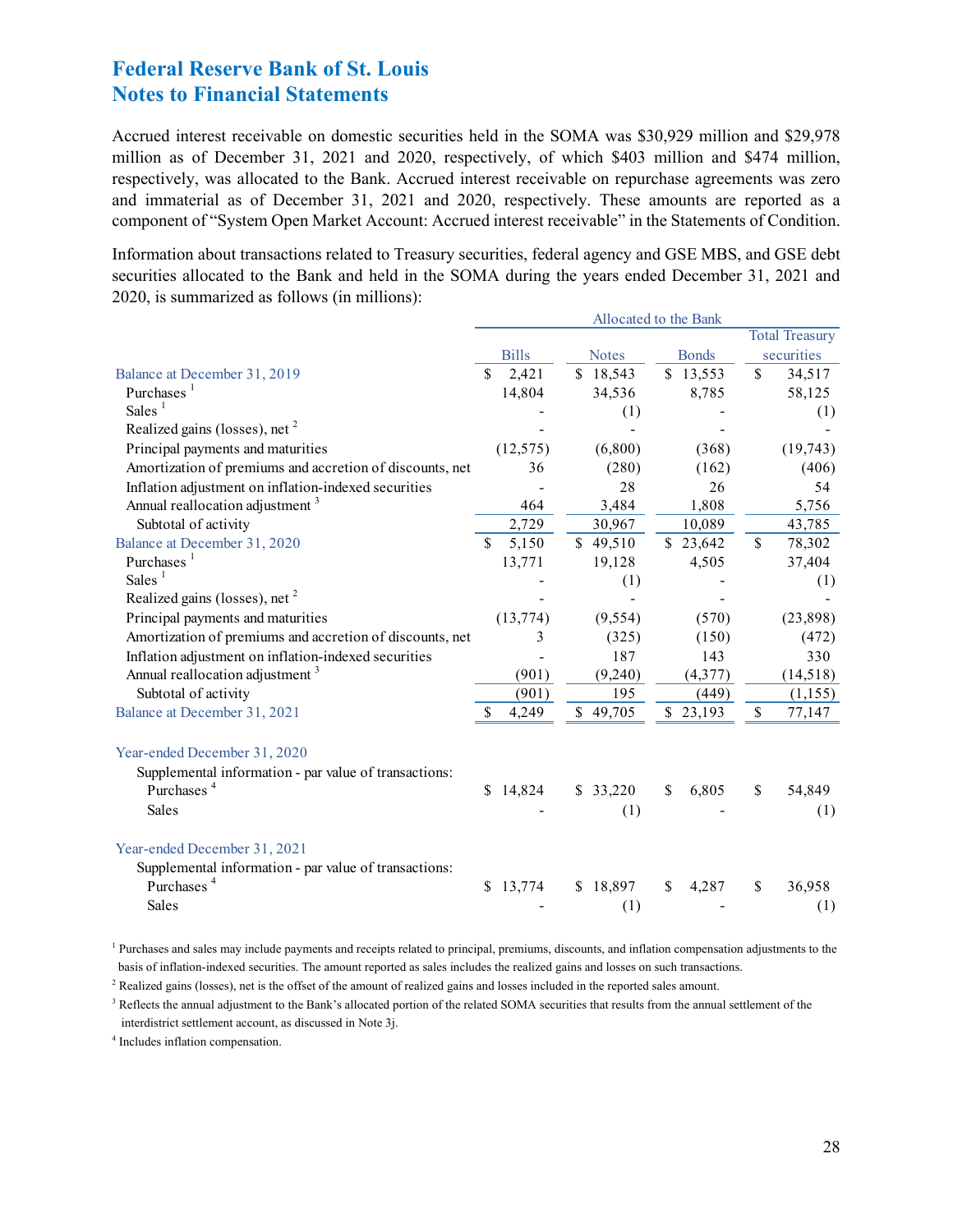## Federal Reserve Bank of St. Louis
## Notes to Financial Statements

Accrued interest receivable on domestic securities held in the SOMA was $30,929 million and $29,978 million as of December 31, 2021 and 2020, respectively, of which $403 million and $474 million, respectively, was allocated to the Bank. Accrued interest receivable on repurchase agreements was zero and immaterial as of December 31, 2021 and 2020, respectively. These amounts are reported as a component of “System Open Market Account: Accrued interest receivable” in the Statements of Condition.

Information about transactions related to Treasury securities, federal agency and GSE MBS, and GSE debt securities allocated to the Bank and held in the SOMA during the years ended December 31, 2021 and 2020, is summarized as follows (in millions):

| | Allocated to the Bank | | | |
|---|---|---|---|---|
| | Bills | Notes | Bonds | Total Treasury securities |
| Balance at December 31, 2019 | $ 2,421 | $ 18,543 | $ 13,553 | $ 34,517 |
| Purchases [1] | 14,804 | 34,536 | 8,785 | 58,125 |
| Sales [1] | - | (1) | - | (1) |
| Realized gains (losses), net [2] | - | - | - | - |
| Principal payments and maturities | (12,575) | (6,800) | (368) | (19,743) |
| Amortization of premiums and accretion of discounts, net | 36 | (280) | (162) | (406) |
| Inflation adjustment on inflation-indexed securities | - | 28 | 26 | 54 |
| Annual reallocation adjustment [3] | 464 | 3,484 | 1,808 | 5,756 |
| Subtotal of activity | 2,729 | 30,967 | 10,089 | 43,785 |
| Balance at December 31, 2020 | $ 5,150 | $ 49,510 | $ 23,642 | $ 78,302 |
| Purchases [1] | 13,771 | 19,128 | 4,505 | 37,404 |
| Sales [1] | - | (1) | - | (1) |
| Realized gains (losses), net [2] | - | - | - | - |
| Principal payments and maturities | (13,774) | (9,554) | (570) | (23,898) |
| Amortization of premiums and accretion of discounts, net | 3 | (325) | (150) | (472) |
| Inflation adjustment on inflation-indexed securities | - | 187 | 143 | 330 |
| Annual reallocation adjustment [3] | (901) | (9,240) | (4,377) | (14,518) |
| Subtotal of activity | (901) | 195 | (449) | (1,155) |
| Balance at December 31, 2021 | $ 4,249 | $ 49,705 | $ 23,193 | $ 77,147 |
| | | | | |
| Year-ended December 31, 2020 | | | | |
| Supplemental information - par value of transactions: | | | | |
| Purchases [4] | $ 14,824 | $ 33,220 | $ 6,805 | $ 54,849 |
| Sales | - | (1) | - | (1) |
| | | | | |
| Year-ended December 31, 2021 | | | | |
| Supplemental information - par value of transactions: | | | | |
| Purchases [4] | $ 13,774 | $ 18,897 | $ 4,287 | $ 36,958 |
| Sales | - | (1) | - | (1) |

[1] Purchases and sales may include payments and receipts related to principal, premiums, discounts, and inflation compensation adjustments to the basis of inflation-indexed securities. The amount reported as sales includes the realized gains and losses on such transactions.

[2] Realized gains (losses), net is the offset of the amount of realized gains and losses included in the reported sales amount.

[3] Reflects the annual adjustment to the Bank’s allocated portion of the related SOMA securities that results from the annual settlement of the interdistrict settlement account, as discussed in Note 3j.

[4] Includes inflation compensation.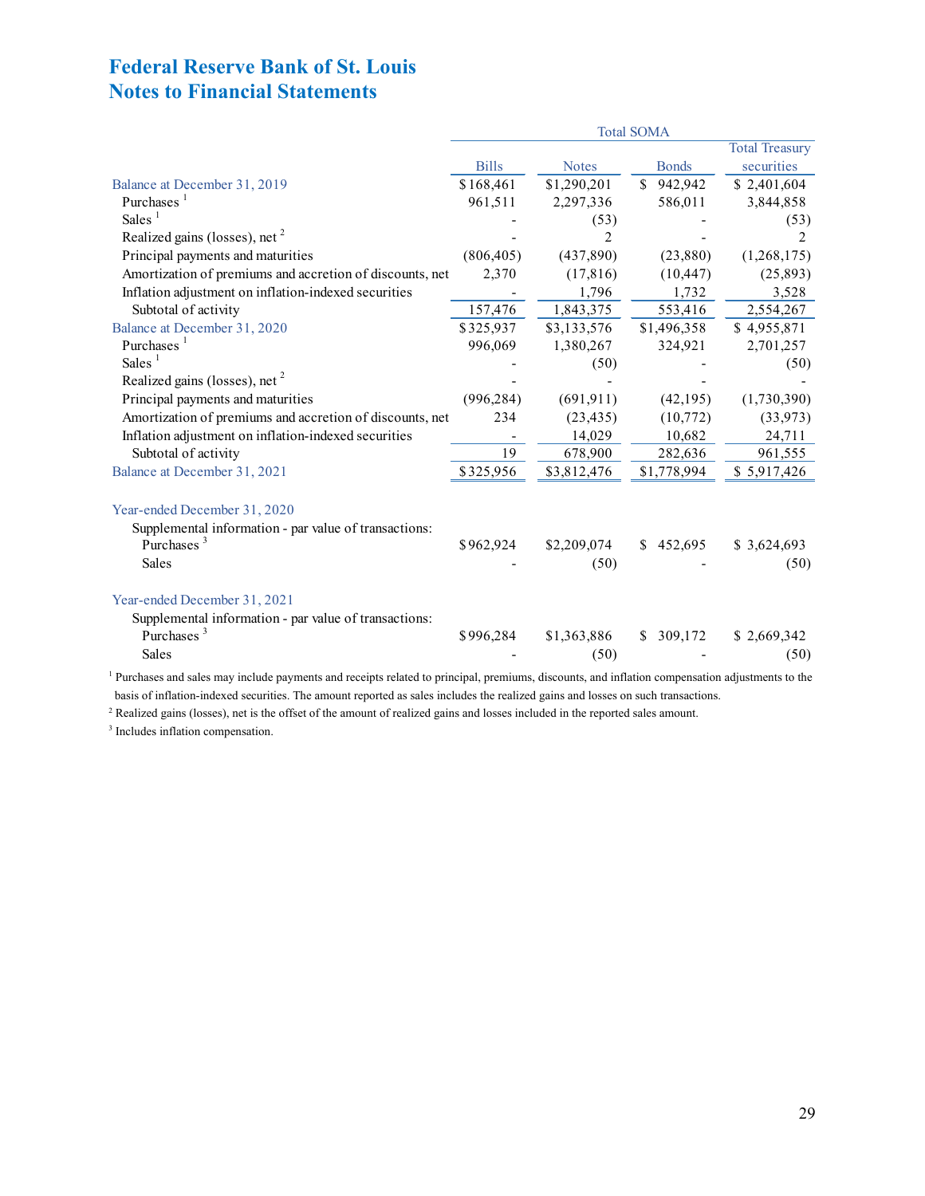## Federal Reserve Bank of St. Louis
## Notes to Financial Statements

| | Total SOMA | | | |
|---|---|---|---|---|
| | Bills | Notes | Bonds | Total Treasury securities |
| Balance at December 31, 2019 | $168,461 | $1,290,201 | $ 942,942 | $ 2,401,604 |
| Purchases [1] | 961,511 | 2,297,336 | 586,011 | 3,844,858 |
| Sales [1] | - | (53) | - | (53) |
| Realized gains (losses), net [2] | - | 2 | - | 2 |
| Principal payments and maturities | (806,405) | (437,890) | (23,880) | (1,268,175) |
| Amortization of premiums and accretion of discounts, net | 2,370 | (17,816) | (10,447) | (25,893) |
| Inflation adjustment on inflation-indexed securities | - | 1,796 | 1,732 | 3,528 |
| Subtotal of activity | 157,476 | 1,843,375 | 553,416 | 2,554,267 |
| Balance at December 31, 2020 | $325,937 | $3,133,576 | $1,496,358 | $ 4,955,871 |
| Purchases [1] | 996,069 | 1,380,267 | 324,921 | 2,701,257 |
| Sales [1] | - | (50) | - | (50) |
| Realized gains (losses), net [2] | - | - | - | - |
| Principal payments and maturities | (996,284) | (691,911) | (42,195) | (1,730,390) |
| Amortization of premiums and accretion of discounts, net | 234 | (23,435) | (10,772) | (33,973) |
| Inflation adjustment on inflation-indexed securities | - | 14,029 | 10,682 | 24,711 |
| Subtotal of activity | 19 | 678,900 | 282,636 | 961,555 |
| Balance at December 31, 2021 | $325,956 | $3,812,476 | $1,778,994 | $ 5,917,426 |
| | | | | |
| Year-ended December 31, 2020 | | | | |
| Supplemental information - par value of transactions: | | | | |
| Purchases [3] | $962,924 | $2,209,074 | $ 452,695 | $ 3,624,693 |
| Sales | - | (50) | - | (50) |
| | | | | |
| Year-ended December 31, 2021 | | | | |
| Supplemental information - par value of transactions: | | | | |
| Purchases [3] | $996,284 | $1,363,886 | $ 309,172 | $ 2,669,342 |
| Sales | - | (50) | - | (50) |

[1] Purchases and sales may include payments and receipts related to principal, premiums, discounts, and inflation compensation adjustments to the basis of inflation-indexed securities. The amount reported as sales includes the realized gains and losses on such transactions.

[2] Realized gains (losses), net is the offset of the amount of realized gains and losses included in the reported sales amount.

[3] Includes inflation compensation.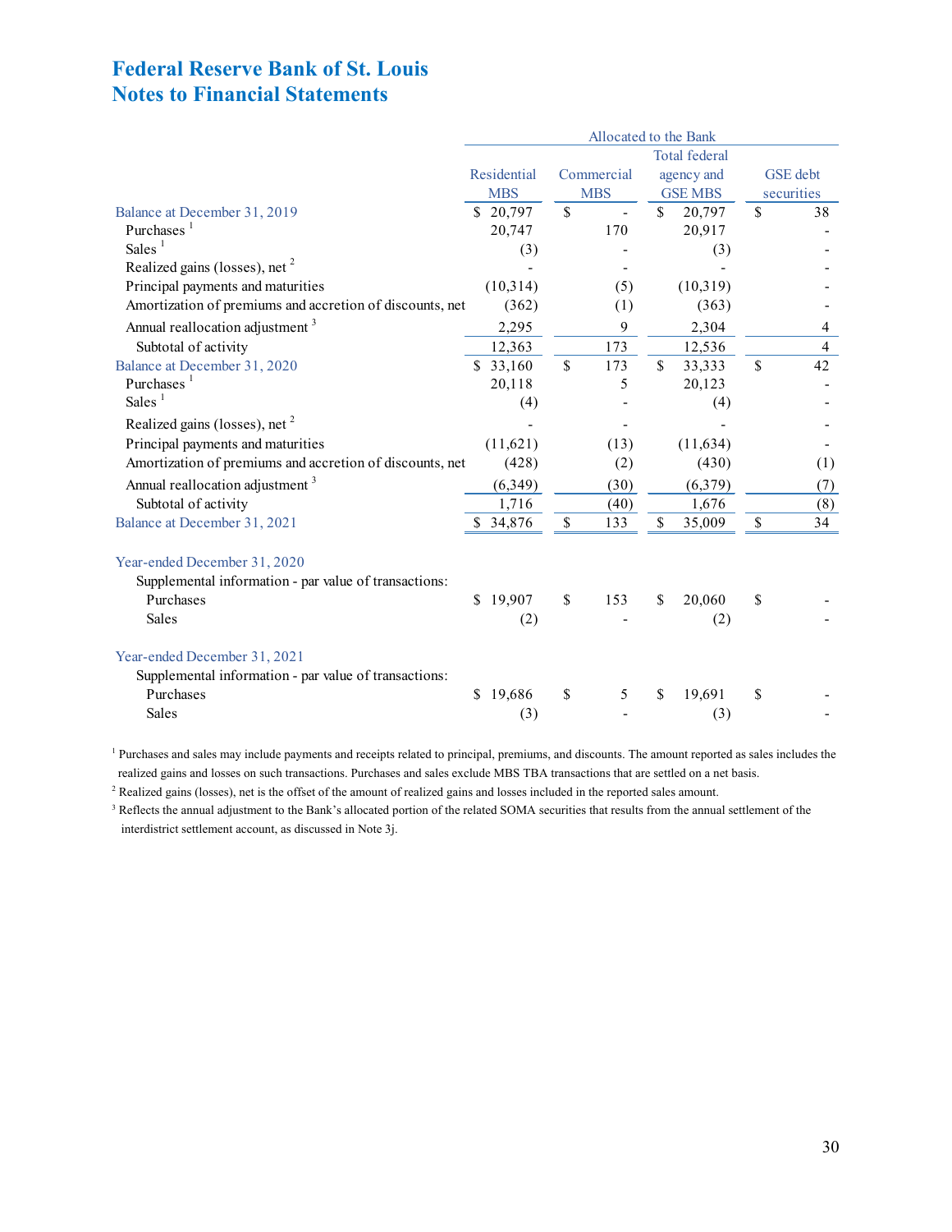# Federal Reserve Bank of St. Louis
# Notes to Financial Statements

| | Allocated to the Bank | | | |
|---|---|---|---|---|
| | Residential MBS | Commercial MBS | Total federal agency and GSE MBS | GSE debt securities |
| Balance at December 31, 2019 | $ 20,797 | $ - | $ 20,797 | $ 38 |
| Purchases [1] | 20,747 | 170 | 20,917 | - |
| Sales [1] | (3) | - | (3) | - |
| Realized gains (losses), net [2] | - | - | - | - |
| Principal payments and maturities | (10,314) | (5) | (10,319) | - |
| Amortization of premiums and accretion of discounts, net | (362) | (1) | (363) | - |
| Annual reallocation adjustment [3] | 2,295 | 9 | 2,304 | 4 |
| Subtotal of activity | 12,363 | 173 | 12,536 | 4 |
| Balance at December 31, 2020 | $ 33,160 | $ 173 | $ 33,333 | $ 42 |
| Purchases [1] | 20,118 | 5 | 20,123 | - |
| Sales [1] | (4) | - | (4) | - |
| Realized gains (losses), net [2] | - | - | - | - |
| Principal payments and maturities | (11,621) | (13) | (11,634) | - |
| Amortization of premiums and accretion of discounts, net | (428) | (2) | (430) | (1) |
| Annual reallocation adjustment [3] | (6,349) | (30) | (6,379) | (7) |
| Subtotal of activity | 1,716 | (40) | 1,676 | (8) |
| Balance at December 31, 2021 | $ 34,876 | $ 133 | $ 35,009 | $ 34 |
| | | | | |
| Year-ended December 31, 2020 | | | | |
| Supplemental information - par value of transactions: | | | | |
| Purchases | $ 19,907 | $ 153 | $ 20,060 | $ - |
| Sales | (2) | - | (2) | - |
| | | | | |
| Year-ended December 31, 2021 | | | | |
| Supplemental information - par value of transactions: | | | | |
| Purchases | $ 19,686 | $ 5 | $ 19,691 | $ - |
| Sales | (3) | - | (3) | - |

[1] Purchases and sales may include payments and receipts related to principal, premiums, and discounts. The amount reported as sales includes the realized gains and losses on such transactions. Purchases and sales exclude MBS TBA transactions that are settled on a net basis.

[2] Realized gains (losses), net is the offset of the amount of realized gains and losses included in the reported sales amount.

[3] Reflects the annual adjustment to the Bank's allocated portion of the related SOMA securities that results from the annual settlement of the interdistrict settlement account, as discussed in Note 3j.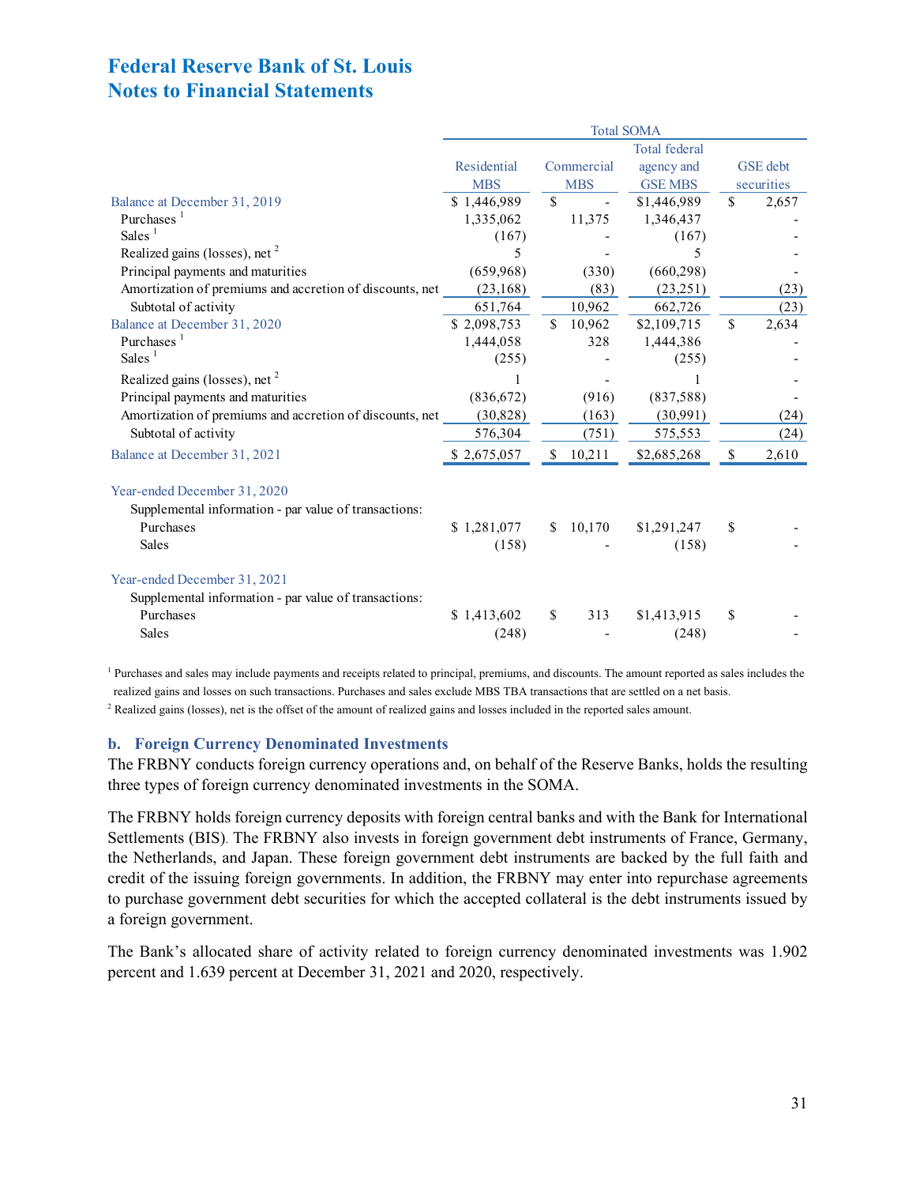# Federal Reserve Bank of St. Louis
# Notes to Financial Statements

| | Total SOMA | | | |
|---|---|---|---|---|
| | Residential MBS | Commercial MBS | Total federal agency and GSE MBS | GSE debt securities |
| Balance at December 31, 2019 | $ 1,446,989 | $ - | $1,446,989 | $ 2,657 |
| Purchases [1] | 1,335,062 | 11,375 | 1,346,437 | - |
| Sales [1] | (167) | - | (167) | - |
| Realized gains (losses), net [2] | 5 | - | 5 | - |
| Principal payments and maturities | (659,968) | (330) | (660,298) | - |
| Amortization of premiums and accretion of discounts, net | (23,168) | (83) | (23,251) | (23) |
| Subtotal of activity | 651,764 | 10,962 | 662,726 | (23) |
| Balance at December 31, 2020 | $ 2,098,753 | $ 10,962 | $2,109,715 | $ 2,634 |
| Purchases [1] | 1,444,058 | 328 | 1,444,386 | - |
| Sales [1] | (255) | - | (255) | - |
| Realized gains (losses), net [2] | 1 | - | 1 | - |
| Principal payments and maturities | (836,672) | (916) | (837,588) | - |
| Amortization of premiums and accretion of discounts, net | (30,828) | (163) | (30,991) | (24) |
| Subtotal of activity | 576,304 | (751) | 575,553 | (24) |
| Balance at December 31, 2021 | $ 2,675,057 | $ 10,211 | $2,685,268 | $ 2,610 |
| | | | | |
| Year-ended December 31, 2020 | | | | |
| Supplemental information - par value of transactions: | | | | |
| Purchases | $ 1,281,077 | $ 10,170 | $1,291,247 | $ - |
| Sales | (158) | - | (158) | - |
| | | | | |
| Year-ended December 31, 2021 | | | | |
| Supplemental information - par value of transactions: | | | | |
| Purchases | $ 1,413,602 | $ 313 | $1,413,915 | $ - |
| Sales | (248) | - | (248) | - |

[1] Purchases and sales may include payments and receipts related to principal, premiums, and discounts. The amount reported as sales includes the realized gains and losses on such transactions. Purchases and sales exclude MBS TBA transactions that are settled on a net basis.

[2] Realized gains (losses), net is the offset of the amount of realized gains and losses included in the reported sales amount.

### b. Foreign Currency Denominated Investments

The FRBNY conducts foreign currency operations and, on behalf of the Reserve Banks, holds the resulting three types of foreign currency denominated investments in the SOMA.

The FRBNY holds foreign currency deposits with foreign central banks and with the Bank for International Settlements (BIS). The FRBNY also invests in foreign government debt instruments of France, Germany, the Netherlands, and Japan. These foreign government debt instruments are backed by the full faith and credit of the issuing foreign governments. In addition, the FRBNY may enter into repurchase agreements to purchase government debt securities for which the accepted collateral is the debt instruments issued by a foreign government.

The Bank's allocated share of activity related to foreign currency denominated investments was 1.902 percent and 1.639 percent at December 31, 2021 and 2020, respectively.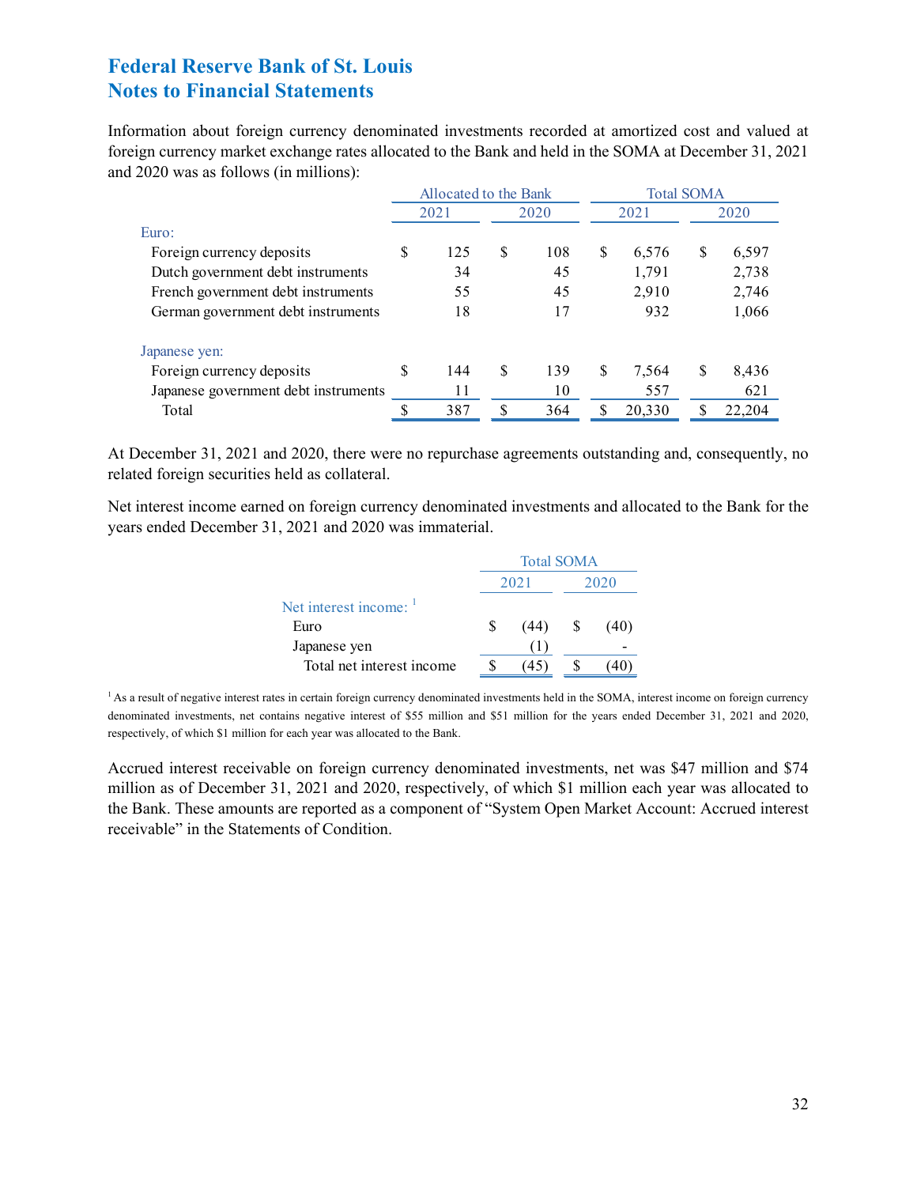# Federal Reserve Bank of St. Louis
# Notes to Financial Statements

Information about foreign currency denominated investments recorded at amortized cost and valued at foreign currency market exchange rates allocated to the Bank and held in the SOMA at December 31, 2021 and 2020 was as follows (in millions):

| | Allocated to the Bank | | Total SOMA | |
|---|---|---|---|---|
| | 2021 | 2020 | 2021 | 2020 |
| Euro: | | | | |
| Foreign currency deposits | $ 125 | $ 108 | $ 6,576 | $ 6,597 |
| Dutch government debt instruments | 34 | 45 | 1,791 | 2,738 |
| French government debt instruments | 55 | 45 | 2,910 | 2,746 |
| German government debt instruments | 18 | 17 | 932 | 1,066 |
| Japanese yen: | | | | |
| Foreign currency deposits | $ 144 | $ 139 | $ 7,564 | $ 8,436 |
| Japanese government debt instruments | 11 | 10 | 557 | 621 |
| Total | $ 387 | $ 364 | $ 20,330 | $ 22,204 |

At December 31, 2021 and 2020, there were no repurchase agreements outstanding and, consequently, no related foreign securities held as collateral.

Net interest income earned on foreign currency denominated investments and allocated to the Bank for the years ended December 31, 2021 and 2020 was immaterial.

| | Total SOMA | |
|---|---|---|
| | 2021 | 2020 |
| Net interest income: [1] | | |
| Euro | $ (44) | $ (40) |
| Japanese yen | (1) | - |
| Total net interest income | $ (45) | $ (40) |

[1] As a result of negative interest rates in certain foreign currency denominated investments held in the SOMA, interest income on foreign currency denominated investments, net contains negative interest of $55 million and $51 million for the years ended December 31, 2021 and 2020, respectively, of which $1 million for each year was allocated to the Bank.

Accrued interest receivable on foreign currency denominated investments, net was $47 million and $74 million as of December 31, 2021 and 2020, respectively, of which $1 million each year was allocated to the Bank. These amounts are reported as a component of "System Open Market Account: Accrued interest receivable" in the Statements of Condition.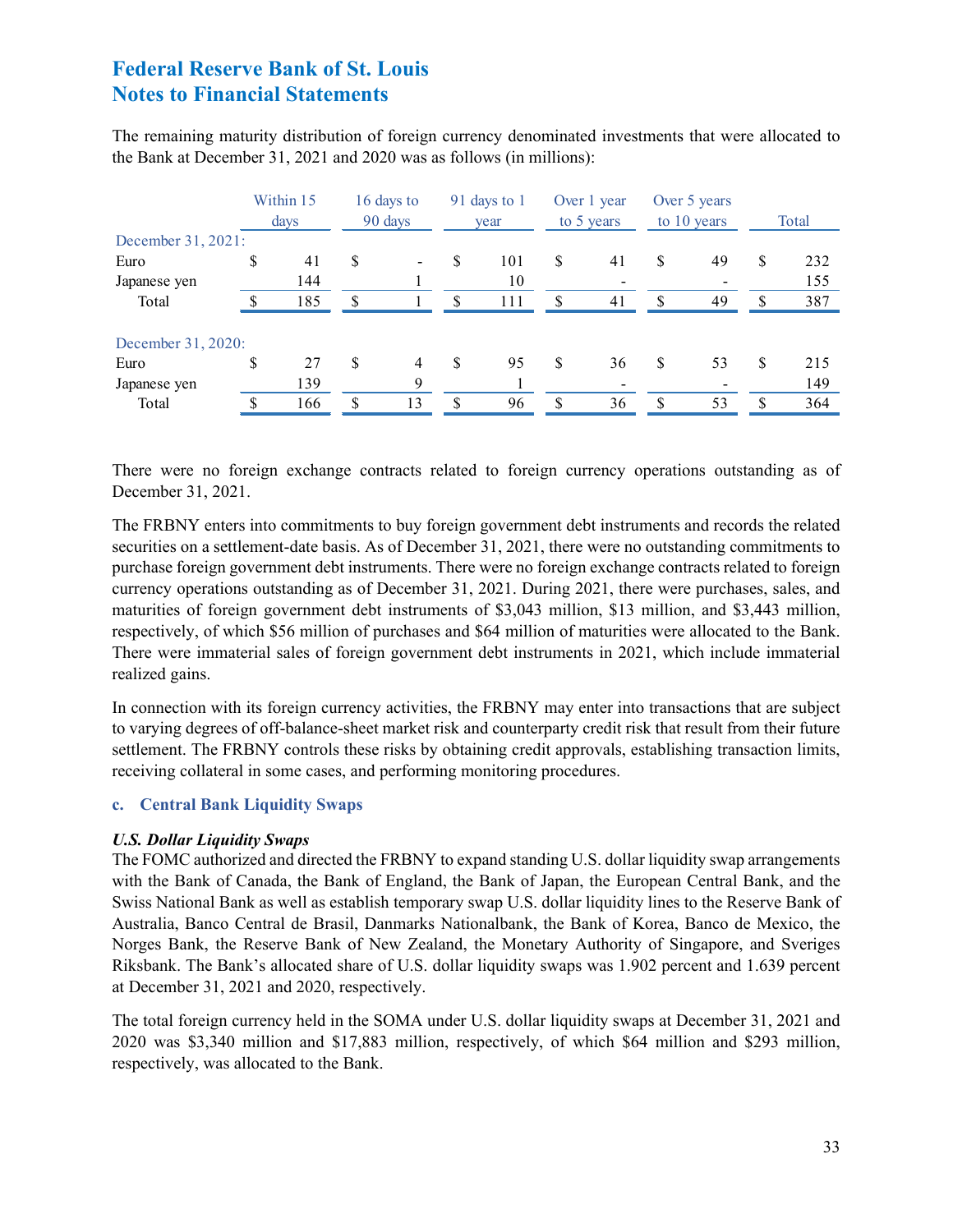# Federal Reserve Bank of St. Louis
# Notes to Financial Statements

The remaining maturity distribution of foreign currency denominated investments that were allocated to the Bank at December 31, 2021 and 2020 was as follows (in millions):

| | Within 15 days | 16 days to 90 days | 91 days to 1 year | Over 1 year to 5 years | Over 5 years to 10 years | Total |
|---|---|---|---|---|---|---|
| December 31, 2021: | | | | | | |
| Euro | $ 41 | $ - | $ 101 | $ 41 | $ 49 | $ 232 |
| Japanese yen | 144 | 1 | 10 | - | - | 155 |
| Total | $ 185 | $ 1 | $ 111 | $ 41 | $ 49 | $ 387 |
| December 31, 2020: | | | | | | |
| Euro | $ 27 | $ 4 | $ 95 | $ 36 | $ 53 | $ 215 |
| Japanese yen | 139 | 9 | 1 | - | - | 149 |
| Total | $ 166 | $ 13 | $ 96 | $ 36 | $ 53 | $ 364 |

There were no foreign exchange contracts related to foreign currency operations outstanding as of December 31, 2021.

The FRBNY enters into commitments to buy foreign government debt instruments and records the related securities on a settlement-date basis. As of December 31, 2021, there were no outstanding commitments to purchase foreign government debt instruments. There were no foreign exchange contracts related to foreign currency operations outstanding as of December 31, 2021. During 2021, there were purchases, sales, and maturities of foreign government debt instruments of $3,043 million, $13 million, and $3,443 million, respectively, of which $56 million of purchases and $64 million of maturities were allocated to the Bank. There were immaterial sales of foreign government debt instruments in 2021, which include immaterial realized gains.

In connection with its foreign currency activities, the FRBNY may enter into transactions that are subject to varying degrees of off-balance-sheet market risk and counterparty credit risk that result from their future settlement. The FRBNY controls these risks by obtaining credit approvals, establishing transaction limits, receiving collateral in some cases, and performing monitoring procedures.

### c. Central Bank Liquidity Swaps

***U.S. Dollar Liquidity Swaps***

The FOMC authorized and directed the FRBNY to expand standing U.S. dollar liquidity swap arrangements with the Bank of Canada, the Bank of England, the Bank of Japan, the European Central Bank, and the Swiss National Bank as well as establish temporary swap U.S. dollar liquidity lines to the Reserve Bank of Australia, Banco Central de Brasil, Danmarks Nationalbank, the Bank of Korea, Banco de Mexico, the Norges Bank, the Reserve Bank of New Zealand, the Monetary Authority of Singapore, and Sveriges Riksbank. The Bank's allocated share of U.S. dollar liquidity swaps was 1.902 percent and 1.639 percent at December 31, 2021 and 2020, respectively.

The total foreign currency held in the SOMA under U.S. dollar liquidity swaps at December 31, 2021 and 2020 was $3,340 million and $17,883 million, respectively, of which $64 million and $293 million, respectively, was allocated to the Bank.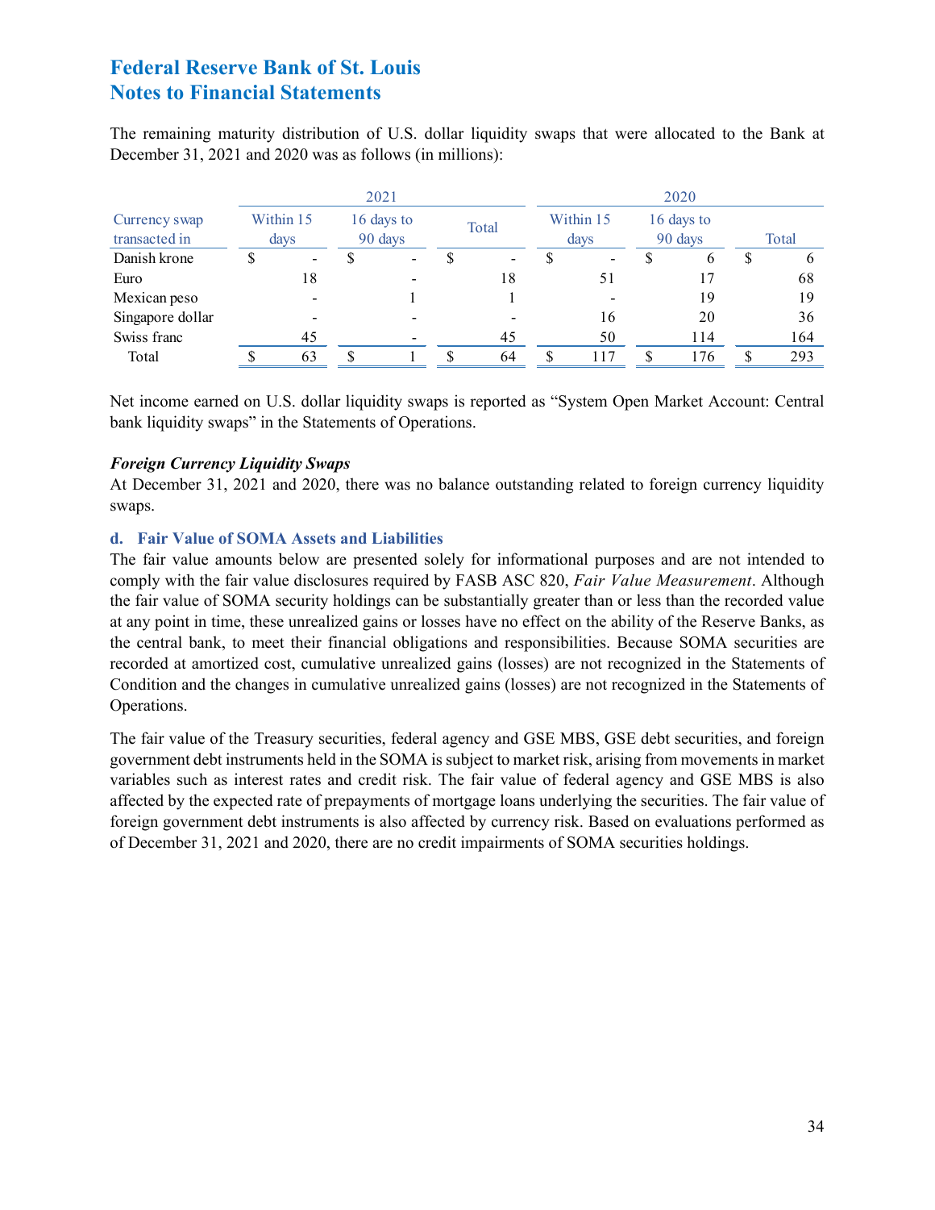# Federal Reserve Bank of St. Louis
# Notes to Financial Statements

The remaining maturity distribution of U.S. dollar liquidity swaps that were allocated to the Bank at December 31, 2021 and 2020 was as follows (in millions):

| | 2021 | | | 2020 | | |
|---|---|---|---|---|---|---|
| Currency swap transacted in | Within 15 days | 16 days to 90 days | Total | Within 15 days | 16 days to 90 days | Total |
| Danish krone | $ - | $ - | $ - | $ - | $ 6 | $ 6 |
| Euro | 18 | - | 18 | 51 | 17 | 68 |
| Mexican peso | - | 1 | 1 | - | 19 | 19 |
| Singapore dollar | - | - | - | 16 | 20 | 36 |
| Swiss franc | 45 | - | 45 | 50 | 114 | 164 |
| Total | $ 63 | $ 1 | $ 64 | $ 117 | $ 176 | $ 293 |

Net income earned on U.S. dollar liquidity swaps is reported as "System Open Market Account: Central bank liquidity swaps" in the Statements of Operations.

***Foreign Currency Liquidity Swaps***

At December 31, 2021 and 2020, there was no balance outstanding related to foreign currency liquidity swaps.

### d. Fair Value of SOMA Assets and Liabilities

The fair value amounts below are presented solely for informational purposes and are not intended to comply with the fair value disclosures required by FASB ASC 820, *Fair Value Measurement*. Although the fair value of SOMA security holdings can be substantially greater than or less than the recorded value at any point in time, these unrealized gains or losses have no effect on the ability of the Reserve Banks, as the central bank, to meet their financial obligations and responsibilities. Because SOMA securities are recorded at amortized cost, cumulative unrealized gains (losses) are not recognized in the Statements of Condition and the changes in cumulative unrealized gains (losses) are not recognized in the Statements of Operations.

The fair value of the Treasury securities, federal agency and GSE MBS, GSE debt securities, and foreign government debt instruments held in the SOMA is subject to market risk, arising from movements in market variables such as interest rates and credit risk. The fair value of federal agency and GSE MBS is also affected by the expected rate of prepayments of mortgage loans underlying the securities. The fair value of foreign government debt instruments is also affected by currency risk. Based on evaluations performed as of December 31, 2021 and 2020, there are no credit impairments of SOMA securities holdings.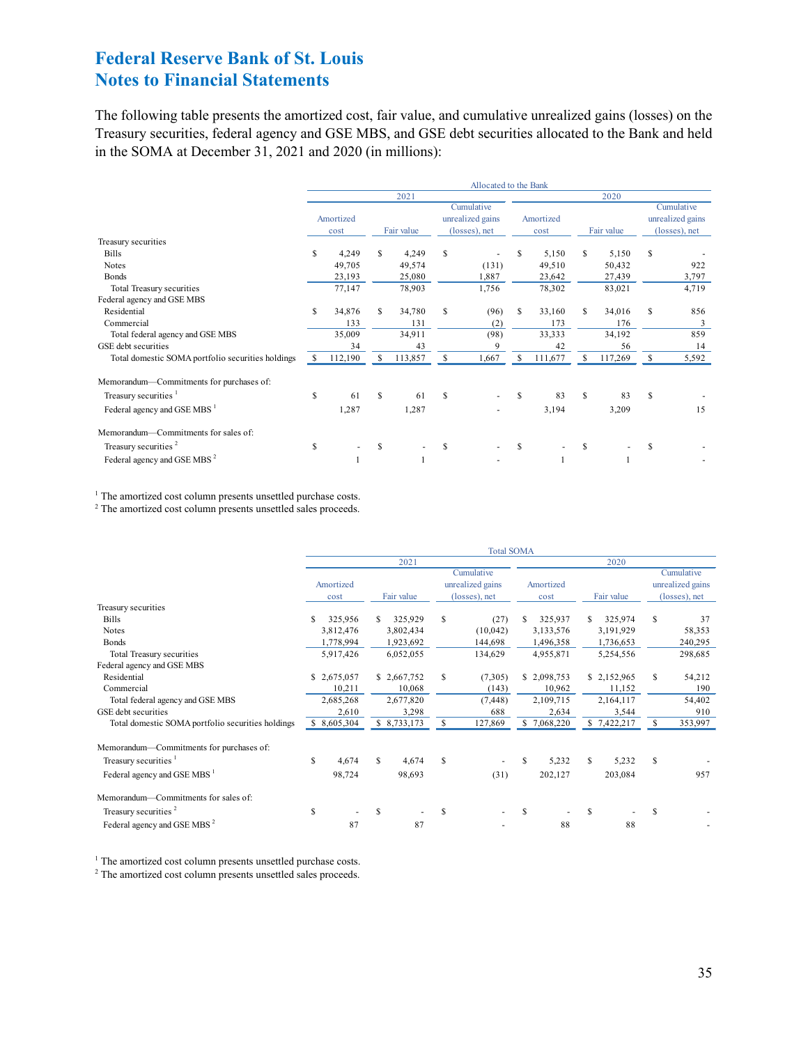# Federal Reserve Bank of St. Louis
# Notes to Financial Statements

The following table presents the amortized cost, fair value, and cumulative unrealized gains (losses) on the Treasury securities, federal agency and GSE MBS, and GSE debt securities allocated to the Bank and held in the SOMA at December 31, 2021 and 2020 (in millions):

| | Allocated to the Bank | | | | | |
|---|---|---|---|---|---|---|
| | 2021 | | | 2020 | | |
| | Amortized cost | Fair value | Cumulative unrealized gains (losses), net | Amortized cost | Fair value | Cumulative unrealized gains (losses), net |
| Treasury securities | | | | | | |
| Bills | $ 4,249 | $ 4,249 | $ - | $ 5,150 | $ 5,150 | $ - |
| Notes | 49,705 | 49,574 | (131) | 49,510 | 50,432 | 922 |
| Bonds | 23,193 | 25,080 | 1,887 | 23,642 | 27,439 | 3,797 |
| Total Treasury securities | 77,147 | 78,903 | 1,756 | 78,302 | 83,021 | 4,719 |
| Federal agency and GSE MBS | | | | | | |
| Residential | $ 34,876 | $ 34,780 | $ (96) | $ 33,160 | $ 34,016 | $ 856 |
| Commercial | 133 | 131 | (2) | 173 | 176 | 3 |
| Total federal agency and GSE MBS | 35,009 | 34,911 | (98) | 33,333 | 34,192 | 859 |
| GSE debt securities | 34 | 43 | 9 | 42 | 56 | 14 |
| Total domestic SOMA portfolio securities holdings | $ 112,190 | $ 113,857 | $ 1,667 | $ 111,677 | $ 117,269 | $ 5,592 |
| | | | | | | |
| Memorandum—Commitments for purchases of: | | | | | | |
| Treasury securities [1] | $ 61 | $ 61 | $ - | $ 83 | $ 83 | $ - |
| Federal agency and GSE MBS [1] | 1,287 | 1,287 | - | 3,194 | 3,209 | 15 |
| | | | | | | |
| Memorandum—Commitments for sales of: | | | | | | |
| Treasury securities [2] | $ - | $ - | $ - | $ - | $ - | $ - |
| Federal agency and GSE MBS [2] | 1 | 1 | - | 1 | 1 | - |

[1] The amortized cost column presents unsettled purchase costs.
[2] The amortized cost column presents unsettled sales proceeds.

| | Total SOMA | | | | | |
|---|---|---|---|---|---|---|
| | 2021 | | | 2020 | | |
| | Amortized cost | Fair value | Cumulative unrealized gains (losses), net | Amortized cost | Fair value | Cumulative unrealized gains (losses), net |
| Treasury securities | | | | | | |
| Bills | $ 325,956 | $ 325,929 | $ (27) | $ 325,937 | $ 325,974 | $ 37 |
| Notes | 3,812,476 | 3,802,434 | (10,042) | 3,133,576 | 3,191,929 | 58,353 |
| Bonds | 1,778,994 | 1,923,692 | 144,698 | 1,496,358 | 1,736,653 | 240,295 |
| Total Treasury securities | 5,917,426 | 6,052,055 | 134,629 | 4,955,871 | 5,254,556 | 298,685 |
| Federal agency and GSE MBS | | | | | | |
| Residential | $ 2,675,057 | $ 2,667,752 | $ (7,305) | $ 2,098,753 | $ 2,152,965 | $ 54,212 |
| Commercial | 10,211 | 10,068 | (143) | 10,962 | 11,152 | 190 |
| Total federal agency and GSE MBS | 2,685,268 | 2,677,820 | (7,448) | 2,109,715 | 2,164,117 | 54,402 |
| GSE debt securities | 2,610 | 3,298 | 688 | 2,634 | 3,544 | 910 |
| Total domestic SOMA portfolio securities holdings | $ 8,605,304 | $ 8,733,173 | $ 127,869 | $ 7,068,220 | $ 7,422,217 | $ 353,997 |
| | | | | | | |
| Memorandum—Commitments for purchases of: | | | | | | |
| Treasury securities [1] | $ 4,674 | $ 4,674 | $ - | $ 5,232 | $ 5,232 | $ - |
| Federal agency and GSE MBS [1] | 98,724 | 98,693 | (31) | 202,127 | 203,084 | 957 |
| | | | | | | |
| Memorandum—Commitments for sales of: | | | | | | |
| Treasury securities [2] | $ - | $ - | $ - | $ - | $ - | $ - |
| Federal agency and GSE MBS [2] | 87 | 87 | - | 88 | 88 | - |

[1] The amortized cost column presents unsettled purchase costs.
[2] The amortized cost column presents unsettled sales proceeds.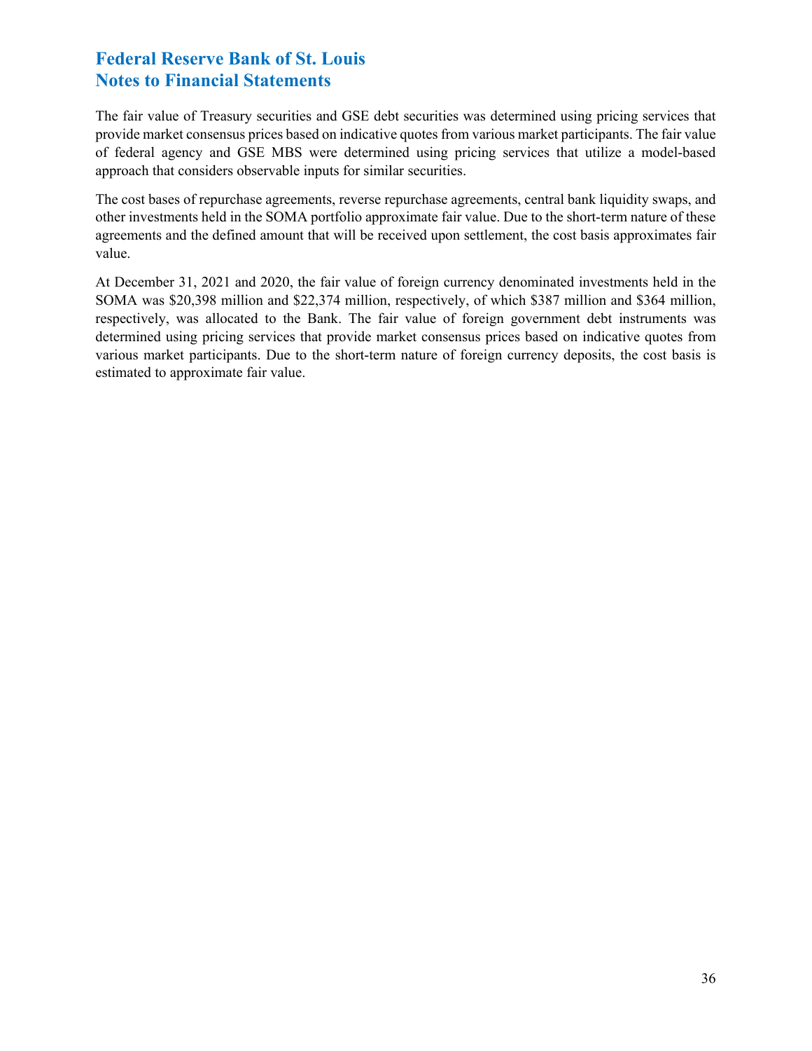The fair value of Treasury securities and GSE debt securities was determined using pricing services that provide market consensus prices based on indicative quotes from various market participants. The fair value of federal agency and GSE MBS were determined using pricing services that utilize a model-based approach that considers observable inputs for similar securities.

The cost bases of repurchase agreements, reverse repurchase agreements, central bank liquidity swaps, and other investments held in the SOMA portfolio approximate fair value. Due to the short-term nature of these agreements and the defined amount that will be received upon settlement, the cost basis approximates fair value.

At December 31, 2021 and 2020, the fair value of foreign currency denominated investments held in the SOMA was $20,398 million and $22,374 million, respectively, of which $387 million and $364 million, respectively, was allocated to the Bank. The fair value of foreign government debt instruments was determined using pricing services that provide market consensus prices based on indicative quotes from various market participants. Due to the short-term nature of foreign currency deposits, the cost basis is estimated to approximate fair value.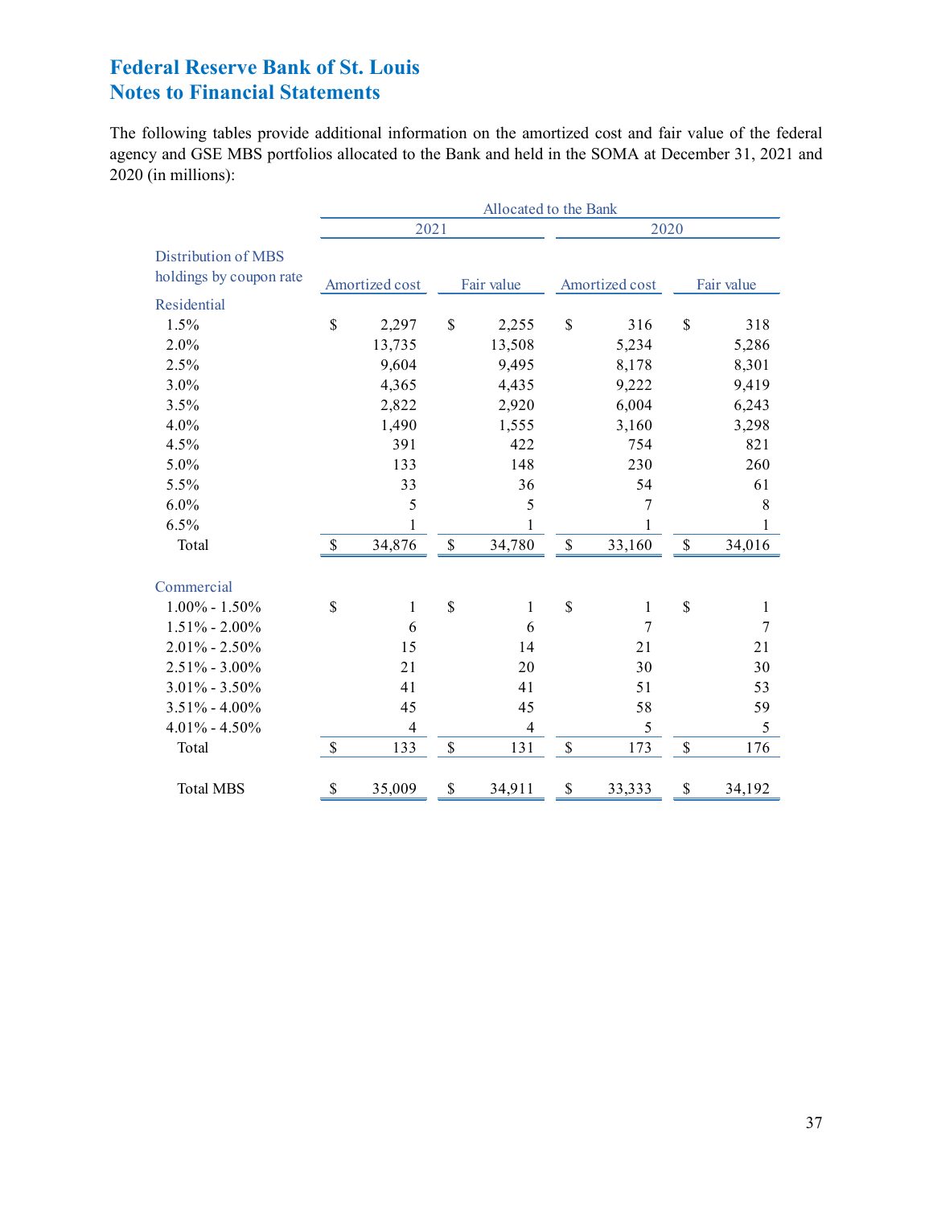# Federal Reserve Bank of St. Louis
## Notes to Financial Statements

The following tables provide additional information on the amortized cost and fair value of the federal agency and GSE MBS portfolios allocated to the Bank and held in the SOMA at December 31, 2021 and 2020 (in millions):

| | Allocated to the Bank | | | |
|---|---|---|---|---|
| | 2021 | | 2020 | |
| Distribution of MBS holdings by coupon rate | Amortized cost | Fair value | Amortized cost | Fair value |
| **Residential** | | | | |
| 1.5% | $ 2,297 | $ 2,255 | $ 316 | $ 318 |
| 2.0% | 13,735 | 13,508 | 5,234 | 5,286 |
| 2.5% | 9,604 | 9,495 | 8,178 | 8,301 |
| 3.0% | 4,365 | 4,435 | 9,222 | 9,419 |
| 3.5% | 2,822 | 2,920 | 6,004 | 6,243 |
| 4.0% | 1,490 | 1,555 | 3,160 | 3,298 |
| 4.5% | 391 | 422 | 754 | 821 |
| 5.0% | 133 | 148 | 230 | 260 |
| 5.5% | 33 | 36 | 54 | 61 |
| 6.0% | 5 | 5 | 7 | 8 |
| 6.5% | 1 | 1 | 1 | 1 |
| Total | $ 34,876 | $ 34,780 | $ 33,160 | $ 34,016 |
| **Commercial** | | | | |
| 1.00% - 1.50% | $ 1 | $ 1 | $ 1 | $ 1 |
| 1.51% - 2.00% | 6 | 6 | 7 | 7 |
| 2.01% - 2.50% | 15 | 14 | 21 | 21 |
| 2.51% - 3.00% | 21 | 20 | 30 | 30 |
| 3.01% - 3.50% | 41 | 41 | 51 | 53 |
| 3.51% - 4.00% | 45 | 45 | 58 | 59 |
| 4.01% - 4.50% | 4 | 4 | 5 | 5 |
| Total | $ 133 | $ 131 | $ 173 | $ 176 |
| Total MBS | $ 35,009 | $ 34,911 | $ 33,333 | $ 34,192 |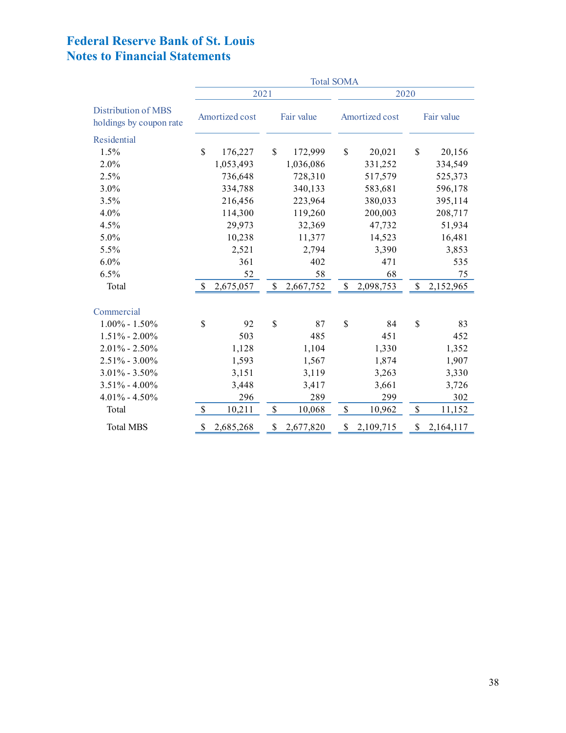# Federal Reserve Bank of St. Louis
# Notes to Financial Statements

| Distribution of MBS holdings by coupon rate | Total SOMA 2021 Amortized cost | Total SOMA 2021 Fair value | Total SOMA 2020 Amortized cost | Total SOMA 2020 Fair value |
|---|---|---|---|---|
| **Residential** | | | | |
| 1.5% | $ 176,227 | $ 172,999 | $ 20,021 | $ 20,156 |
| 2.0% | 1,053,493 | 1,036,086 | 331,252 | 334,549 |
| 2.5% | 736,648 | 728,310 | 517,579 | 525,373 |
| 3.0% | 334,788 | 340,133 | 583,681 | 596,178 |
| 3.5% | 216,456 | 223,964 | 380,033 | 395,114 |
| 4.0% | 114,300 | 119,260 | 200,003 | 208,717 |
| 4.5% | 29,973 | 32,369 | 47,732 | 51,934 |
| 5.0% | 10,238 | 11,377 | 14,523 | 16,481 |
| 5.5% | 2,521 | 2,794 | 3,390 | 3,853 |
| 6.0% | 361 | 402 | 471 | 535 |
| 6.5% | 52 | 58 | 68 | 75 |
| Total | $ 2,675,057 | $ 2,667,752 | $ 2,098,753 | $ 2,152,965 |
| **Commercial** | | | | |
| 1.00% - 1.50% | $ 92 | $ 87 | $ 84 | $ 83 |
| 1.51% - 2.00% | 503 | 485 | 451 | 452 |
| 2.01% - 2.50% | 1,128 | 1,104 | 1,330 | 1,352 |
| 2.51% - 3.00% | 1,593 | 1,567 | 1,874 | 1,907 |
| 3.01% - 3.50% | 3,151 | 3,119 | 3,263 | 3,330 |
| 3.51% - 4.00% | 3,448 | 3,417 | 3,661 | 3,726 |
| 4.01% - 4.50% | 296 | 289 | 299 | 302 |
| Total | $ 10,211 | $ 10,068 | $ 10,962 | $ 11,152 |
| Total MBS | $ 2,685,268 | $ 2,677,820 | $ 2,109,715 | $ 2,164,117 |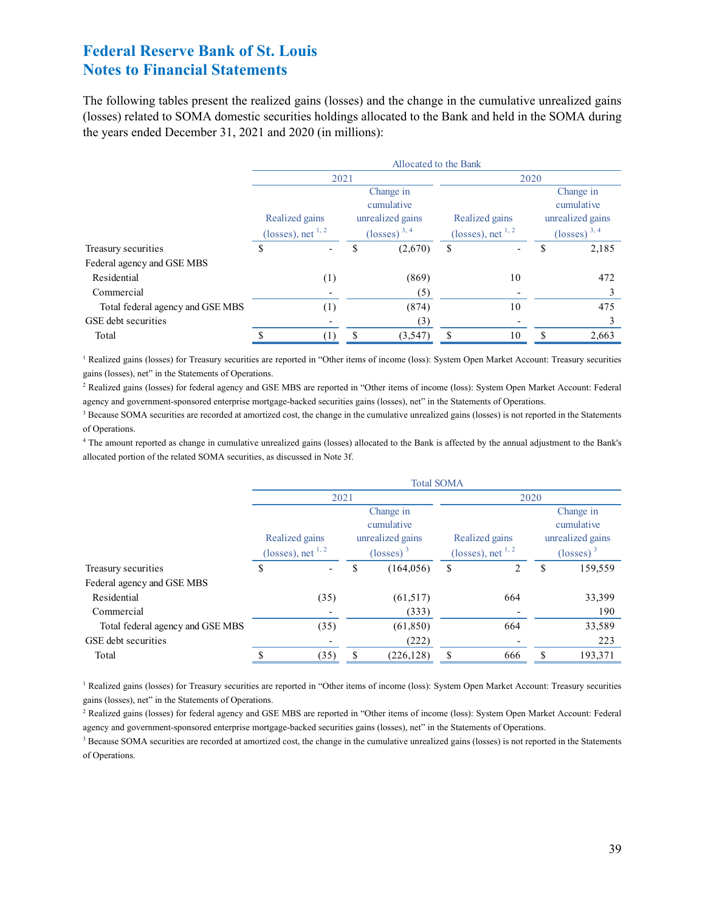## Federal Reserve Bank of St. Louis
## Notes to Financial Statements

The following tables present the realized gains (losses) and the change in the cumulative unrealized gains (losses) related to SOMA domestic securities holdings allocated to the Bank and held in the SOMA during the years ended December 31, 2021 and 2020 (in millions):

| | Allocated to the Bank | | | |
|---|---|---|---|---|
| | 2021 | | 2020 | |
| | Realized gains (losses), net [1, 2] | Change in cumulative unrealized gains (losses) [3, 4] | Realized gains (losses), net [1, 2] | Change in cumulative unrealized gains (losses) [3, 4] |
| Treasury securities | $ - | $ (2,670) | $ - | $ 2,185 |
| Federal agency and GSE MBS | | | | |
| Residential | (1) | (869) | 10 | 472 |
| Commercial | - | (5) | - | 3 |
| Total federal agency and GSE MBS | (1) | (874) | 10 | 475 |
| GSE debt securities | - | (3) | - | 3 |
| Total | $ (1) | $ (3,547) | $ 10 | $ 2,663 |

[1] Realized gains (losses) for Treasury securities are reported in "Other items of income (loss): System Open Market Account: Treasury securities gains (losses), net" in the Statements of Operations.

[2] Realized gains (losses) for federal agency and GSE MBS are reported in "Other items of income (loss): System Open Market Account: Federal agency and government-sponsored enterprise mortgage-backed securities gains (losses), net" in the Statements of Operations.

[3] Because SOMA securities are recorded at amortized cost, the change in the cumulative unrealized gains (losses) is not reported in the Statements of Operations.

[4] The amount reported as change in cumulative unrealized gains (losses) allocated to the Bank is affected by the annual adjustment to the Bank's allocated portion of the related SOMA securities, as discussed in Note 3f.

| | Total SOMA | | | |
|---|---|---|---|---|
| | 2021 | | 2020 | |
| | Realized gains (losses), net [1, 2] | Change in cumulative unrealized gains (losses) [3] | Realized gains (losses), net [1, 2] | Change in cumulative unrealized gains (losses) [3] |
| Treasury securities | $ - | $ (164,056) | $ 2 | $ 159,559 |
| Federal agency and GSE MBS | | | | |
| Residential | (35) | (61,517) | 664 | 33,399 |
| Commercial | - | (333) | - | 190 |
| Total federal agency and GSE MBS | (35) | (61,850) | 664 | 33,589 |
| GSE debt securities | - | (222) | - | 223 |
| Total | $ (35) | $ (226,128) | $ 666 | $ 193,371 |

[1] Realized gains (losses) for Treasury securities are reported in "Other items of income (loss): System Open Market Account: Treasury securities gains (losses), net" in the Statements of Operations.

[2] Realized gains (losses) for federal agency and GSE MBS are reported in "Other items of income (loss): System Open Market Account: Federal agency and government-sponsored enterprise mortgage-backed securities gains (losses), net" in the Statements of Operations.

[3] Because SOMA securities are recorded at amortized cost, the change in the cumulative unrealized gains (losses) is not reported in the Statements of Operations.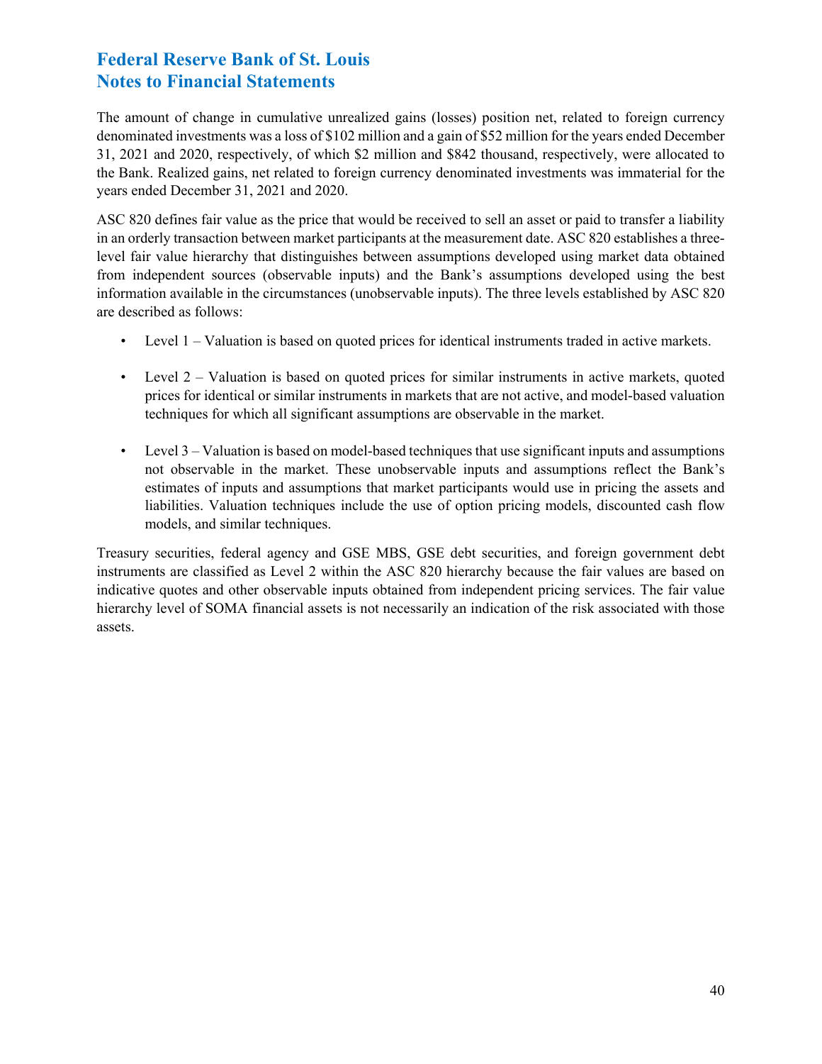The amount of change in cumulative unrealized gains (losses) position net, related to foreign currency denominated investments was a loss of $102 million and a gain of $52 million for the years ended December 31, 2021 and 2020, respectively, of which $2 million and $842 thousand, respectively, were allocated to the Bank. Realized gains, net related to foreign currency denominated investments was immaterial for the years ended December 31, 2021 and 2020.

ASC 820 defines fair value as the price that would be received to sell an asset or paid to transfer a liability in an orderly transaction between market participants at the measurement date. ASC 820 establishes a three-level fair value hierarchy that distinguishes between assumptions developed using market data obtained from independent sources (observable inputs) and the Bank's assumptions developed using the best information available in the circumstances (unobservable inputs). The three levels established by ASC 820 are described as follows:

- Level 1 – Valuation is based on quoted prices for identical instruments traded in active markets.
- Level 2 – Valuation is based on quoted prices for similar instruments in active markets, quoted prices for identical or similar instruments in markets that are not active, and model-based valuation techniques for which all significant assumptions are observable in the market.
- Level 3 – Valuation is based on model-based techniques that use significant inputs and assumptions not observable in the market. These unobservable inputs and assumptions reflect the Bank's estimates of inputs and assumptions that market participants would use in pricing the assets and liabilities. Valuation techniques include the use of option pricing models, discounted cash flow models, and similar techniques.

Treasury securities, federal agency and GSE MBS, GSE debt securities, and foreign government debt instruments are classified as Level 2 within the ASC 820 hierarchy because the fair values are based on indicative quotes and other observable inputs obtained from independent pricing services. The fair value hierarchy level of SOMA financial assets is not necessarily an indication of the risk associated with those assets.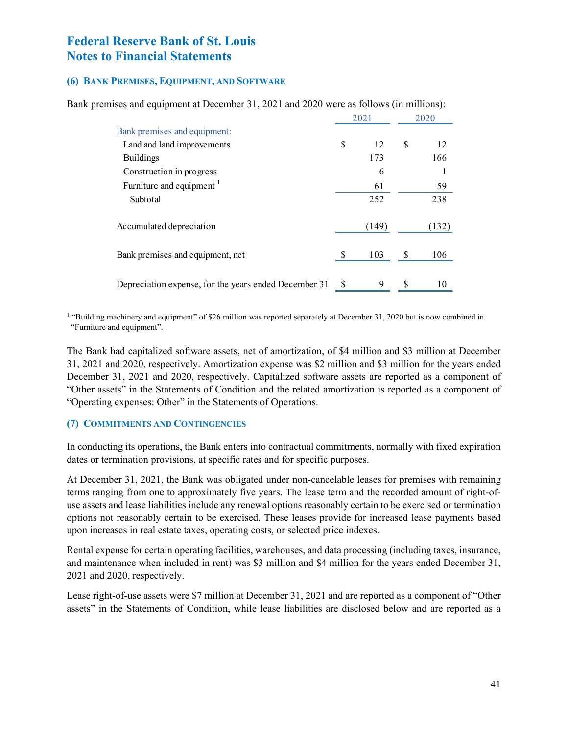# Federal Reserve Bank of St. Louis
# Notes to Financial Statements

### (6) Bank Premises, Equipment, and Software

Bank premises and equipment at December 31, 2021 and 2020 were as follows (in millions):

| | 2021 | 2020 |
|---|---|---|
| Bank premises and equipment: | | |
| Land and land improvements | $ 12 | $ 12 |
| Buildings | 173 | 166 |
| Construction in progress | 6 | 1 |
| Furniture and equipment [1] | 61 | 59 |
| Subtotal | 252 | 238 |
| Accumulated depreciation | (149) | (132) |
| Bank premises and equipment, net | $ 103 | $ 106 |
| Depreciation expense, for the years ended December 31 | $ 9 | $ 10 |

[1] "Building machinery and equipment" of $26 million was reported separately at December 31, 2020 but is now combined in "Furniture and equipment".

The Bank had capitalized software assets, net of amortization, of $4 million and $3 million at December 31, 2021 and 2020, respectively. Amortization expense was $2 million and $3 million for the years ended December 31, 2021 and 2020, respectively. Capitalized software assets are reported as a component of "Other assets" in the Statements of Condition and the related amortization is reported as a component of "Operating expenses: Other" in the Statements of Operations.

### (7) Commitments and Contingencies

In conducting its operations, the Bank enters into contractual commitments, normally with fixed expiration dates or termination provisions, at specific rates and for specific purposes.

At December 31, 2021, the Bank was obligated under non-cancelable leases for premises with remaining terms ranging from one to approximately five years. The lease term and the recorded amount of right-of-use assets and lease liabilities include any renewal options reasonably certain to be exercised or termination options not reasonably certain to be exercised. These leases provide for increased lease payments based upon increases in real estate taxes, operating costs, or selected price indexes.

Rental expense for certain operating facilities, warehouses, and data processing (including taxes, insurance, and maintenance when included in rent) was $3 million and $4 million for the years ended December 31, 2021 and 2020, respectively.

Lease right-of-use assets were $7 million at December 31, 2021 and are reported as a component of "Other assets" in the Statements of Condition, while lease liabilities are disclosed below and are reported as a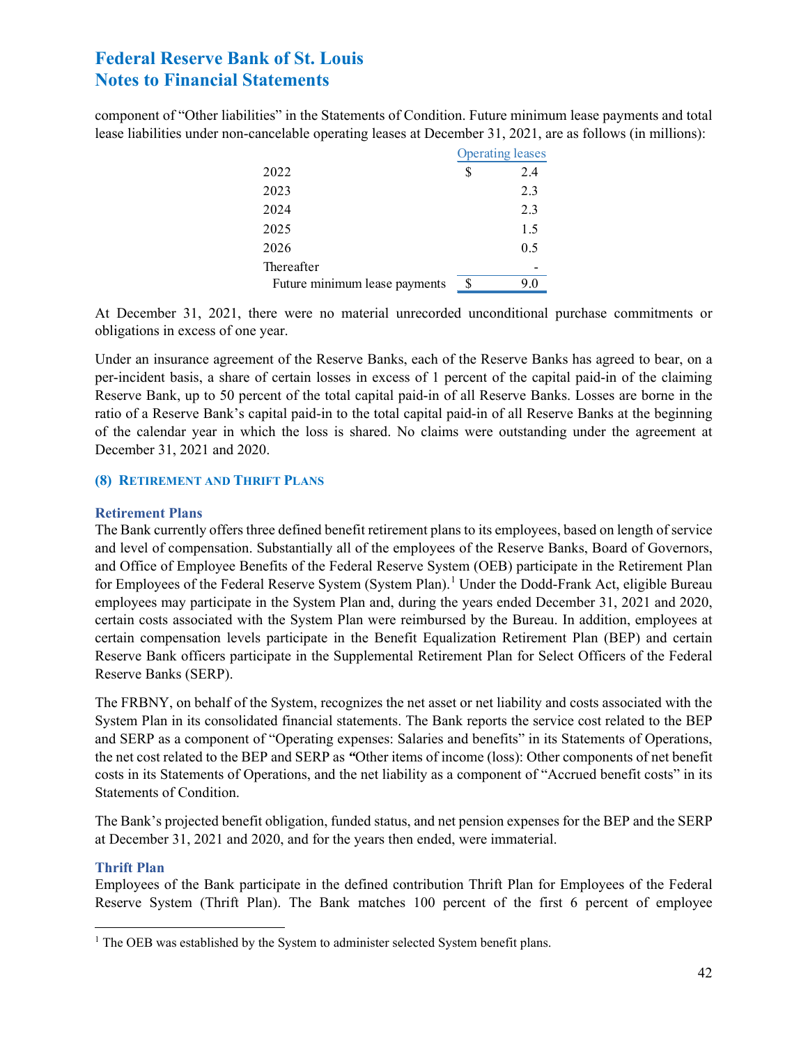component of "Other liabilities" in the Statements of Condition. Future minimum lease payments and total lease liabilities under non-cancelable operating leases at December 31, 2021, are as follows (in millions):

| | Operating leases |
|---|---|
| 2022 | $ 2.4 |
| 2023 | 2.3 |
| 2024 | 2.3 |
| 2025 | 1.5 |
| 2026 | 0.5 |
| Thereafter | - |
| Future minimum lease payments | $ 9.0 |

At December 31, 2021, there were no material unrecorded unconditional purchase commitments or obligations in excess of one year.

Under an insurance agreement of the Reserve Banks, each of the Reserve Banks has agreed to bear, on a per-incident basis, a share of certain losses in excess of 1 percent of the capital paid-in of the claiming Reserve Bank, up to 50 percent of the total capital paid-in of all Reserve Banks. Losses are borne in the ratio of a Reserve Bank's capital paid-in to the total capital paid-in of all Reserve Banks at the beginning of the calendar year in which the loss is shared. No claims were outstanding under the agreement at December 31, 2021 and 2020.

## (8) Retirement and Thrift Plans

### Retirement Plans

The Bank currently offers three defined benefit retirement plans to its employees, based on length of service and level of compensation. Substantially all of the employees of the Reserve Banks, Board of Governors, and Office of Employee Benefits of the Federal Reserve System (OEB) participate in the Retirement Plan for Employees of the Federal Reserve System (System Plan).[1] Under the Dodd-Frank Act, eligible Bureau employees may participate in the System Plan and, during the years ended December 31, 2021 and 2020, certain costs associated with the System Plan were reimbursed by the Bureau. In addition, employees at certain compensation levels participate in the Benefit Equalization Retirement Plan (BEP) and certain Reserve Bank officers participate in the Supplemental Retirement Plan for Select Officers of the Federal Reserve Banks (SERP).

The FRBNY, on behalf of the System, recognizes the net asset or net liability and costs associated with the System Plan in its consolidated financial statements. The Bank reports the service cost related to the BEP and SERP as a component of "Operating expenses: Salaries and benefits" in its Statements of Operations, the net cost related to the BEP and SERP as "Other items of income (loss): Other components of net benefit costs in its Statements of Operations, and the net liability as a component of "Accrued benefit costs" in its Statements of Condition.

The Bank's projected benefit obligation, funded status, and net pension expenses for the BEP and the SERP at December 31, 2021 and 2020, and for the years then ended, were immaterial.

### Thrift Plan

Employees of the Bank participate in the defined contribution Thrift Plan for Employees of the Federal Reserve System (Thrift Plan). The Bank matches 100 percent of the first 6 percent of employee

[1] The OEB was established by the System to administer selected System benefit plans.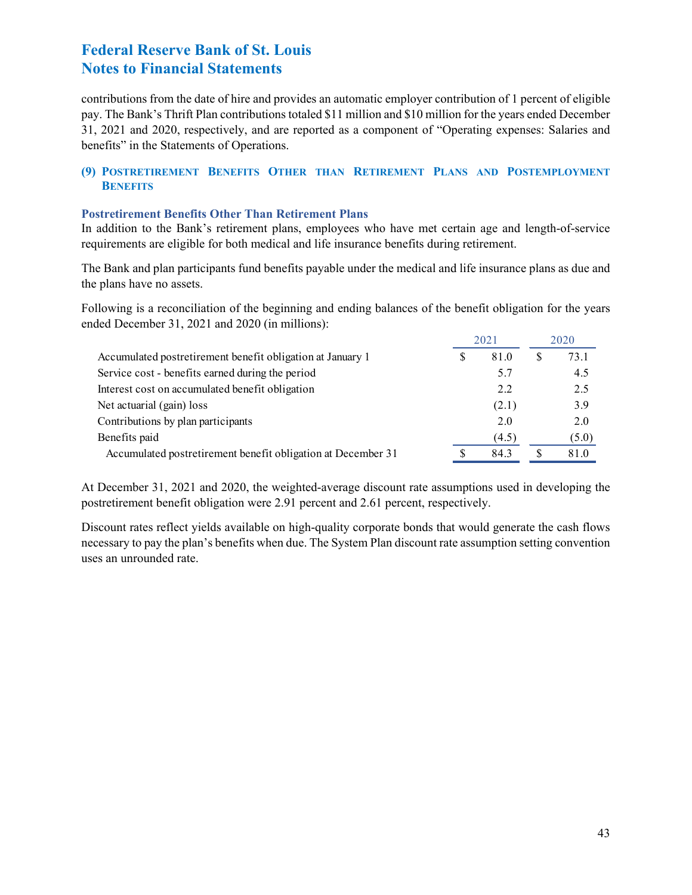contributions from the date of hire and provides an automatic employer contribution of 1 percent of eligible pay. The Bank's Thrift Plan contributions totaled $11 million and $10 million for the years ended December 31, 2021 and 2020, respectively, and are reported as a component of "Operating expenses: Salaries and benefits" in the Statements of Operations.

## (9) Postretirement Benefits Other than Retirement Plans and Postemployment Benefits

### Postretirement Benefits Other Than Retirement Plans

In addition to the Bank's retirement plans, employees who have met certain age and length-of-service requirements are eligible for both medical and life insurance benefits during retirement.

The Bank and plan participants fund benefits payable under the medical and life insurance plans as due and the plans have no assets.

Following is a reconciliation of the beginning and ending balances of the benefit obligation for the years ended December 31, 2021 and 2020 (in millions):

| | 2021 | 2020 |
|---|---|---|
| Accumulated postretirement benefit obligation at January 1 | $ 81.0 | $ 73.1 |
| Service cost - benefits earned during the period | 5.7 | 4.5 |
| Interest cost on accumulated benefit obligation | 2.2 | 2.5 |
| Net actuarial (gain) loss | (2.1) | 3.9 |
| Contributions by plan participants | 2.0 | 2.0 |
| Benefits paid | (4.5) | (5.0) |
| Accumulated postretirement benefit obligation at December 31 | $ 84.3 | $ 81.0 |

At December 31, 2021 and 2020, the weighted-average discount rate assumptions used in developing the postretirement benefit obligation were 2.91 percent and 2.61 percent, respectively.

Discount rates reflect yields available on high-quality corporate bonds that would generate the cash flows necessary to pay the plan's benefits when due. The System Plan discount rate assumption setting convention uses an unrounded rate.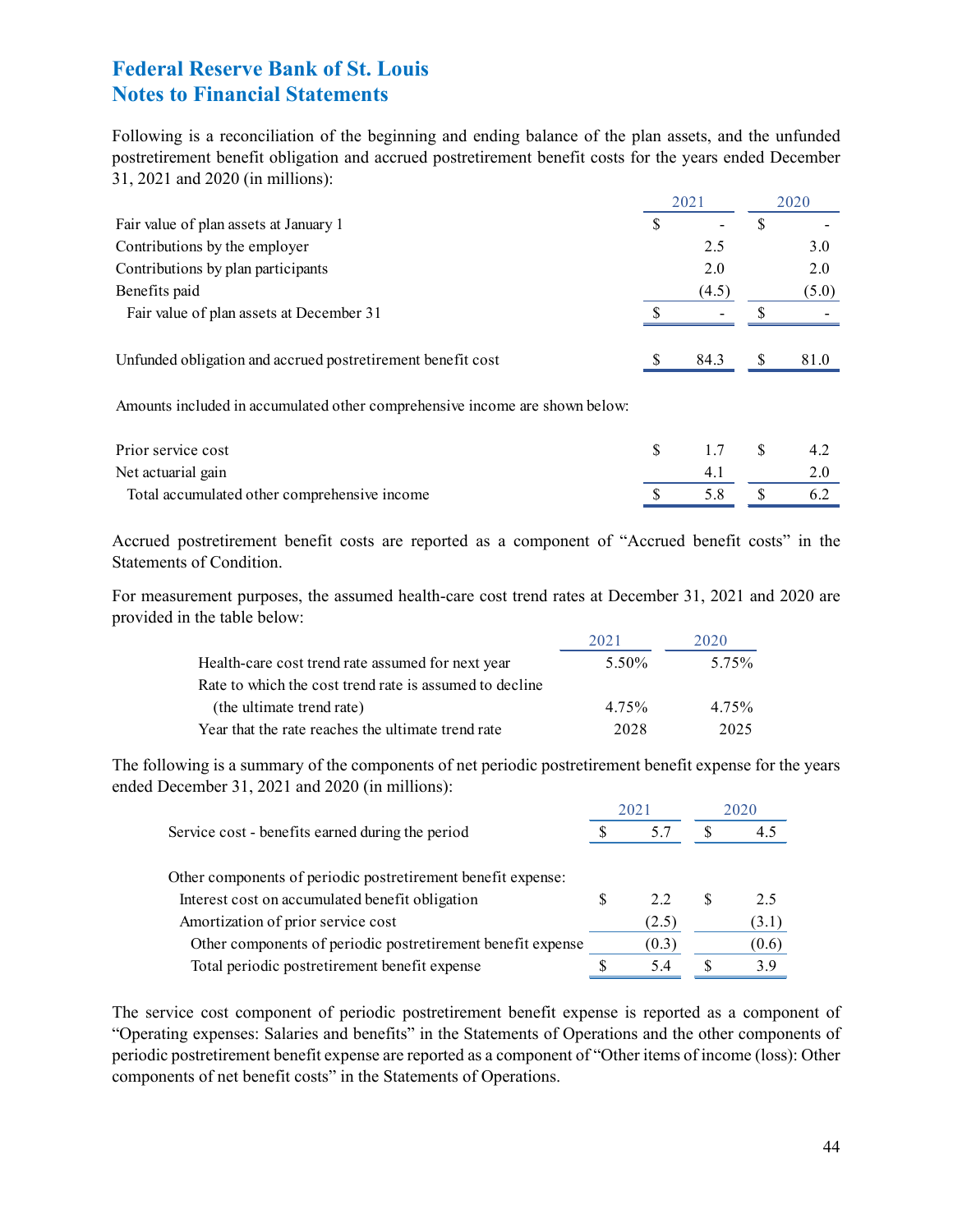# Federal Reserve Bank of St. Louis
# Notes to Financial Statements

Following is a reconciliation of the beginning and ending balance of the plan assets, and the unfunded postretirement benefit obligation and accrued postretirement benefit costs for the years ended December 31, 2021 and 2020 (in millions):

| | 2021 | 2020 |
|---|---|---|
| Fair value of plan assets at January 1 | $ - | $ - |
| Contributions by the employer | 2.5 | 3.0 |
| Contributions by plan participants | 2.0 | 2.0 |
| Benefits paid | (4.5) | (5.0) |
| Fair value of plan assets at December 31 | $ - | $ - |
| | | |
| Unfunded obligation and accrued postretirement benefit cost | $ 84.3 | $ 81.0 |

Amounts included in accumulated other comprehensive income are shown below:

| | 2021 | 2020 |
|---|---|---|
| Prior service cost | $ 1.7 | $ 4.2 |
| Net actuarial gain | 4.1 | 2.0 |
| Total accumulated other comprehensive income | $ 5.8 | $ 6.2 |

Accrued postretirement benefit costs are reported as a component of "Accrued benefit costs" in the Statements of Condition.

For measurement purposes, the assumed health-care cost trend rates at December 31, 2021 and 2020 are provided in the table below:

| | 2021 | 2020 |
|---|---|---|
| Health-care cost trend rate assumed for next year | 5.50% | 5.75% |
| Rate to which the cost trend rate is assumed to decline (the ultimate trend rate) | 4.75% | 4.75% |
| Year that the rate reaches the ultimate trend rate | 2028 | 2025 |

The following is a summary of the components of net periodic postretirement benefit expense for the years ended December 31, 2021 and 2020 (in millions):

| | 2021 | 2020 |
|---|---|---|
| Service cost - benefits earned during the period | $ 5.7 | $ 4.5 |
| | | |
| Other components of periodic postretirement benefit expense: | | |
| Interest cost on accumulated benefit obligation | $ 2.2 | $ 2.5 |
| Amortization of prior service cost | (2.5) | (3.1) |
| Other components of periodic postretirement benefit expense | (0.3) | (0.6) |
| Total periodic postretirement benefit expense | $ 5.4 | $ 3.9 |

The service cost component of periodic postretirement benefit expense is reported as a component of "Operating expenses: Salaries and benefits" in the Statements of Operations and the other components of periodic postretirement benefit expense are reported as a component of "Other items of income (loss): Other components of net benefit costs" in the Statements of Operations.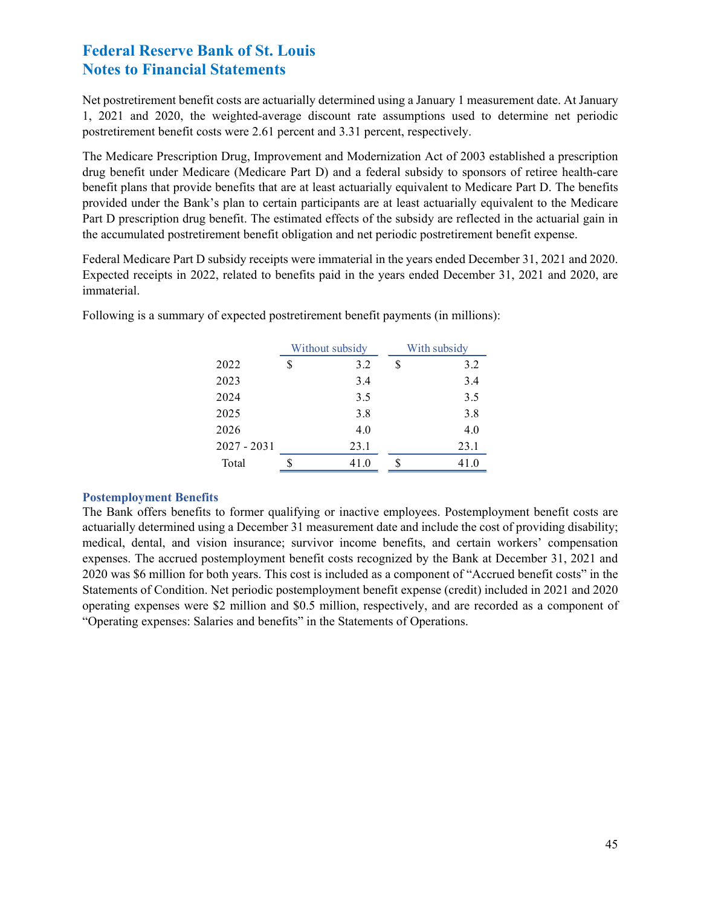# Federal Reserve Bank of St. Louis
# Notes to Financial Statements

Net postretirement benefit costs are actuarially determined using a January 1 measurement date. At January 1, 2021 and 2020, the weighted-average discount rate assumptions used to determine net periodic postretirement benefit costs were 2.61 percent and 3.31 percent, respectively.

The Medicare Prescription Drug, Improvement and Modernization Act of 2003 established a prescription drug benefit under Medicare (Medicare Part D) and a federal subsidy to sponsors of retiree health-care benefit plans that provide benefits that are at least actuarially equivalent to Medicare Part D. The benefits provided under the Bank's plan to certain participants are at least actuarially equivalent to the Medicare Part D prescription drug benefit. The estimated effects of the subsidy are reflected in the actuarial gain in the accumulated postretirement benefit obligation and net periodic postretirement benefit expense.

Federal Medicare Part D subsidy receipts were immaterial in the years ended December 31, 2021 and 2020. Expected receipts in 2022, related to benefits paid in the years ended December 31, 2021 and 2020, are immaterial.

Following is a summary of expected postretirement benefit payments (in millions):

| | Without subsidy | With subsidy |
|---|---|---|
| 2022 | $ 3.2 | $ 3.2 |
| 2023 | 3.4 | 3.4 |
| 2024 | 3.5 | 3.5 |
| 2025 | 3.8 | 3.8 |
| 2026 | 4.0 | 4.0 |
| 2027 - 2031 | 23.1 | 23.1 |
| Total | $ 41.0 | $ 41.0 |

### Postemployment Benefits

The Bank offers benefits to former qualifying or inactive employees. Postemployment benefit costs are actuarially determined using a December 31 measurement date and include the cost of providing disability; medical, dental, and vision insurance; survivor income benefits, and certain workers' compensation expenses. The accrued postemployment benefit costs recognized by the Bank at December 31, 2021 and 2020 was $6 million for both years. This cost is included as a component of "Accrued benefit costs" in the Statements of Condition. Net periodic postemployment benefit expense (credit) included in 2021 and 2020 operating expenses were $2 million and $0.5 million, respectively, and are recorded as a component of "Operating expenses: Salaries and benefits" in the Statements of Operations.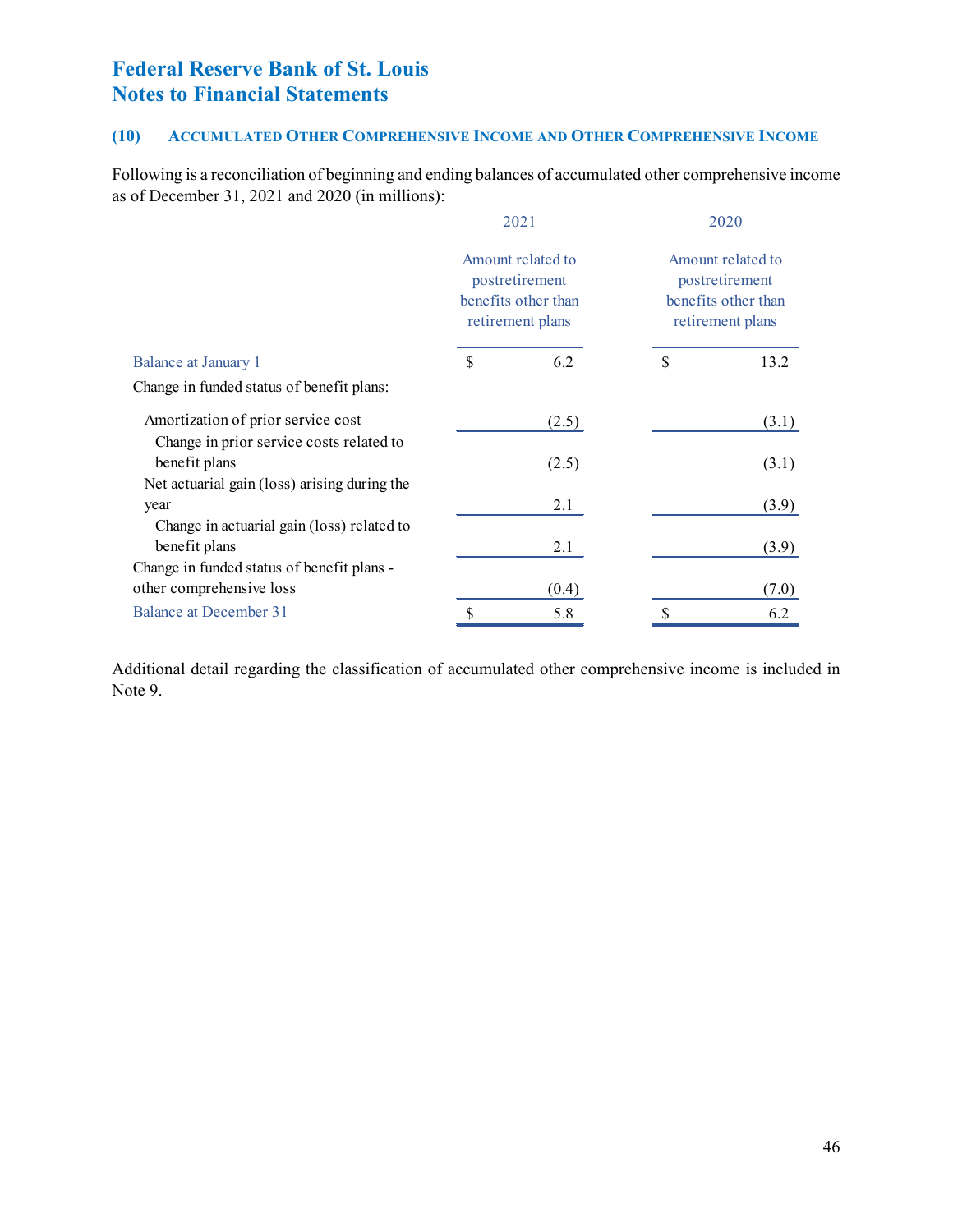# Federal Reserve Bank of St. Louis
# Notes to Financial Statements

### (10) ACCUMULATED OTHER COMPREHENSIVE INCOME AND OTHER COMPREHENSIVE INCOME

Following is a reconciliation of beginning and ending balances of accumulated other comprehensive income as of December 31, 2021 and 2020 (in millions):

| | 2021 | 2020 |
|---|---|---|
| | Amount related to postretirement benefits other than retirement plans | Amount related to postretirement benefits other than retirement plans |
| Balance at January 1 | $ 6.2 | $ 13.2 |
| Change in funded status of benefit plans: | | |
| Amortization of prior service cost | (2.5) | (3.1) |
| Change in prior service costs related to benefit plans | (2.5) | (3.1) |
| Net actuarial gain (loss) arising during the year | 2.1 | (3.9) |
| Change in actuarial gain (loss) related to benefit plans | 2.1 | (3.9) |
| Change in funded status of benefit plans - other comprehensive loss | (0.4) | (7.0) |
| Balance at December 31 | $ 5.8 | $ 6.2 |

Additional detail regarding the classification of accumulated other comprehensive income is included in Note 9.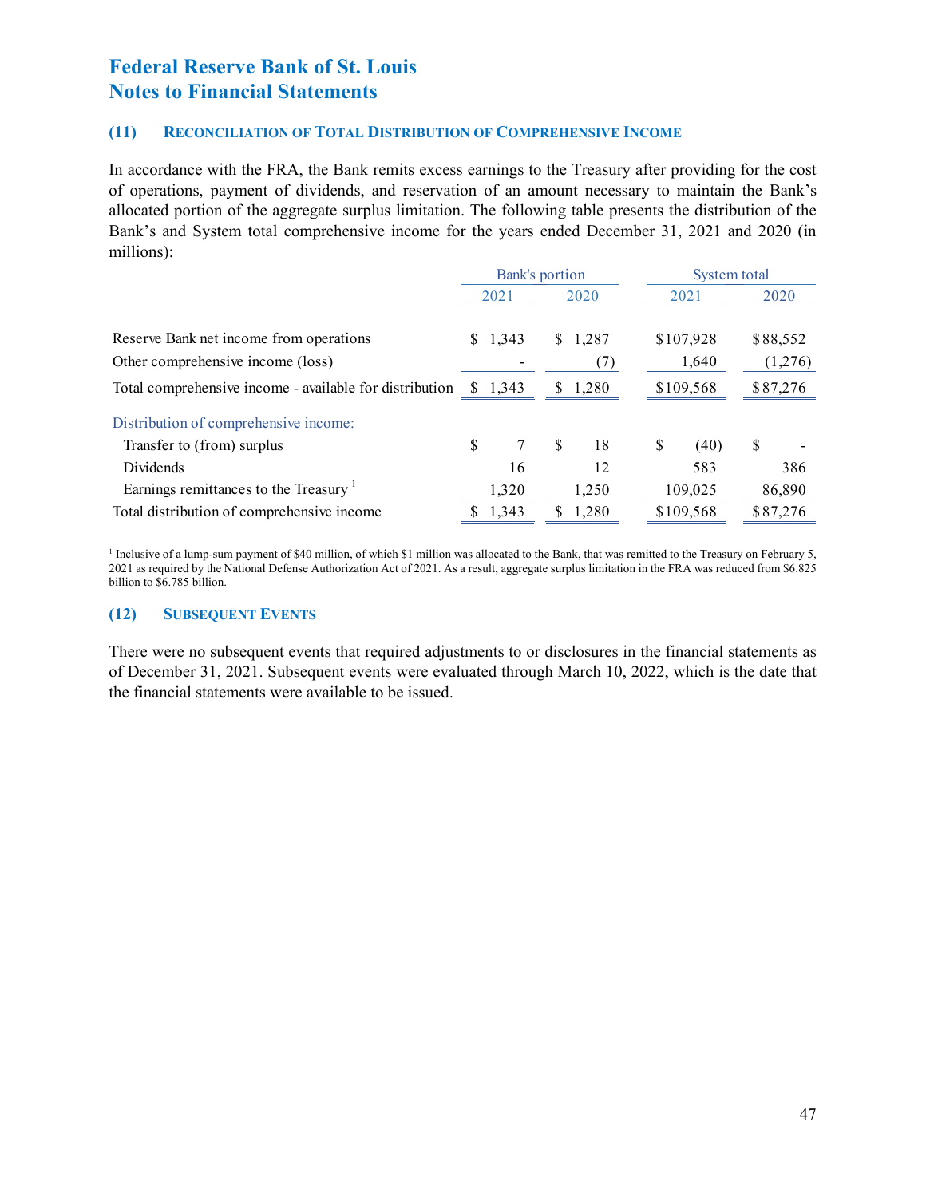# Federal Reserve Bank of St. Louis
# Notes to Financial Statements

### (11) Reconciliation of Total Distribution of Comprehensive Income

In accordance with the FRA, the Bank remits excess earnings to the Treasury after providing for the cost of operations, payment of dividends, and reservation of an amount necessary to maintain the Bank's allocated portion of the aggregate surplus limitation. The following table presents the distribution of the Bank's and System total comprehensive income for the years ended December 31, 2021 and 2020 (in millions):

| | Bank's portion | | System total | |
|---|---|---|---|---|
| | 2021 | 2020 | 2021 | 2020 |
| Reserve Bank net income from operations | $ 1,343 | $ 1,287 | $107,928 | $88,552 |
| Other comprehensive income (loss) | - | (7) | 1,640 | (1,276) |
| Total comprehensive income - available for distribution | $ 1,343 | $ 1,280 | $109,568 | $87,276 |
| Distribution of comprehensive income: | | | | |
| Transfer to (from) surplus | $ 7 | $ 18 | $ (40) | $ - |
| Dividends | 16 | 12 | 583 | 386 |
| Earnings remittances to the Treasury [1] | 1,320 | 1,250 | 109,025 | 86,890 |
| Total distribution of comprehensive income | $ 1,343 | $ 1,280 | $109,568 | $87,276 |

[1] Inclusive of a lump-sum payment of $40 million, of which $1 million was allocated to the Bank, that was remitted to the Treasury on February 5, 2021 as required by the National Defense Authorization Act of 2021. As a result, aggregate surplus limitation in the FRA was reduced from $6.825 billion to $6.785 billion.

### (12) Subsequent Events

There were no subsequent events that required adjustments to or disclosures in the financial statements as of December 31, 2021. Subsequent events were evaluated through March 10, 2022, which is the date that the financial statements were available to be issued.